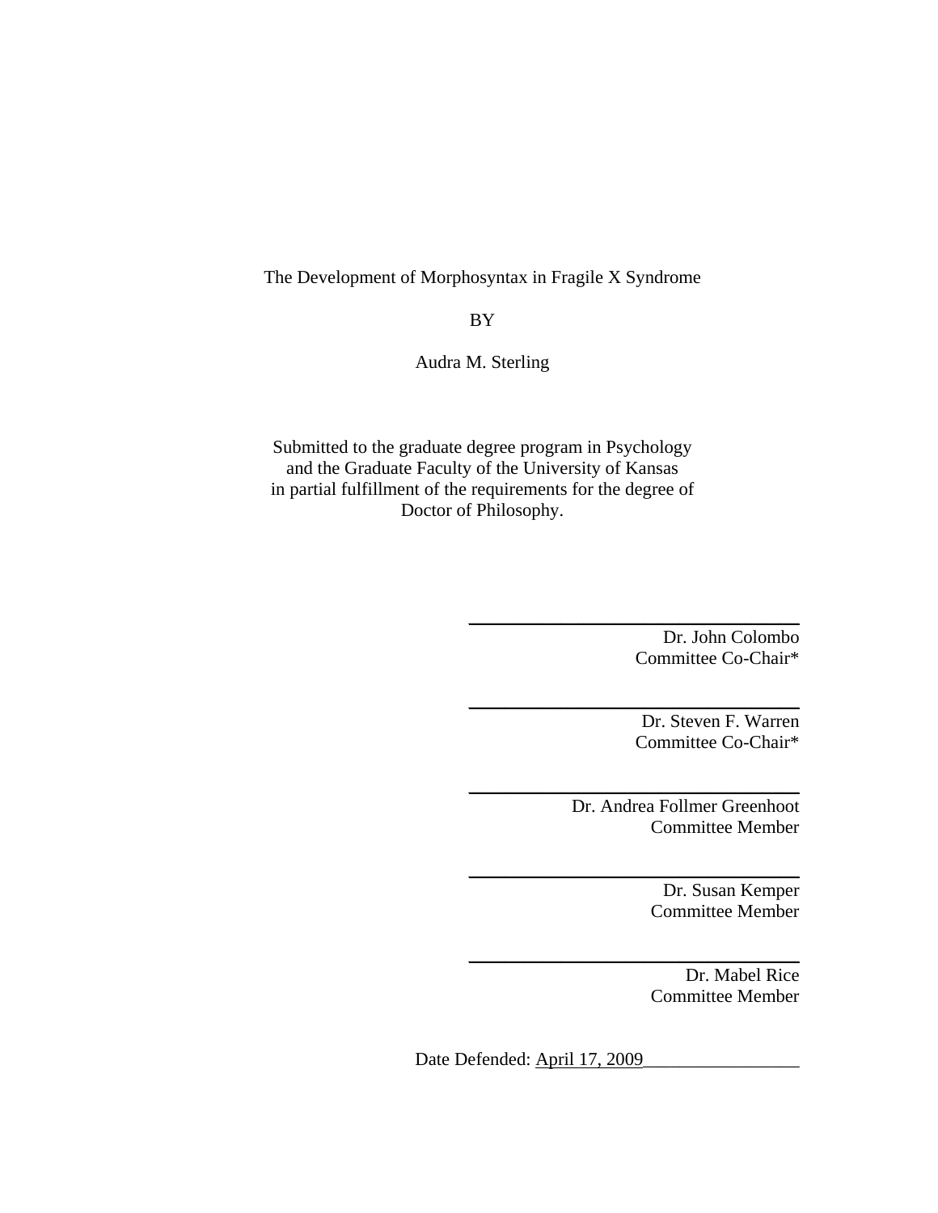# The Development of Morphosyntax in Fragile X Syndrome

BY

Audra M. Sterling

Submitted to the graduate degree program in Psychology
and the Graduate Faculty of the University of Kansas
in partial fulfillment of the requirements for the degree of
Doctor of Philosophy.

Dr. John Colombo
Committee Co-Chair*

Dr. Steven F. Warren
Committee Co-Chair*

Dr. Andrea Follmer Greenhoot
Committee Member

Dr. Susan Kemper
Committee Member

Dr. Mabel Rice
Committee Member

Date Defended: April 17, 2009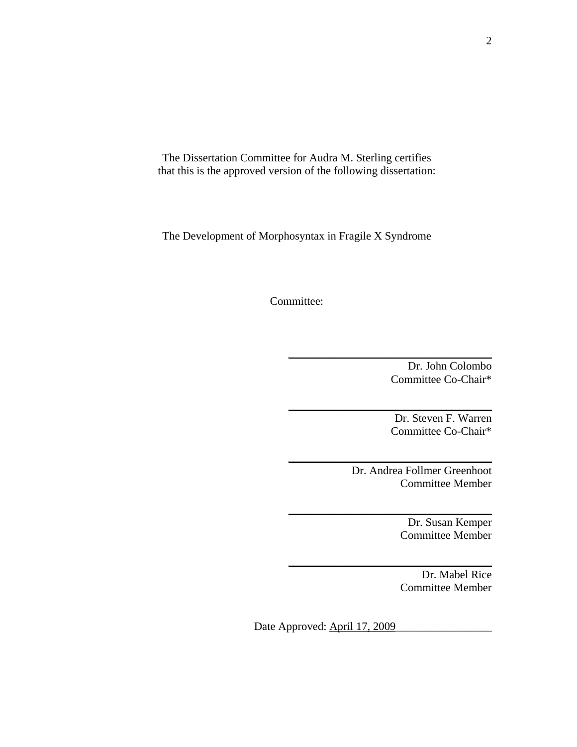The Dissertation Committee for Audra M. Sterling certifies that this is the approved version of the following dissertation:

The Development of Morphosyntax in Fragile X Syndrome

Committee:

\_\_\_\_\_\_\_\_\_\_\_\_\_\_\_\_\_\_\_\_\_\_\_\_\_\_\_\_\_\_\_\_\_\_\_

Dr. John Colombo
Committee Co-Chair*

\_\_\_\_\_\_\_\_\_\_\_\_\_\_\_\_\_\_\_\_\_\_\_\_\_\_\_\_\_\_\_\_\_\_\_

Dr. Steven F. Warren
Committee Co-Chair*

\_\_\_\_\_\_\_\_\_\_\_\_\_\_\_\_\_\_\_\_\_\_\_\_\_\_\_\_\_\_\_\_\_\_\_

Dr. Andrea Follmer Greenhoot
Committee Member

\_\_\_\_\_\_\_\_\_\_\_\_\_\_\_\_\_\_\_\_\_\_\_\_\_\_\_\_\_\_\_\_\_\_\_

Dr. Susan Kemper
Committee Member

\_\_\_\_\_\_\_\_\_\_\_\_\_\_\_\_\_\_\_\_\_\_\_\_\_\_\_\_\_\_\_\_\_\_\_

Dr. Mabel Rice
Committee Member

Date Approved: April 17, 2009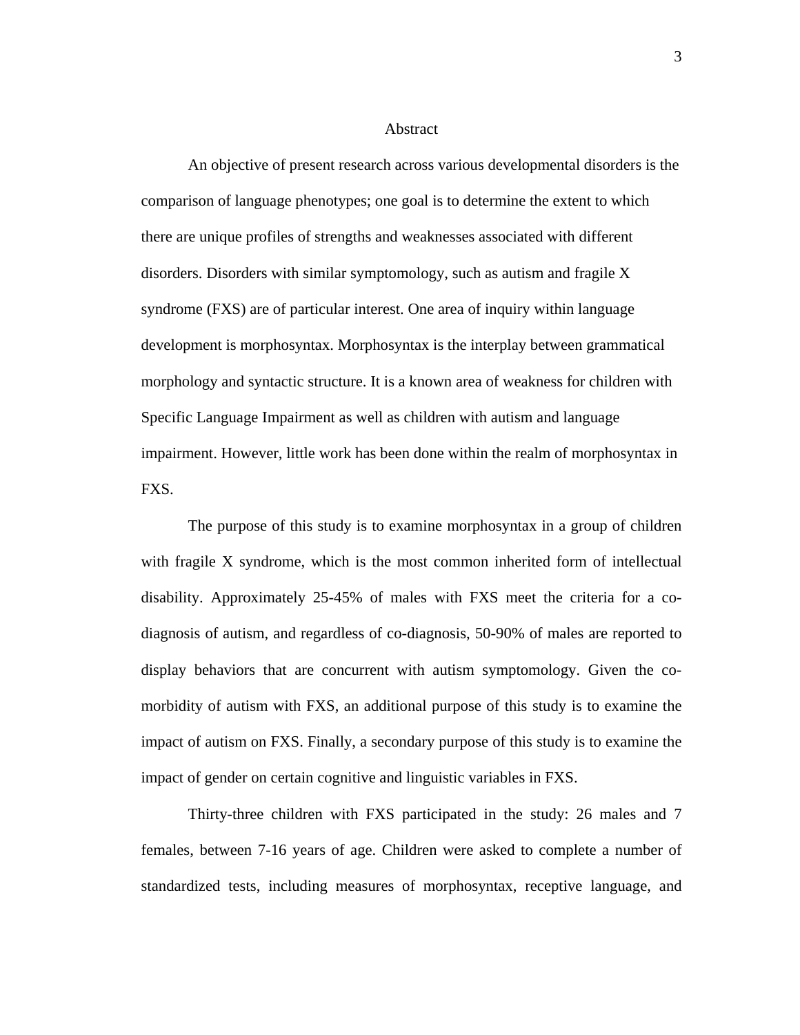# Abstract

An objective of present research across various developmental disorders is the comparison of language phenotypes; one goal is to determine the extent to which there are unique profiles of strengths and weaknesses associated with different disorders. Disorders with similar symptomology, such as autism and fragile X syndrome (FXS) are of particular interest. One area of inquiry within language development is morphosyntax. Morphosyntax is the interplay between grammatical morphology and syntactic structure. It is a known area of weakness for children with Specific Language Impairment as well as children with autism and language impairment. However, little work has been done within the realm of morphosyntax in FXS.

The purpose of this study is to examine morphosyntax in a group of children with fragile X syndrome, which is the most common inherited form of intellectual disability. Approximately 25-45% of males with FXS meet the criteria for a co-diagnosis of autism, and regardless of co-diagnosis, 50-90% of males are reported to display behaviors that are concurrent with autism symptomology. Given the co-morbidity of autism with FXS, an additional purpose of this study is to examine the impact of autism on FXS. Finally, a secondary purpose of this study is to examine the impact of gender on certain cognitive and linguistic variables in FXS.

Thirty-three children with FXS participated in the study: 26 males and 7 females, between 7-16 years of age. Children were asked to complete a number of standardized tests, including measures of morphosyntax, receptive language, and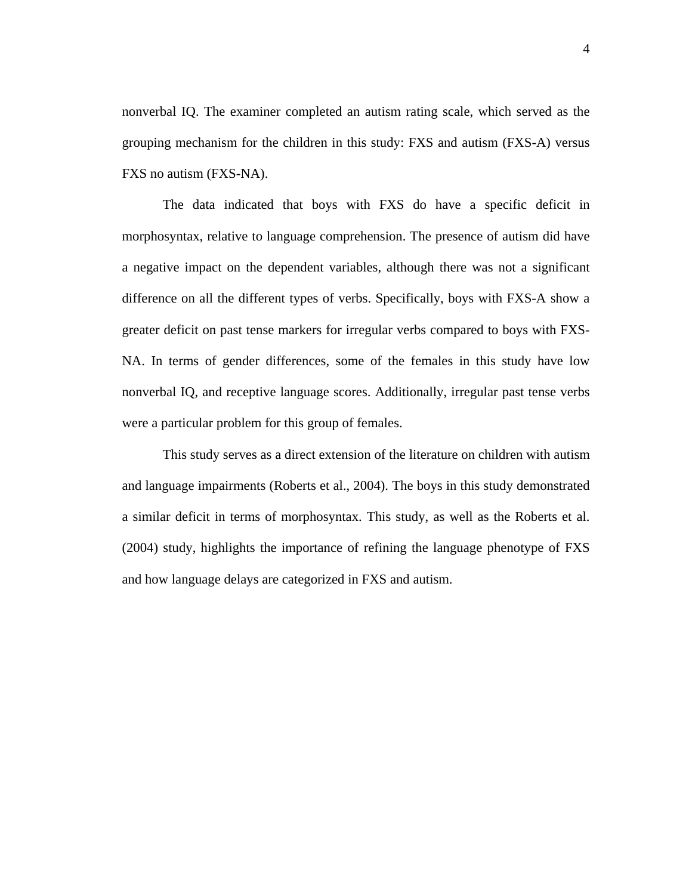nonverbal IQ. The examiner completed an autism rating scale, which served as the grouping mechanism for the children in this study: FXS and autism (FXS-A) versus FXS no autism (FXS-NA).

The data indicated that boys with FXS do have a specific deficit in morphosyntax, relative to language comprehension. The presence of autism did have a negative impact on the dependent variables, although there was not a significant difference on all the different types of verbs. Specifically, boys with FXS-A show a greater deficit on past tense markers for irregular verbs compared to boys with FXS-NA. In terms of gender differences, some of the females in this study have low nonverbal IQ, and receptive language scores. Additionally, irregular past tense verbs were a particular problem for this group of females.

This study serves as a direct extension of the literature on children with autism and language impairments (Roberts et al., 2004). The boys in this study demonstrated a similar deficit in terms of morphosyntax. This study, as well as the Roberts et al. (2004) study, highlights the importance of refining the language phenotype of FXS and how language delays are categorized in FXS and autism.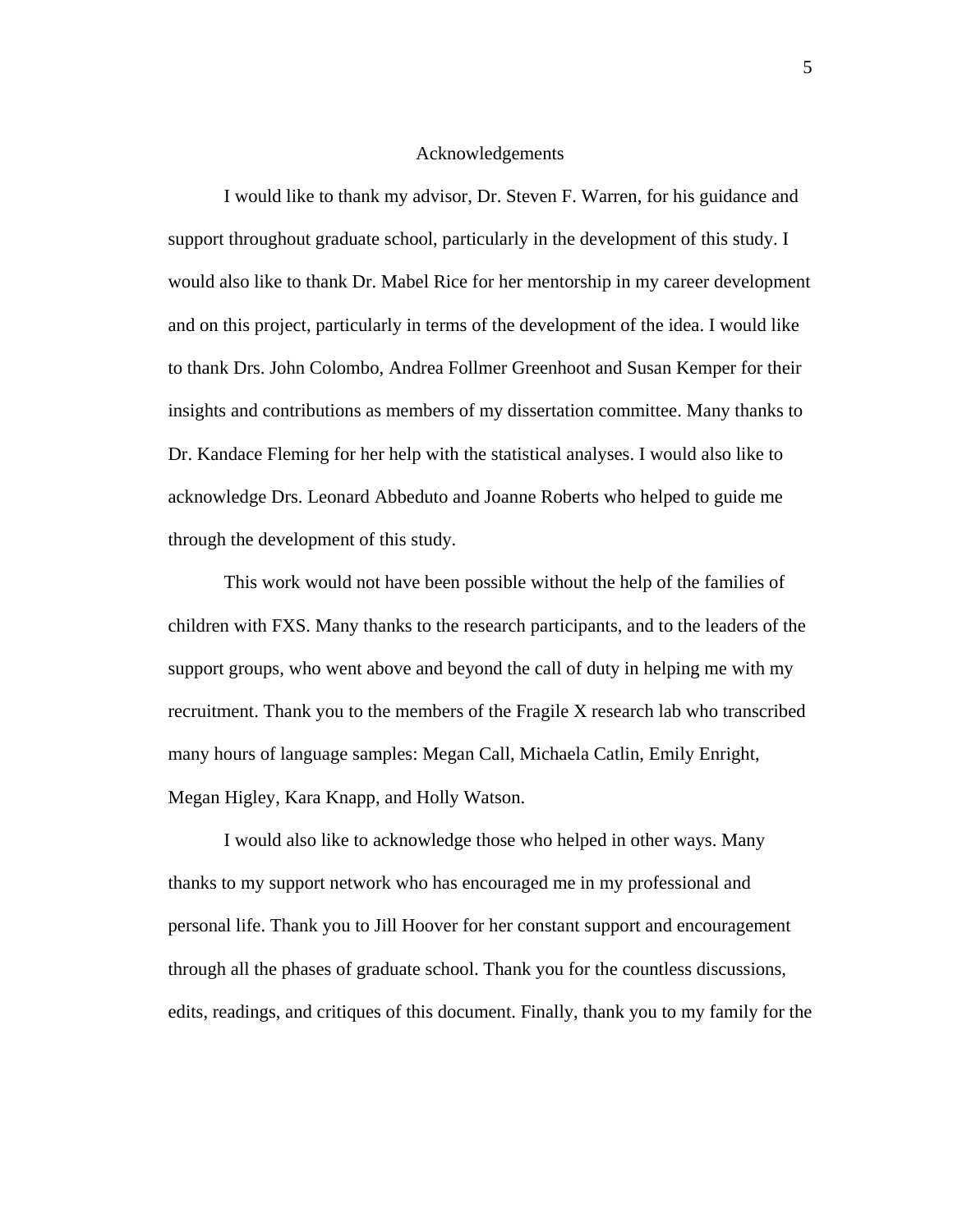# Acknowledgements

I would like to thank my advisor, Dr. Steven F. Warren, for his guidance and support throughout graduate school, particularly in the development of this study. I would also like to thank Dr. Mabel Rice for her mentorship in my career development and on this project, particularly in terms of the development of the idea. I would like to thank Drs. John Colombo, Andrea Follmer Greenhoot and Susan Kemper for their insights and contributions as members of my dissertation committee. Many thanks to Dr. Kandace Fleming for her help with the statistical analyses. I would also like to acknowledge Drs. Leonard Abbeduto and Joanne Roberts who helped to guide me through the development of this study.

This work would not have been possible without the help of the families of children with FXS. Many thanks to the research participants, and to the leaders of the support groups, who went above and beyond the call of duty in helping me with my recruitment. Thank you to the members of the Fragile X research lab who transcribed many hours of language samples: Megan Call, Michaela Catlin, Emily Enright, Megan Higley, Kara Knapp, and Holly Watson.

I would also like to acknowledge those who helped in other ways. Many thanks to my support network who has encouraged me in my professional and personal life. Thank you to Jill Hoover for her constant support and encouragement through all the phases of graduate school. Thank you for the countless discussions, edits, readings, and critiques of this document. Finally, thank you to my family for the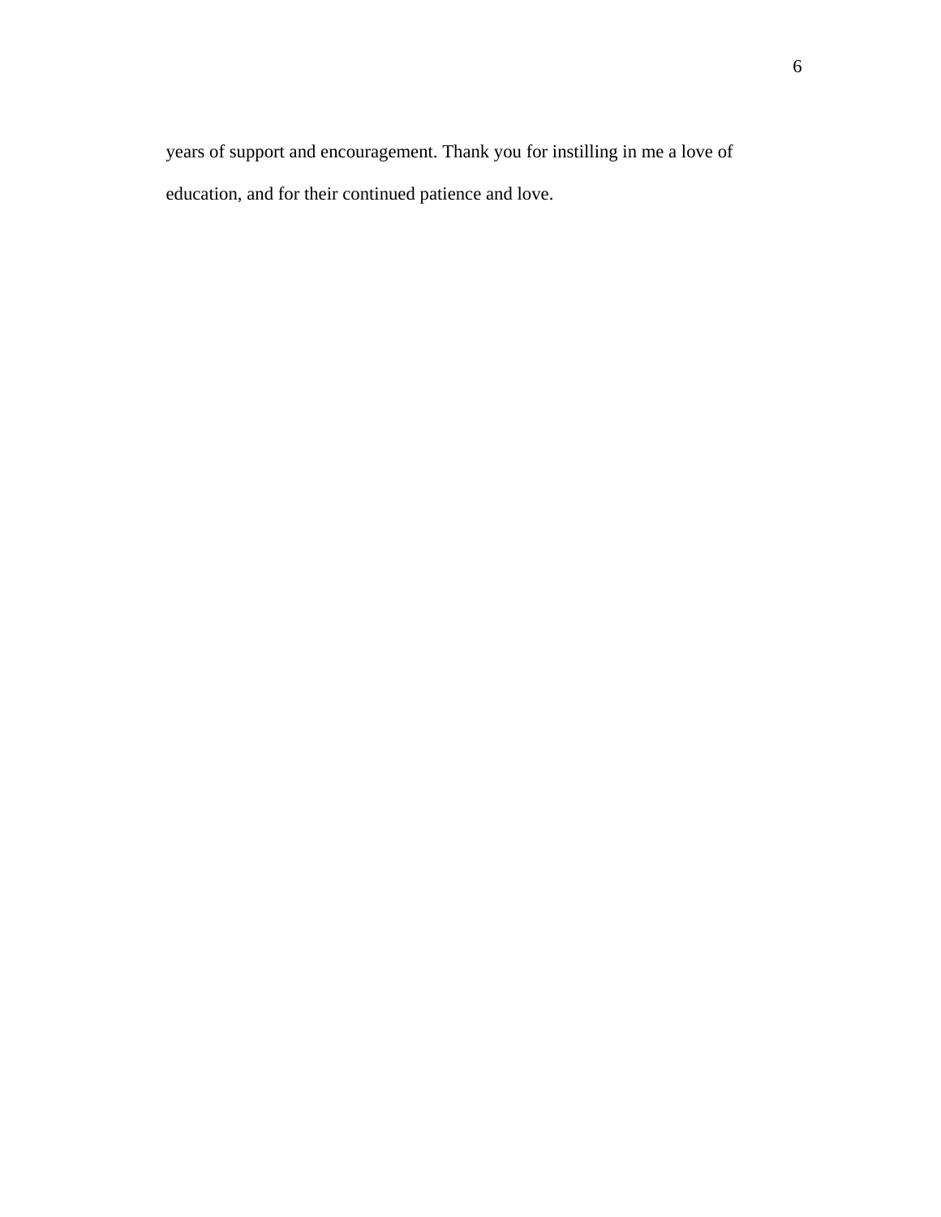years of support and encouragement. Thank you for instilling in me a love of education, and for their continued patience and love.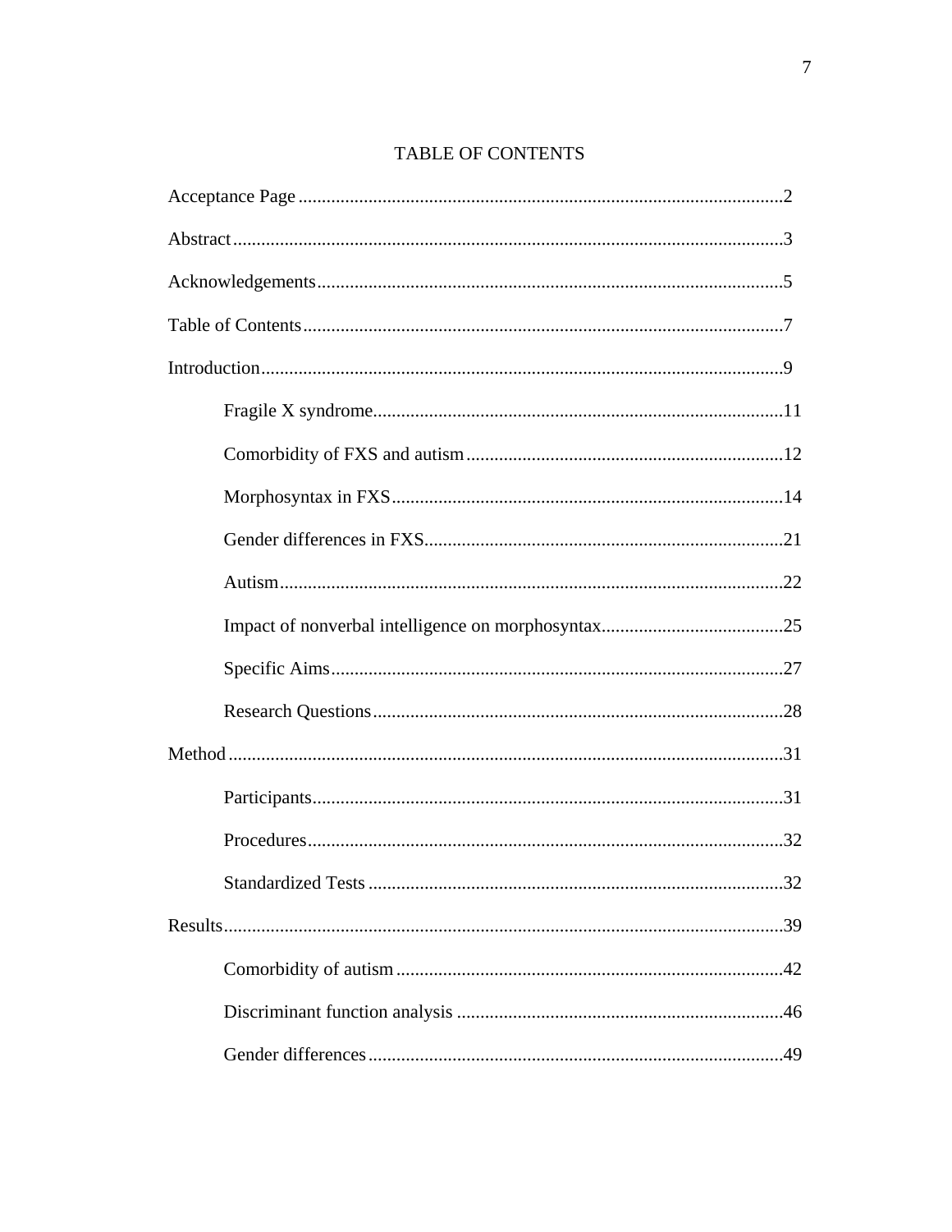# TABLE OF CONTENTS

Acceptance Page ........................................................................................................2

Abstract.......................................................................................................................3

Acknowledgements.....................................................................................................5

Table of Contents........................................................................................................7

Introduction.................................................................................................................9

- Fragile X syndrome.........................................................................................11
- Comorbidity of FXS and autism.....................................................................12
- Morphosyntax in FXS.....................................................................................14
- Gender differences in FXS..............................................................................21
- Autism.............................................................................................................22
- Impact of nonverbal intelligence on morphosyntax........................................25
- Specific Aims..................................................................................................27
- Research Questions.........................................................................................28

Method.......................................................................................................................31

- Participants.....................................................................................................31
- Procedures......................................................................................................32
- Standardized Tests .........................................................................................32

Results........................................................................................................................39

- Comorbidity of autism ...................................................................................42
- Discriminant function analysis ......................................................................46
- Gender differences.........................................................................................49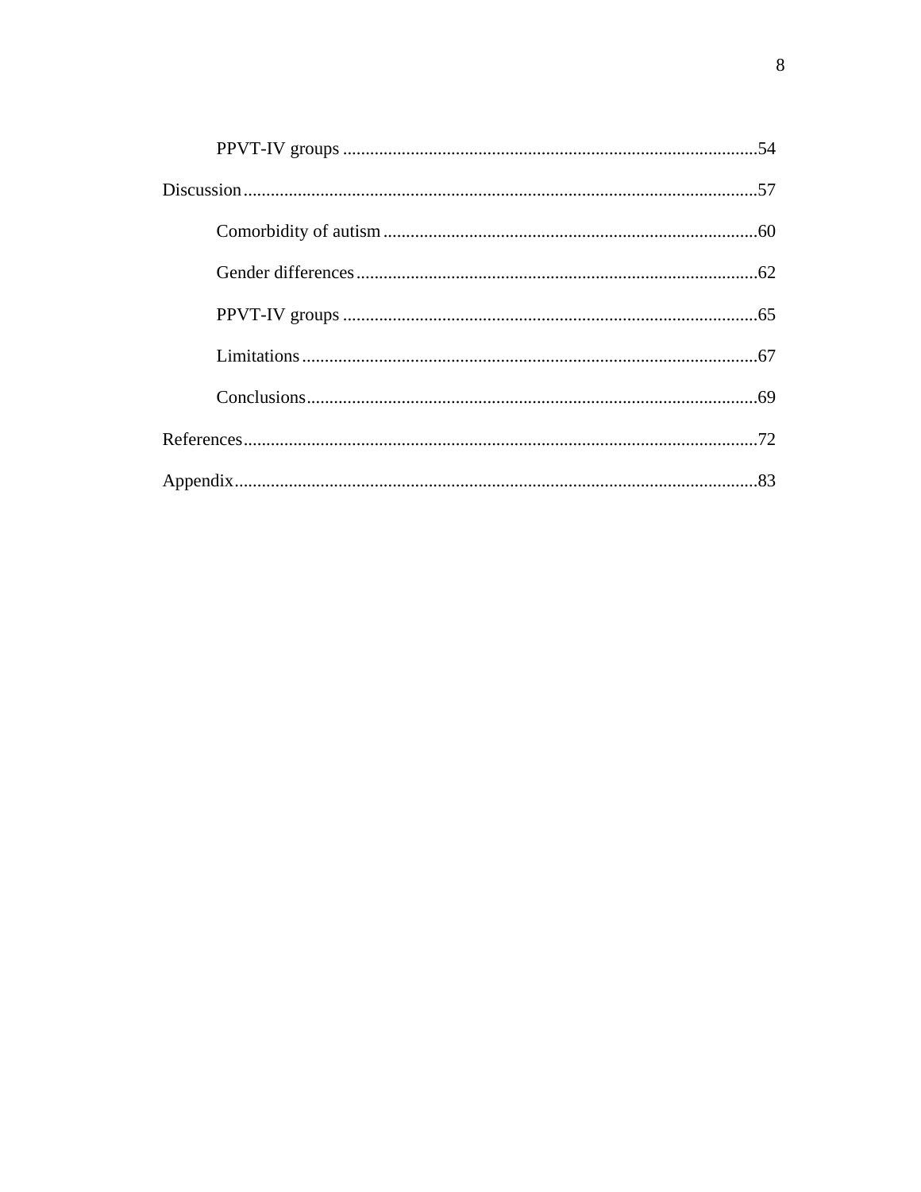PPVT-IV groups ..........................................................................................54

Discussion ................................................................................................................57

Comorbidity of autism ..................................................................................60

Gender differences ........................................................................................62

PPVT-IV groups ..........................................................................................65

Limitations ....................................................................................................67

Conclusions ...................................................................................................69

References ................................................................................................................72

Appendix ..................................................................................................................83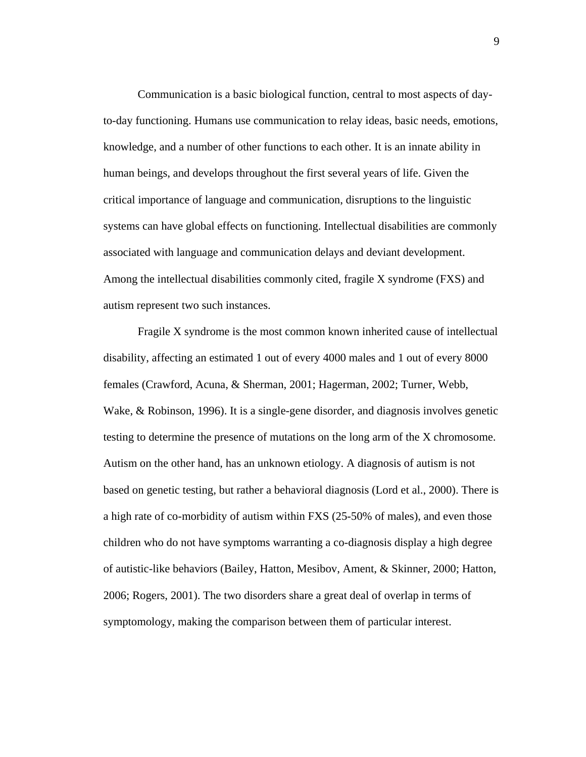Communication is a basic biological function, central to most aspects of day-to-day functioning. Humans use communication to relay ideas, basic needs, emotions, knowledge, and a number of other functions to each other. It is an innate ability in human beings, and develops throughout the first several years of life. Given the critical importance of language and communication, disruptions to the linguistic systems can have global effects on functioning. Intellectual disabilities are commonly associated with language and communication delays and deviant development. Among the intellectual disabilities commonly cited, fragile X syndrome (FXS) and autism represent two such instances.

Fragile X syndrome is the most common known inherited cause of intellectual disability, affecting an estimated 1 out of every 4000 males and 1 out of every 8000 females (Crawford, Acuna, & Sherman, 2001; Hagerman, 2002; Turner, Webb, Wake, & Robinson, 1996). It is a single-gene disorder, and diagnosis involves genetic testing to determine the presence of mutations on the long arm of the X chromosome. Autism on the other hand, has an unknown etiology. A diagnosis of autism is not based on genetic testing, but rather a behavioral diagnosis (Lord et al., 2000). There is a high rate of co-morbidity of autism within FXS (25-50% of males), and even those children who do not have symptoms warranting a co-diagnosis display a high degree of autistic-like behaviors (Bailey, Hatton, Mesibov, Ament, & Skinner, 2000; Hatton, 2006; Rogers, 2001). The two disorders share a great deal of overlap in terms of symptomology, making the comparison between them of particular interest.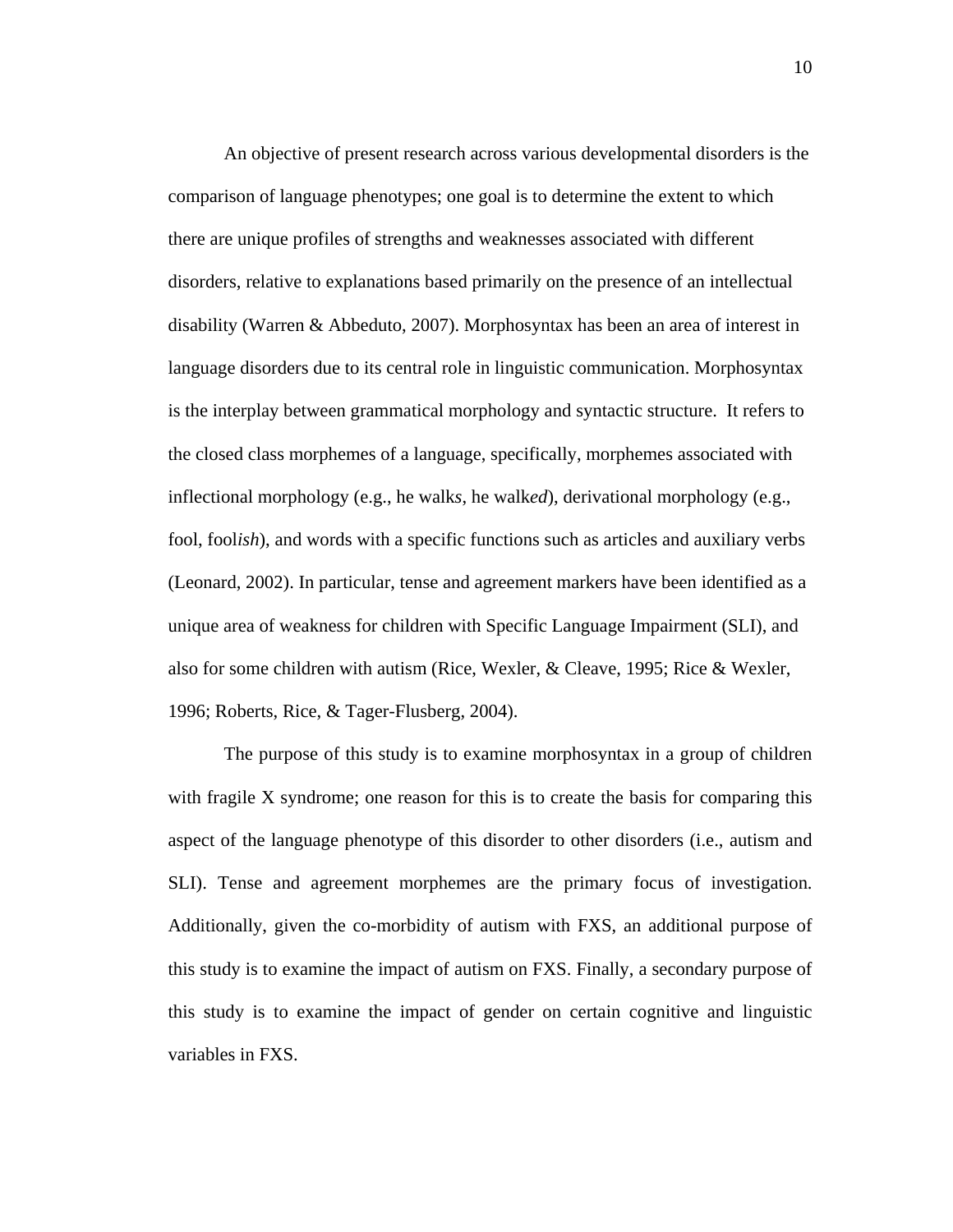An objective of present research across various developmental disorders is the comparison of language phenotypes; one goal is to determine the extent to which there are unique profiles of strengths and weaknesses associated with different disorders, relative to explanations based primarily on the presence of an intellectual disability (Warren & Abbeduto, 2007). Morphosyntax has been an area of interest in language disorders due to its central role in linguistic communication. Morphosyntax is the interplay between grammatical morphology and syntactic structure. It refers to the closed class morphemes of a language, specifically, morphemes associated with inflectional morphology (e.g., he walk*s*, he walk*ed*), derivational morphology (e.g., fool, fool*ish*), and words with a specific functions such as articles and auxiliary verbs (Leonard, 2002). In particular, tense and agreement markers have been identified as a unique area of weakness for children with Specific Language Impairment (SLI), and also for some children with autism (Rice, Wexler, & Cleave, 1995; Rice & Wexler, 1996; Roberts, Rice, & Tager-Flusberg, 2004).

The purpose of this study is to examine morphosyntax in a group of children with fragile X syndrome; one reason for this is to create the basis for comparing this aspect of the language phenotype of this disorder to other disorders (i.e., autism and SLI). Tense and agreement morphemes are the primary focus of investigation. Additionally, given the co-morbidity of autism with FXS, an additional purpose of this study is to examine the impact of autism on FXS. Finally, a secondary purpose of this study is to examine the impact of gender on certain cognitive and linguistic variables in FXS.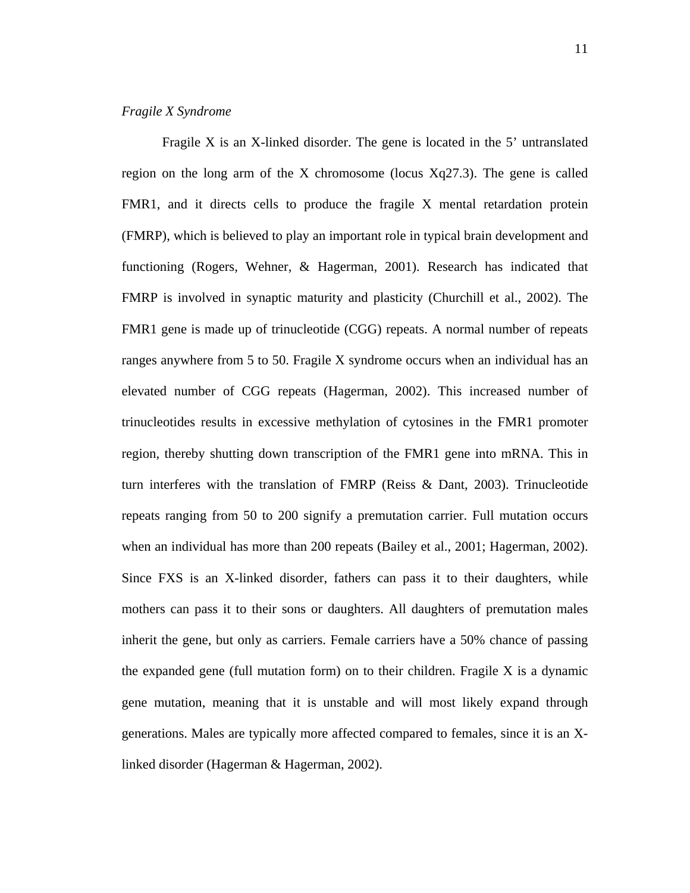*Fragile X Syndrome*

Fragile X is an X-linked disorder. The gene is located in the 5' untranslated region on the long arm of the X chromosome (locus Xq27.3). The gene is called FMR1, and it directs cells to produce the fragile X mental retardation protein (FMRP), which is believed to play an important role in typical brain development and functioning (Rogers, Wehner, & Hagerman, 2001). Research has indicated that FMRP is involved in synaptic maturity and plasticity (Churchill et al., 2002). The FMR1 gene is made up of trinucleotide (CGG) repeats. A normal number of repeats ranges anywhere from 5 to 50. Fragile X syndrome occurs when an individual has an elevated number of CGG repeats (Hagerman, 2002). This increased number of trinucleotides results in excessive methylation of cytosines in the FMR1 promoter region, thereby shutting down transcription of the FMR1 gene into mRNA. This in turn interferes with the translation of FMRP (Reiss & Dant, 2003). Trinucleotide repeats ranging from 50 to 200 signify a premutation carrier. Full mutation occurs when an individual has more than 200 repeats (Bailey et al., 2001; Hagerman, 2002). Since FXS is an X-linked disorder, fathers can pass it to their daughters, while mothers can pass it to their sons or daughters. All daughters of premutation males inherit the gene, but only as carriers. Female carriers have a 50% chance of passing the expanded gene (full mutation form) on to their children. Fragile X is a dynamic gene mutation, meaning that it is unstable and will most likely expand through generations. Males are typically more affected compared to females, since it is an X-linked disorder (Hagerman & Hagerman, 2002).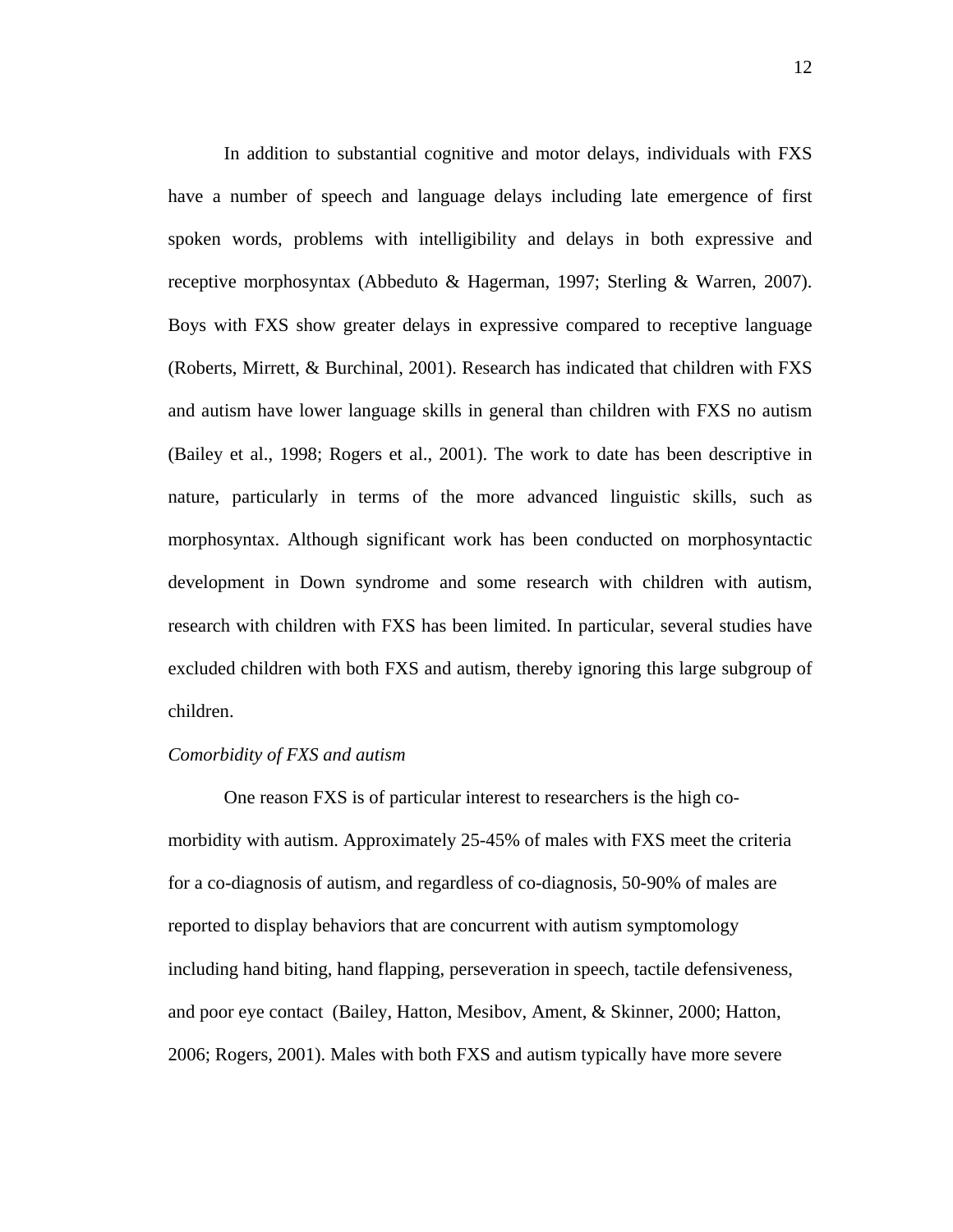In addition to substantial cognitive and motor delays, individuals with FXS have a number of speech and language delays including late emergence of first spoken words, problems with intelligibility and delays in both expressive and receptive morphosyntax (Abbeduto & Hagerman, 1997; Sterling & Warren, 2007). Boys with FXS show greater delays in expressive compared to receptive language (Roberts, Mirrett, & Burchinal, 2001). Research has indicated that children with FXS and autism have lower language skills in general than children with FXS no autism (Bailey et al., 1998; Rogers et al., 2001). The work to date has been descriptive in nature, particularly in terms of the more advanced linguistic skills, such as morphosyntax. Although significant work has been conducted on morphosyntactic development in Down syndrome and some research with children with autism, research with children with FXS has been limited. In particular, several studies have excluded children with both FXS and autism, thereby ignoring this large subgroup of children.

*Comorbidity of FXS and autism*

One reason FXS is of particular interest to researchers is the high co-morbidity with autism. Approximately 25-45% of males with FXS meet the criteria for a co-diagnosis of autism, and regardless of co-diagnosis, 50-90% of males are reported to display behaviors that are concurrent with autism symptomology including hand biting, hand flapping, perseveration in speech, tactile defensiveness, and poor eye contact (Bailey, Hatton, Mesibov, Ament, & Skinner, 2000; Hatton, 2006; Rogers, 2001). Males with both FXS and autism typically have more severe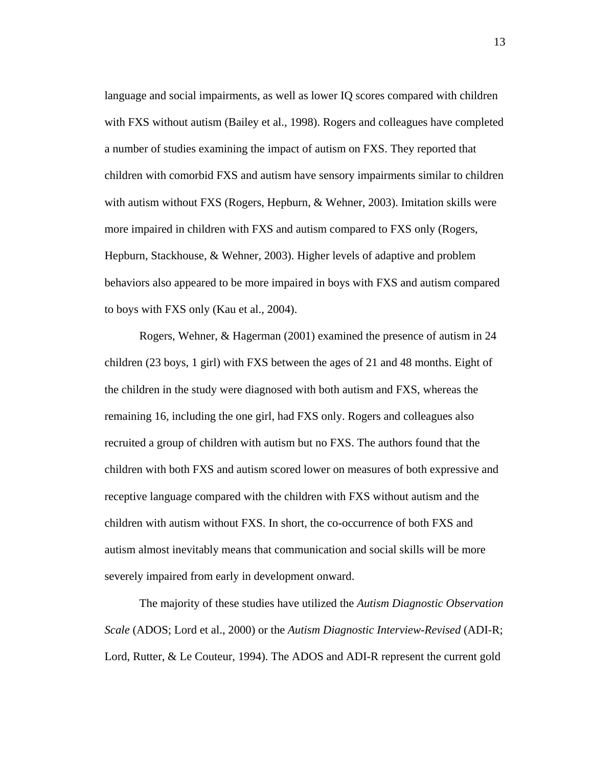language and social impairments, as well as lower IQ scores compared with children with FXS without autism (Bailey et al., 1998). Rogers and colleagues have completed a number of studies examining the impact of autism on FXS. They reported that children with comorbid FXS and autism have sensory impairments similar to children with autism without FXS (Rogers, Hepburn, & Wehner, 2003). Imitation skills were more impaired in children with FXS and autism compared to FXS only (Rogers, Hepburn, Stackhouse, & Wehner, 2003). Higher levels of adaptive and problem behaviors also appeared to be more impaired in boys with FXS and autism compared to boys with FXS only (Kau et al., 2004).

Rogers, Wehner, & Hagerman (2001) examined the presence of autism in 24 children (23 boys, 1 girl) with FXS between the ages of 21 and 48 months. Eight of the children in the study were diagnosed with both autism and FXS, whereas the remaining 16, including the one girl, had FXS only. Rogers and colleagues also recruited a group of children with autism but no FXS. The authors found that the children with both FXS and autism scored lower on measures of both expressive and receptive language compared with the children with FXS without autism and the children with autism without FXS. In short, the co-occurrence of both FXS and autism almost inevitably means that communication and social skills will be more severely impaired from early in development onward.

The majority of these studies have utilized the *Autism Diagnostic Observation Scale* (ADOS; Lord et al., 2000) or the *Autism Diagnostic Interview-Revised* (ADI-R; Lord, Rutter, & Le Couteur, 1994). The ADOS and ADI-R represent the current gold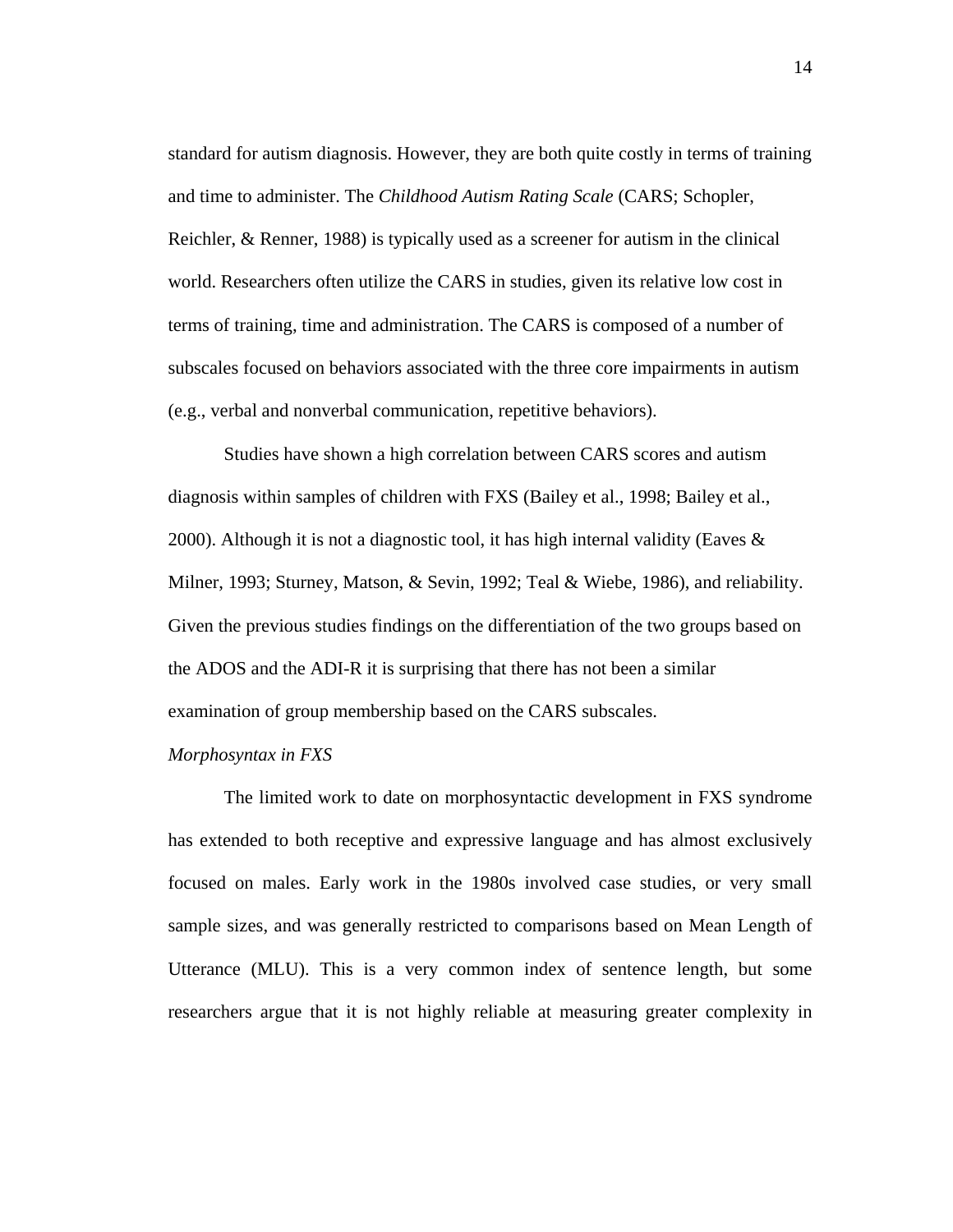standard for autism diagnosis. However, they are both quite costly in terms of training and time to administer. The *Childhood Autism Rating Scale* (CARS; Schopler, Reichler, & Renner, 1988) is typically used as a screener for autism in the clinical world. Researchers often utilize the CARS in studies, given its relative low cost in terms of training, time and administration. The CARS is composed of a number of subscales focused on behaviors associated with the three core impairments in autism (e.g., verbal and nonverbal communication, repetitive behaviors).

Studies have shown a high correlation between CARS scores and autism diagnosis within samples of children with FXS (Bailey et al., 1998; Bailey et al., 2000). Although it is not a diagnostic tool, it has high internal validity (Eaves & Milner, 1993; Sturney, Matson, & Sevin, 1992; Teal & Wiebe, 1986), and reliability. Given the previous studies findings on the differentiation of the two groups based on the ADOS and the ADI-R it is surprising that there has not been a similar examination of group membership based on the CARS subscales.

*Morphosyntax in FXS*

The limited work to date on morphosyntactic development in FXS syndrome has extended to both receptive and expressive language and has almost exclusively focused on males. Early work in the 1980s involved case studies, or very small sample sizes, and was generally restricted to comparisons based on Mean Length of Utterance (MLU). This is a very common index of sentence length, but some researchers argue that it is not highly reliable at measuring greater complexity in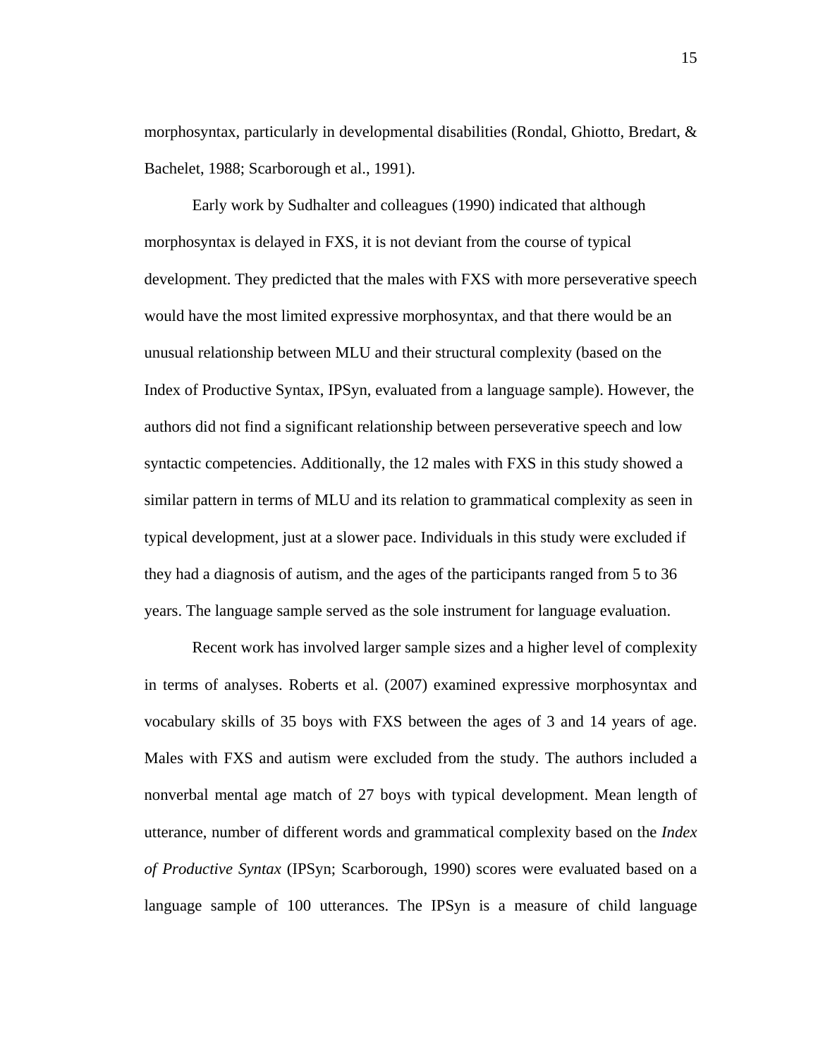morphosyntax, particularly in developmental disabilities (Rondal, Ghiotto, Bredart, & Bachelet, 1988; Scarborough et al., 1991).

Early work by Sudhalter and colleagues (1990) indicated that although morphosyntax is delayed in FXS, it is not deviant from the course of typical development. They predicted that the males with FXS with more perseverative speech would have the most limited expressive morphosyntax, and that there would be an unusual relationship between MLU and their structural complexity (based on the Index of Productive Syntax, IPSyn, evaluated from a language sample). However, the authors did not find a significant relationship between perseverative speech and low syntactic competencies. Additionally, the 12 males with FXS in this study showed a similar pattern in terms of MLU and its relation to grammatical complexity as seen in typical development, just at a slower pace. Individuals in this study were excluded if they had a diagnosis of autism, and the ages of the participants ranged from 5 to 36 years. The language sample served as the sole instrument for language evaluation.

Recent work has involved larger sample sizes and a higher level of complexity in terms of analyses. Roberts et al. (2007) examined expressive morphosyntax and vocabulary skills of 35 boys with FXS between the ages of 3 and 14 years of age. Males with FXS and autism were excluded from the study. The authors included a nonverbal mental age match of 27 boys with typical development. Mean length of utterance, number of different words and grammatical complexity based on the *Index of Productive Syntax* (IPSyn; Scarborough, 1990) scores were evaluated based on a language sample of 100 utterances. The IPSyn is a measure of child language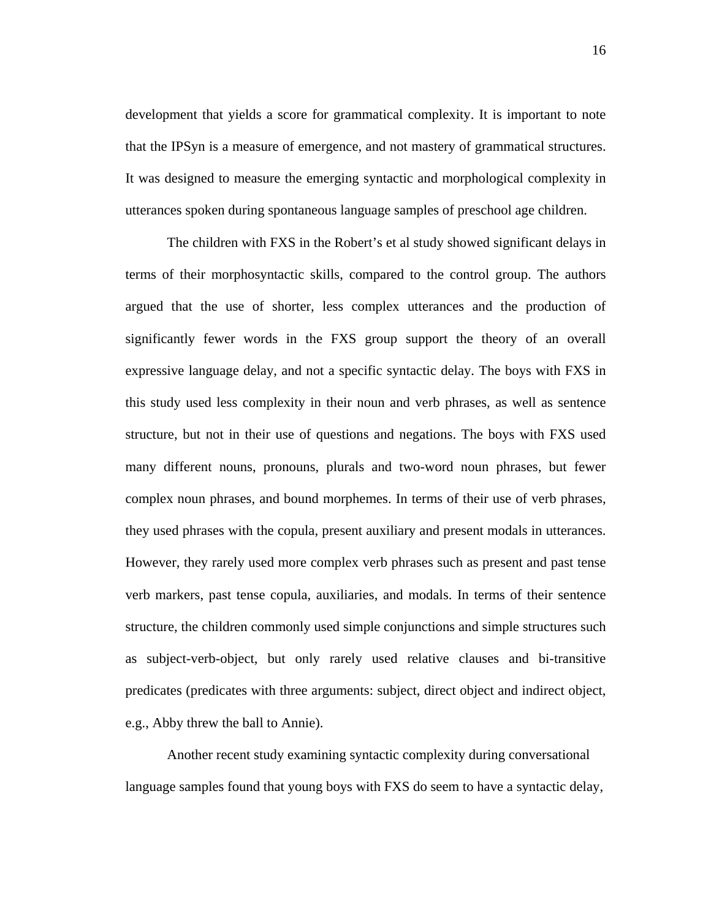development that yields a score for grammatical complexity. It is important to note that the IPSyn is a measure of emergence, and not mastery of grammatical structures. It was designed to measure the emerging syntactic and morphological complexity in utterances spoken during spontaneous language samples of preschool age children.

The children with FXS in the Robert's et al study showed significant delays in terms of their morphosyntactic skills, compared to the control group. The authors argued that the use of shorter, less complex utterances and the production of significantly fewer words in the FXS group support the theory of an overall expressive language delay, and not a specific syntactic delay. The boys with FXS in this study used less complexity in their noun and verb phrases, as well as sentence structure, but not in their use of questions and negations. The boys with FXS used many different nouns, pronouns, plurals and two-word noun phrases, but fewer complex noun phrases, and bound morphemes. In terms of their use of verb phrases, they used phrases with the copula, present auxiliary and present modals in utterances. However, they rarely used more complex verb phrases such as present and past tense verb markers, past tense copula, auxiliaries, and modals. In terms of their sentence structure, the children commonly used simple conjunctions and simple structures such as subject-verb-object, but only rarely used relative clauses and bi-transitive predicates (predicates with three arguments: subject, direct object and indirect object, e.g., Abby threw the ball to Annie).

Another recent study examining syntactic complexity during conversational language samples found that young boys with FXS do seem to have a syntactic delay,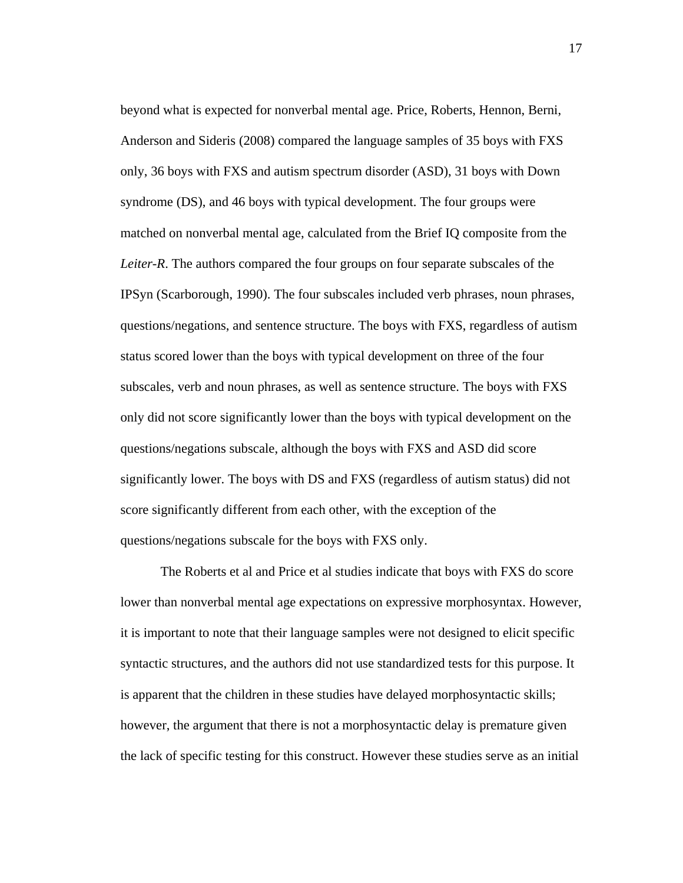beyond what is expected for nonverbal mental age. Price, Roberts, Hennon, Berni, Anderson and Sideris (2008) compared the language samples of 35 boys with FXS only, 36 boys with FXS and autism spectrum disorder (ASD), 31 boys with Down syndrome (DS), and 46 boys with typical development. The four groups were matched on nonverbal mental age, calculated from the Brief IQ composite from the *Leiter-R*. The authors compared the four groups on four separate subscales of the IPSyn (Scarborough, 1990). The four subscales included verb phrases, noun phrases, questions/negations, and sentence structure. The boys with FXS, regardless of autism status scored lower than the boys with typical development on three of the four subscales, verb and noun phrases, as well as sentence structure. The boys with FXS only did not score significantly lower than the boys with typical development on the questions/negations subscale, although the boys with FXS and ASD did score significantly lower. The boys with DS and FXS (regardless of autism status) did not score significantly different from each other, with the exception of the questions/negations subscale for the boys with FXS only.

The Roberts et al and Price et al studies indicate that boys with FXS do score lower than nonverbal mental age expectations on expressive morphosyntax. However, it is important to note that their language samples were not designed to elicit specific syntactic structures, and the authors did not use standardized tests for this purpose. It is apparent that the children in these studies have delayed morphosyntactic skills; however, the argument that there is not a morphosyntactic delay is premature given the lack of specific testing for this construct. However these studies serve as an initial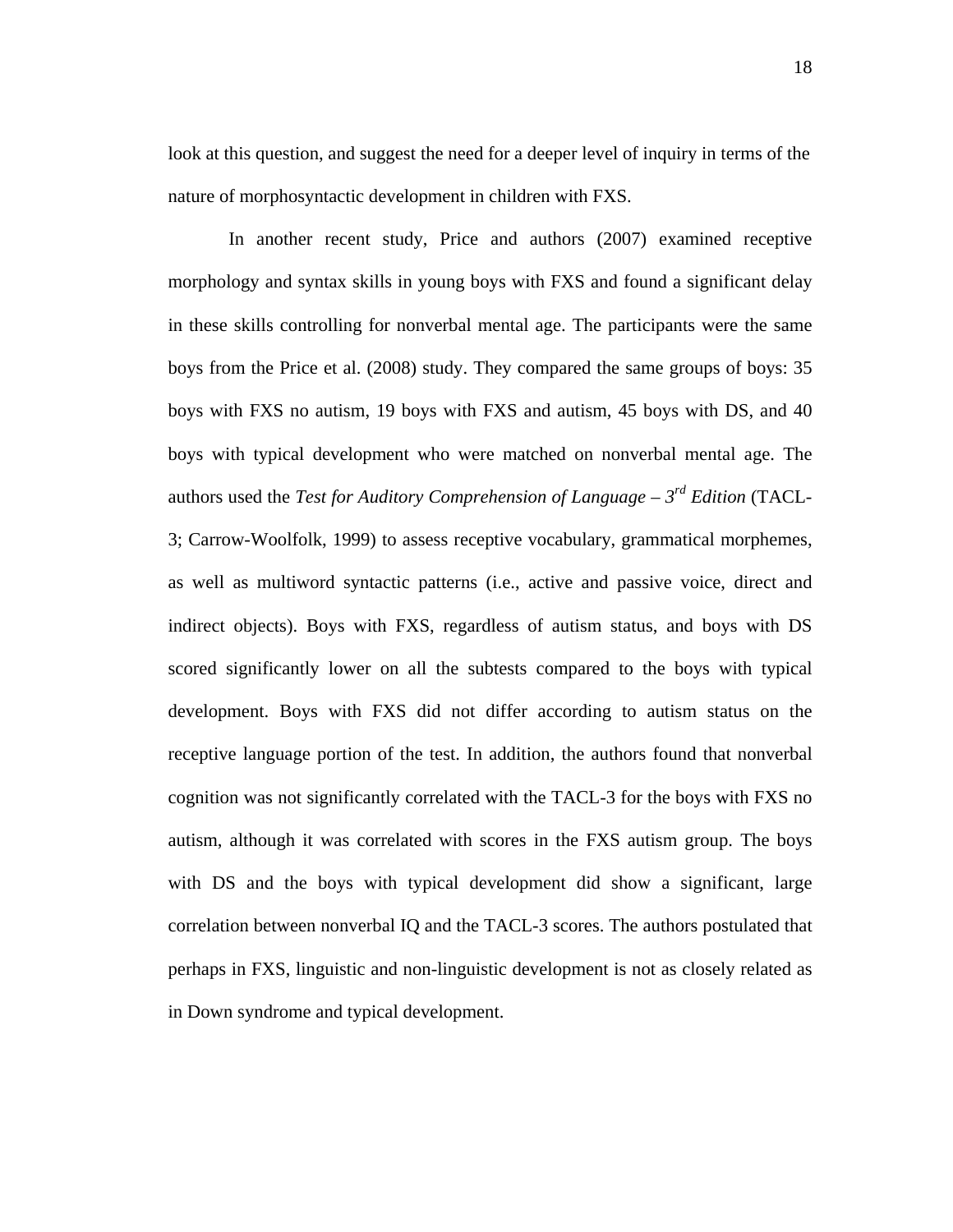look at this question, and suggest the need for a deeper level of inquiry in terms of the nature of morphosyntactic development in children with FXS.

In another recent study, Price and authors (2007) examined receptive morphology and syntax skills in young boys with FXS and found a significant delay in these skills controlling for nonverbal mental age. The participants were the same boys from the Price et al. (2008) study. They compared the same groups of boys: 35 boys with FXS no autism, 19 boys with FXS and autism, 45 boys with DS, and 40 boys with typical development who were matched on nonverbal mental age. The authors used the *Test for Auditory Comprehension of Language – 3rd Edition* (TACL-3; Carrow-Woolfolk, 1999) to assess receptive vocabulary, grammatical morphemes, as well as multiword syntactic patterns (i.e., active and passive voice, direct and indirect objects). Boys with FXS, regardless of autism status, and boys with DS scored significantly lower on all the subtests compared to the boys with typical development. Boys with FXS did not differ according to autism status on the receptive language portion of the test. In addition, the authors found that nonverbal cognition was not significantly correlated with the TACL-3 for the boys with FXS no autism, although it was correlated with scores in the FXS autism group. The boys with DS and the boys with typical development did show a significant, large correlation between nonverbal IQ and the TACL-3 scores. The authors postulated that perhaps in FXS, linguistic and non-linguistic development is not as closely related as in Down syndrome and typical development.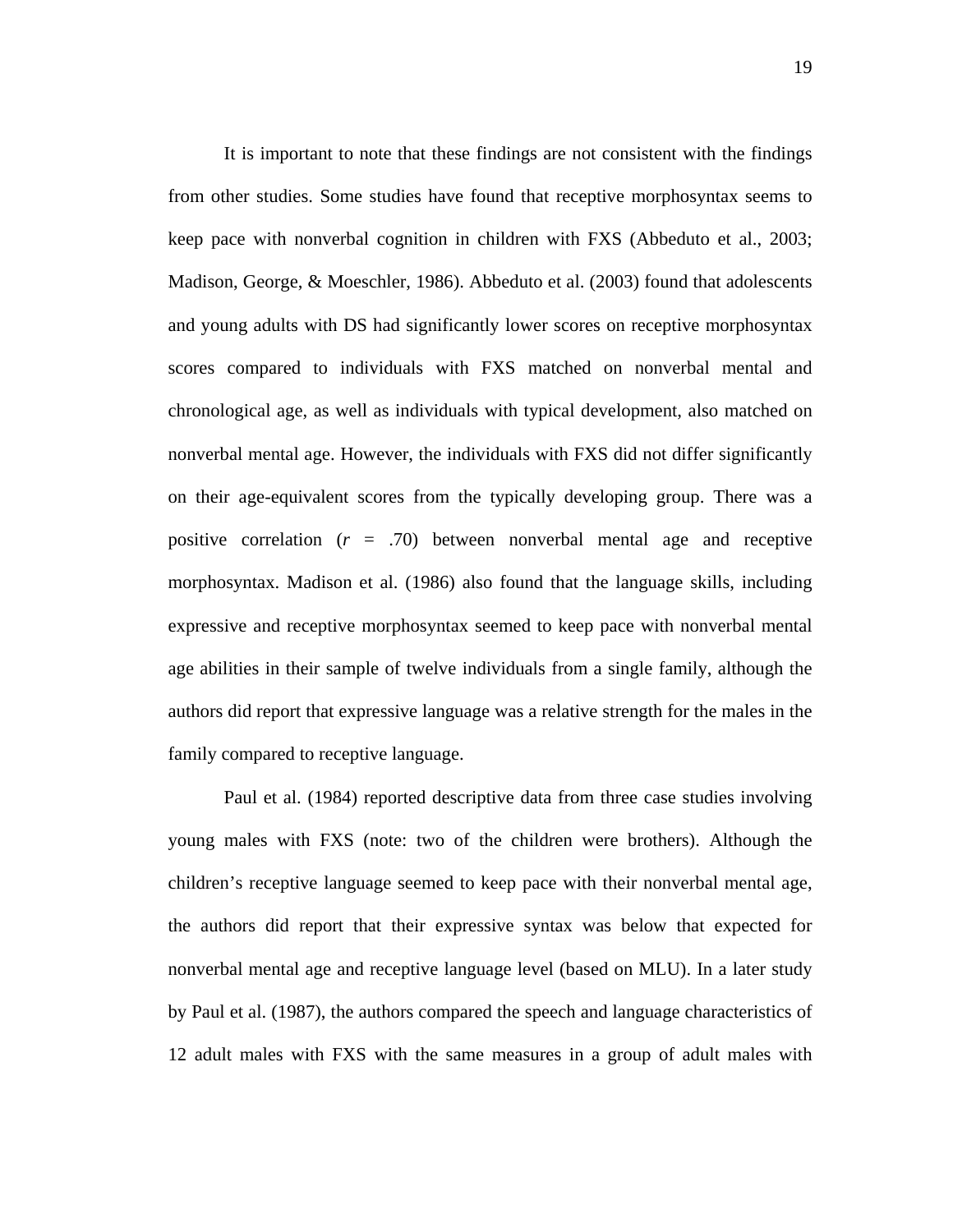It is important to note that these findings are not consistent with the findings from other studies. Some studies have found that receptive morphosyntax seems to keep pace with nonverbal cognition in children with FXS (Abbeduto et al., 2003; Madison, George, & Moeschler, 1986). Abbeduto et al. (2003) found that adolescents and young adults with DS had significantly lower scores on receptive morphosyntax scores compared to individuals with FXS matched on nonverbal mental and chronological age, as well as individuals with typical development, also matched on nonverbal mental age. However, the individuals with FXS did not differ significantly on their age-equivalent scores from the typically developing group. There was a positive correlation ($r$ = .70) between nonverbal mental age and receptive morphosyntax. Madison et al. (1986) also found that the language skills, including expressive and receptive morphosyntax seemed to keep pace with nonverbal mental age abilities in their sample of twelve individuals from a single family, although the authors did report that expressive language was a relative strength for the males in the family compared to receptive language.

Paul et al. (1984) reported descriptive data from three case studies involving young males with FXS (note: two of the children were brothers). Although the children's receptive language seemed to keep pace with their nonverbal mental age, the authors did report that their expressive syntax was below that expected for nonverbal mental age and receptive language level (based on MLU). In a later study by Paul et al. (1987), the authors compared the speech and language characteristics of 12 adult males with FXS with the same measures in a group of adult males with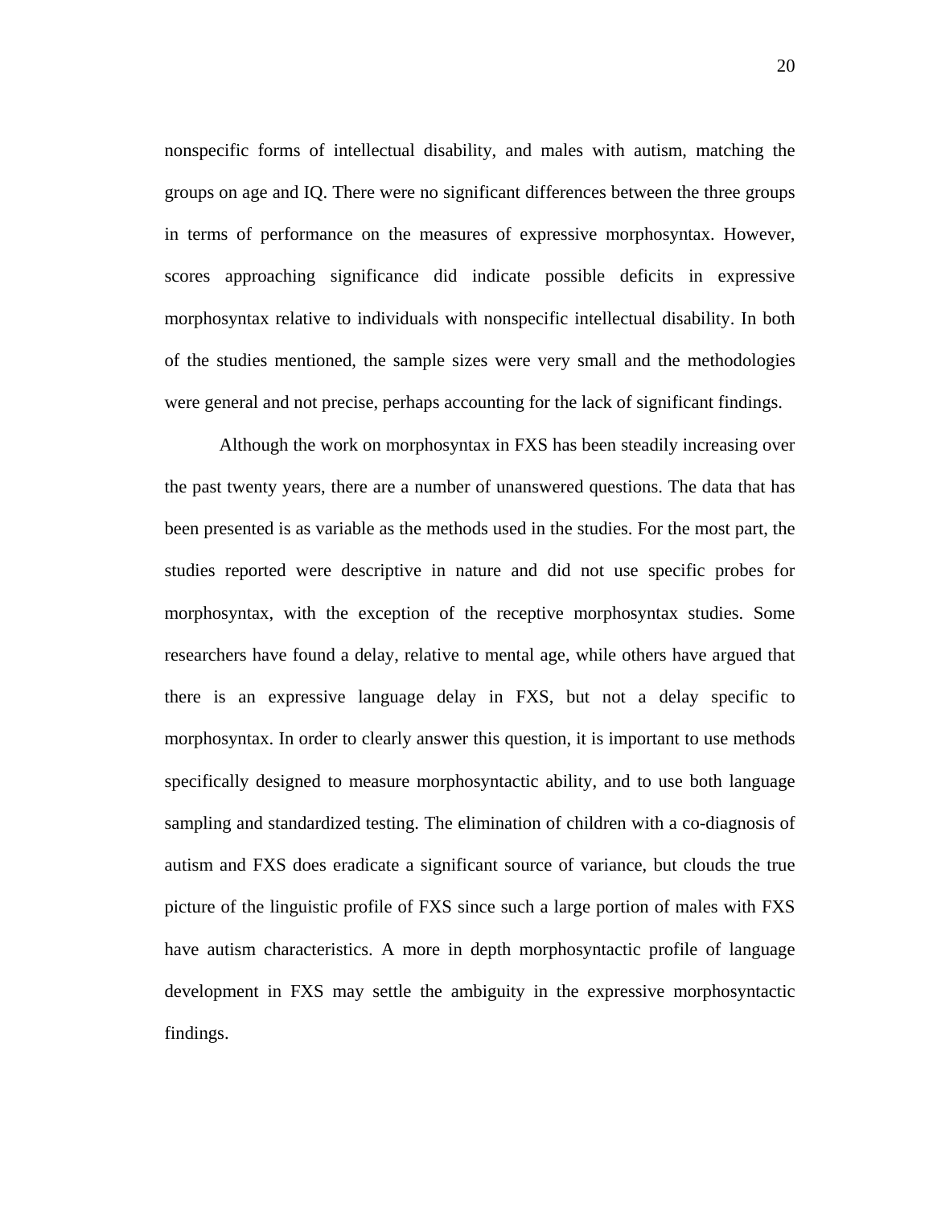nonspecific forms of intellectual disability, and males with autism, matching the groups on age and IQ. There were no significant differences between the three groups in terms of performance on the measures of expressive morphosyntax. However, scores approaching significance did indicate possible deficits in expressive morphosyntax relative to individuals with nonspecific intellectual disability. In both of the studies mentioned, the sample sizes were very small and the methodologies were general and not precise, perhaps accounting for the lack of significant findings.

Although the work on morphosyntax in FXS has been steadily increasing over the past twenty years, there are a number of unanswered questions. The data that has been presented is as variable as the methods used in the studies. For the most part, the studies reported were descriptive in nature and did not use specific probes for morphosyntax, with the exception of the receptive morphosyntax studies. Some researchers have found a delay, relative to mental age, while others have argued that there is an expressive language delay in FXS, but not a delay specific to morphosyntax. In order to clearly answer this question, it is important to use methods specifically designed to measure morphosyntactic ability, and to use both language sampling and standardized testing. The elimination of children with a co-diagnosis of autism and FXS does eradicate a significant source of variance, but clouds the true picture of the linguistic profile of FXS since such a large portion of males with FXS have autism characteristics. A more in depth morphosyntactic profile of language development in FXS may settle the ambiguity in the expressive morphosyntactic findings.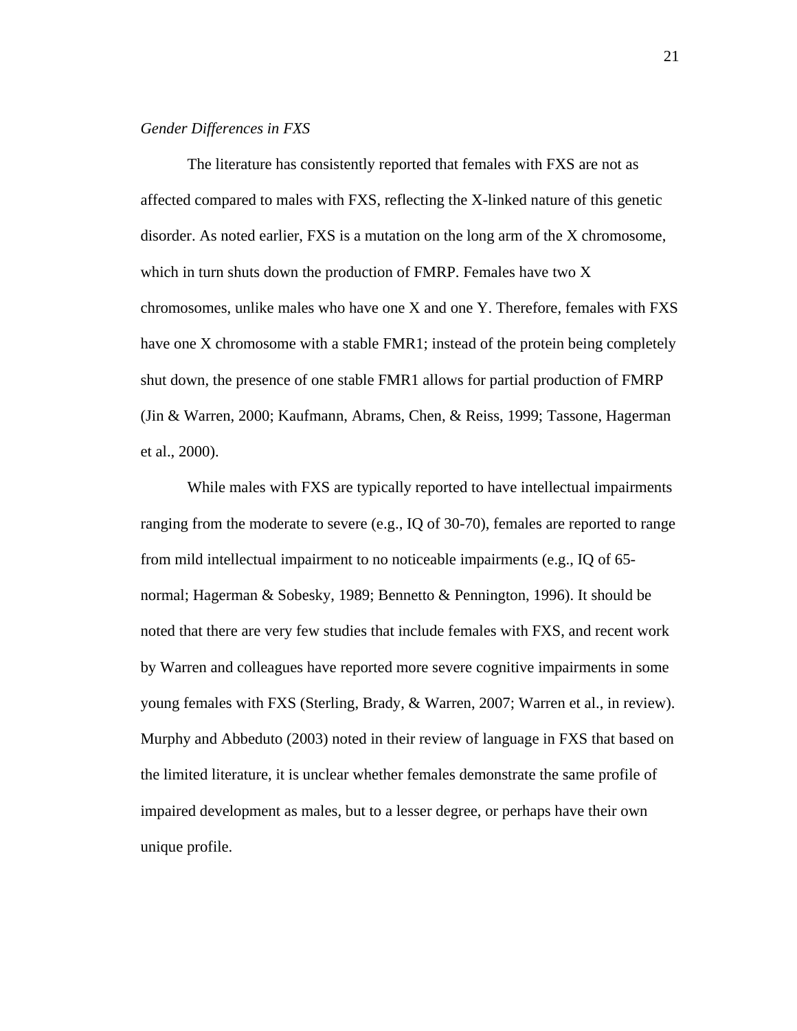*Gender Differences in FXS*

The literature has consistently reported that females with FXS are not as affected compared to males with FXS, reflecting the X-linked nature of this genetic disorder. As noted earlier, FXS is a mutation on the long arm of the X chromosome, which in turn shuts down the production of FMRP. Females have two X chromosomes, unlike males who have one X and one Y. Therefore, females with FXS have one X chromosome with a stable FMR1; instead of the protein being completely shut down, the presence of one stable FMR1 allows for partial production of FMRP (Jin & Warren, 2000; Kaufmann, Abrams, Chen, & Reiss, 1999; Tassone, Hagerman et al., 2000).

While males with FXS are typically reported to have intellectual impairments ranging from the moderate to severe (e.g., IQ of 30-70), females are reported to range from mild intellectual impairment to no noticeable impairments (e.g., IQ of 65-normal; Hagerman & Sobesky, 1989; Bennetto & Pennington, 1996). It should be noted that there are very few studies that include females with FXS, and recent work by Warren and colleagues have reported more severe cognitive impairments in some young females with FXS (Sterling, Brady, & Warren, 2007; Warren et al., in review). Murphy and Abbeduto (2003) noted in their review of language in FXS that based on the limited literature, it is unclear whether females demonstrate the same profile of impaired development as males, but to a lesser degree, or perhaps have their own unique profile.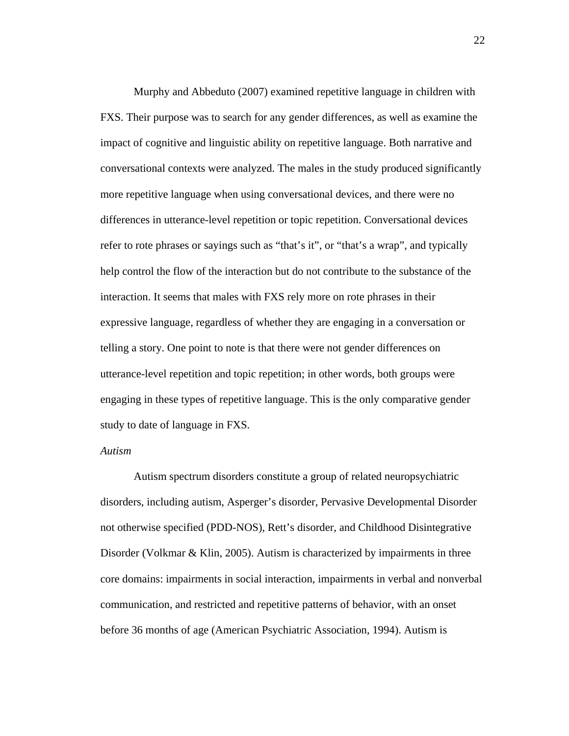Murphy and Abbeduto (2007) examined repetitive language in children with FXS. Their purpose was to search for any gender differences, as well as examine the impact of cognitive and linguistic ability on repetitive language. Both narrative and conversational contexts were analyzed. The males in the study produced significantly more repetitive language when using conversational devices, and there were no differences in utterance-level repetition or topic repetition. Conversational devices refer to rote phrases or sayings such as “that’s it”, or “that’s a wrap”, and typically help control the flow of the interaction but do not contribute to the substance of the interaction. It seems that males with FXS rely more on rote phrases in their expressive language, regardless of whether they are engaging in a conversation or telling a story. One point to note is that there were not gender differences on utterance-level repetition and topic repetition; in other words, both groups were engaging in these types of repetitive language. This is the only comparative gender study to date of language in FXS.

*Autism*

Autism spectrum disorders constitute a group of related neuropsychiatric disorders, including autism, Asperger’s disorder, Pervasive Developmental Disorder not otherwise specified (PDD-NOS), Rett’s disorder, and Childhood Disintegrative Disorder (Volkmar & Klin, 2005). Autism is characterized by impairments in three core domains: impairments in social interaction, impairments in verbal and nonverbal communication, and restricted and repetitive patterns of behavior, with an onset before 36 months of age (American Psychiatric Association, 1994). Autism is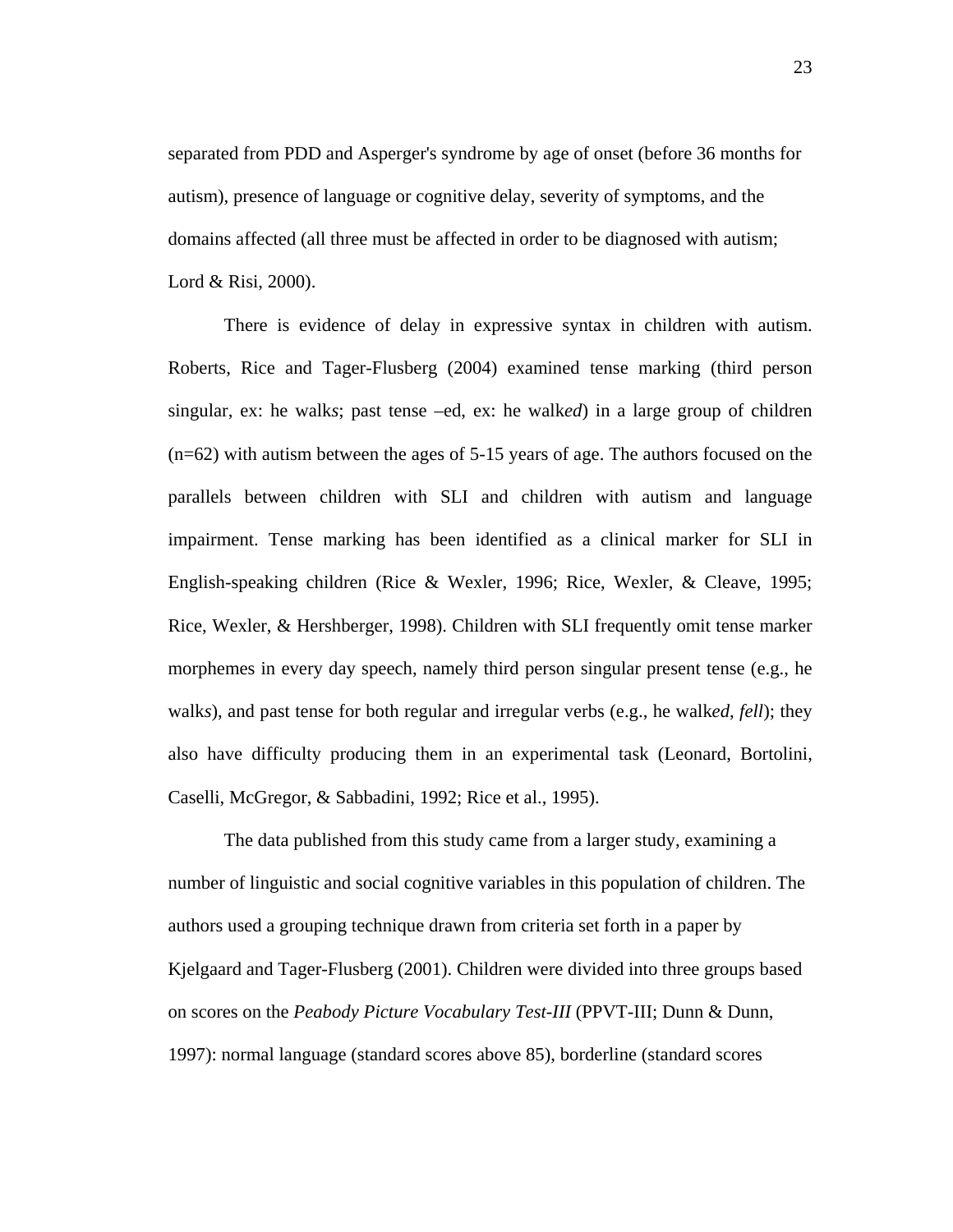separated from PDD and Asperger's syndrome by age of onset (before 36 months for autism), presence of language or cognitive delay, severity of symptoms, and the domains affected (all three must be affected in order to be diagnosed with autism; Lord & Risi, 2000).

There is evidence of delay in expressive syntax in children with autism. Roberts, Rice and Tager-Flusberg (2004) examined tense marking (third person singular, ex: he walk*s*; past tense –ed, ex: he walk*ed*) in a large group of children (n=62) with autism between the ages of 5-15 years of age. The authors focused on the parallels between children with SLI and children with autism and language impairment. Tense marking has been identified as a clinical marker for SLI in English-speaking children (Rice & Wexler, 1996; Rice, Wexler, & Cleave, 1995; Rice, Wexler, & Hershberger, 1998). Children with SLI frequently omit tense marker morphemes in every day speech, namely third person singular present tense (e.g., he walk*s*), and past tense for both regular and irregular verbs (e.g., he walk*ed*, *fell*); they also have difficulty producing them in an experimental task (Leonard, Bortolini, Caselli, McGregor, & Sabbadini, 1992; Rice et al., 1995).

The data published from this study came from a larger study, examining a number of linguistic and social cognitive variables in this population of children. The authors used a grouping technique drawn from criteria set forth in a paper by Kjelgaard and Tager-Flusberg (2001). Children were divided into three groups based on scores on the *Peabody Picture Vocabulary Test-III* (PPVT-III; Dunn & Dunn, 1997): normal language (standard scores above 85), borderline (standard scores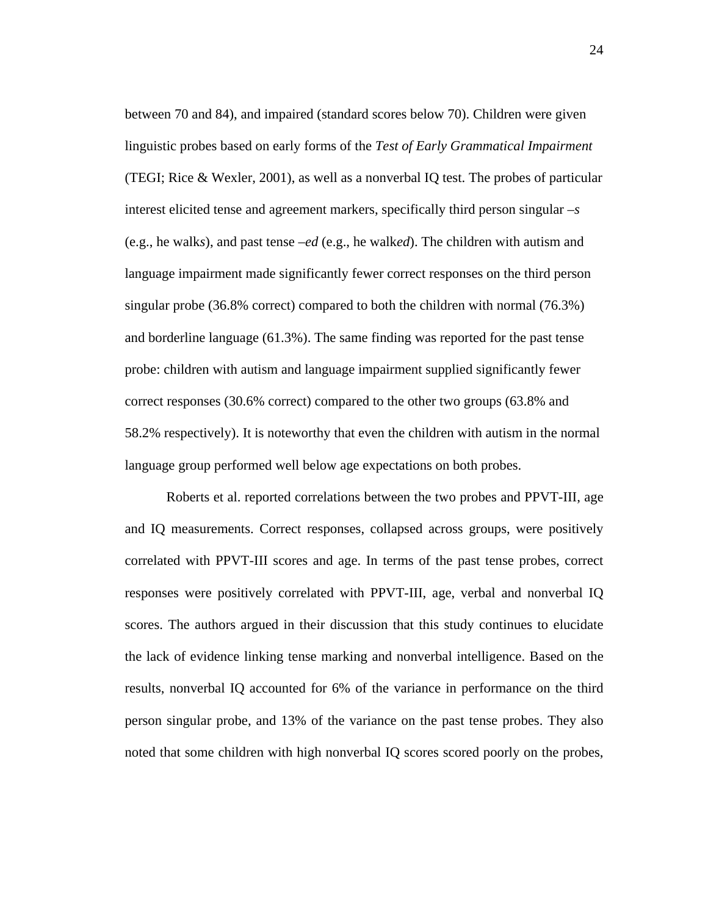between 70 and 84), and impaired (standard scores below 70). Children were given linguistic probes based on early forms of the *Test of Early Grammatical Impairment* (TEGI; Rice & Wexler, 2001), as well as a nonverbal IQ test. The probes of particular interest elicited tense and agreement markers, specifically third person singular *–s* (e.g., he walk*s*), and past tense *–ed* (e.g., he walk*ed*). The children with autism and language impairment made significantly fewer correct responses on the third person singular probe (36.8% correct) compared to both the children with normal (76.3%) and borderline language (61.3%). The same finding was reported for the past tense probe: children with autism and language impairment supplied significantly fewer correct responses (30.6% correct) compared to the other two groups (63.8% and 58.2% respectively). It is noteworthy that even the children with autism in the normal language group performed well below age expectations on both probes.

Roberts et al. reported correlations between the two probes and PPVT-III, age and IQ measurements. Correct responses, collapsed across groups, were positively correlated with PPVT-III scores and age. In terms of the past tense probes, correct responses were positively correlated with PPVT-III, age, verbal and nonverbal IQ scores. The authors argued in their discussion that this study continues to elucidate the lack of evidence linking tense marking and nonverbal intelligence. Based on the results, nonverbal IQ accounted for 6% of the variance in performance on the third person singular probe, and 13% of the variance on the past tense probes. They also noted that some children with high nonverbal IQ scores scored poorly on the probes,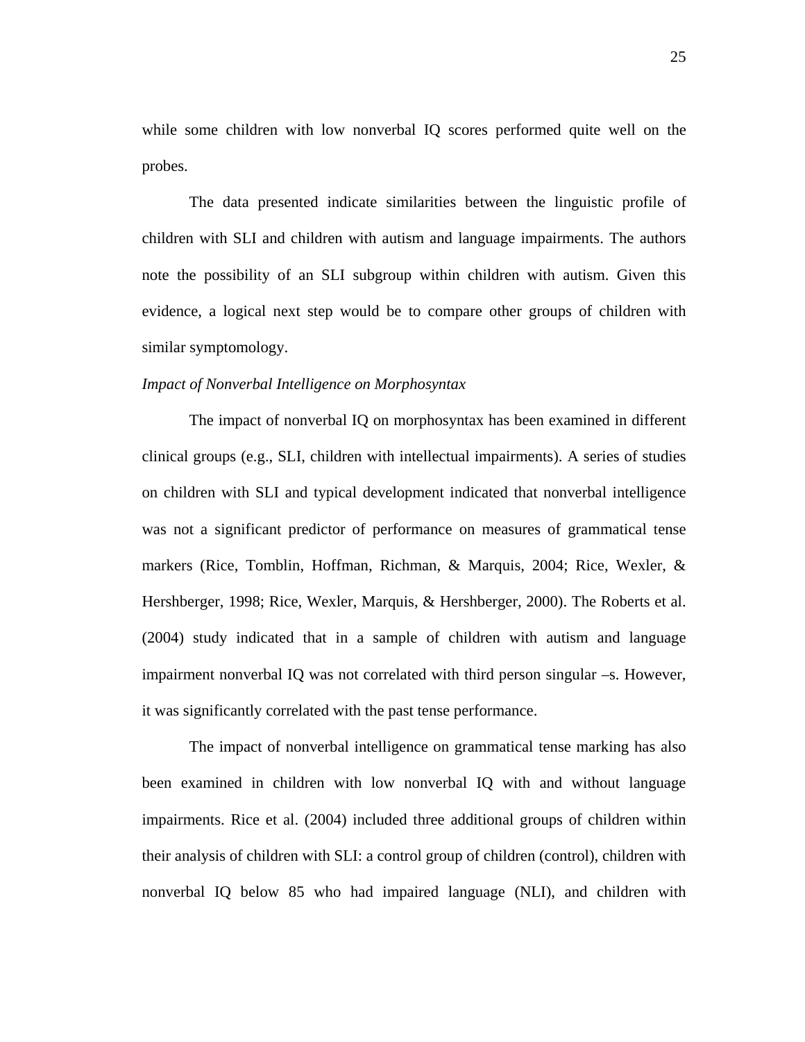while some children with low nonverbal IQ scores performed quite well on the probes.

The data presented indicate similarities between the linguistic profile of children with SLI and children with autism and language impairments. The authors note the possibility of an SLI subgroup within children with autism. Given this evidence, a logical next step would be to compare other groups of children with similar symptomology.

*Impact of Nonverbal Intelligence on Morphosyntax*

The impact of nonverbal IQ on morphosyntax has been examined in different clinical groups (e.g., SLI, children with intellectual impairments). A series of studies on children with SLI and typical development indicated that nonverbal intelligence was not a significant predictor of performance on measures of grammatical tense markers (Rice, Tomblin, Hoffman, Richman, & Marquis, 2004; Rice, Wexler, & Hershberger, 1998; Rice, Wexler, Marquis, & Hershberger, 2000). The Roberts et al. (2004) study indicated that in a sample of children with autism and language impairment nonverbal IQ was not correlated with third person singular –s. However, it was significantly correlated with the past tense performance.

The impact of nonverbal intelligence on grammatical tense marking has also been examined in children with low nonverbal IQ with and without language impairments. Rice et al. (2004) included three additional groups of children within their analysis of children with SLI: a control group of children (control), children with nonverbal IQ below 85 who had impaired language (NLI), and children with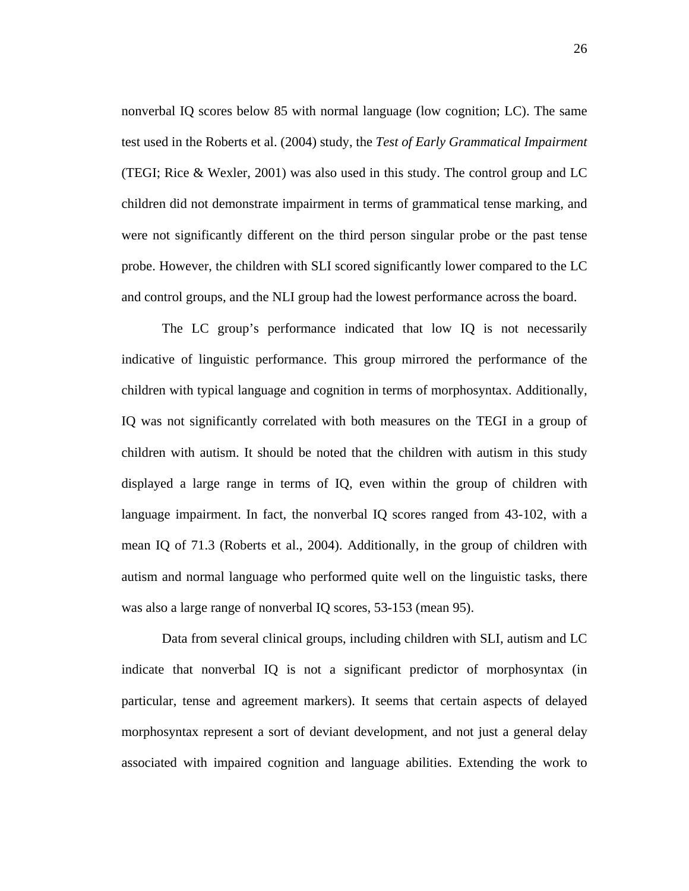nonverbal IQ scores below 85 with normal language (low cognition; LC). The same test used in the Roberts et al. (2004) study, the *Test of Early Grammatical Impairment* (TEGI; Rice & Wexler, 2001) was also used in this study. The control group and LC children did not demonstrate impairment in terms of grammatical tense marking, and were not significantly different on the third person singular probe or the past tense probe. However, the children with SLI scored significantly lower compared to the LC and control groups, and the NLI group had the lowest performance across the board.

The LC group's performance indicated that low IQ is not necessarily indicative of linguistic performance. This group mirrored the performance of the children with typical language and cognition in terms of morphosyntax. Additionally, IQ was not significantly correlated with both measures on the TEGI in a group of children with autism. It should be noted that the children with autism in this study displayed a large range in terms of IQ, even within the group of children with language impairment. In fact, the nonverbal IQ scores ranged from 43-102, with a mean IQ of 71.3 (Roberts et al., 2004). Additionally, in the group of children with autism and normal language who performed quite well on the linguistic tasks, there was also a large range of nonverbal IQ scores, 53-153 (mean 95).

Data from several clinical groups, including children with SLI, autism and LC indicate that nonverbal IQ is not a significant predictor of morphosyntax (in particular, tense and agreement markers). It seems that certain aspects of delayed morphosyntax represent a sort of deviant development, and not just a general delay associated with impaired cognition and language abilities. Extending the work to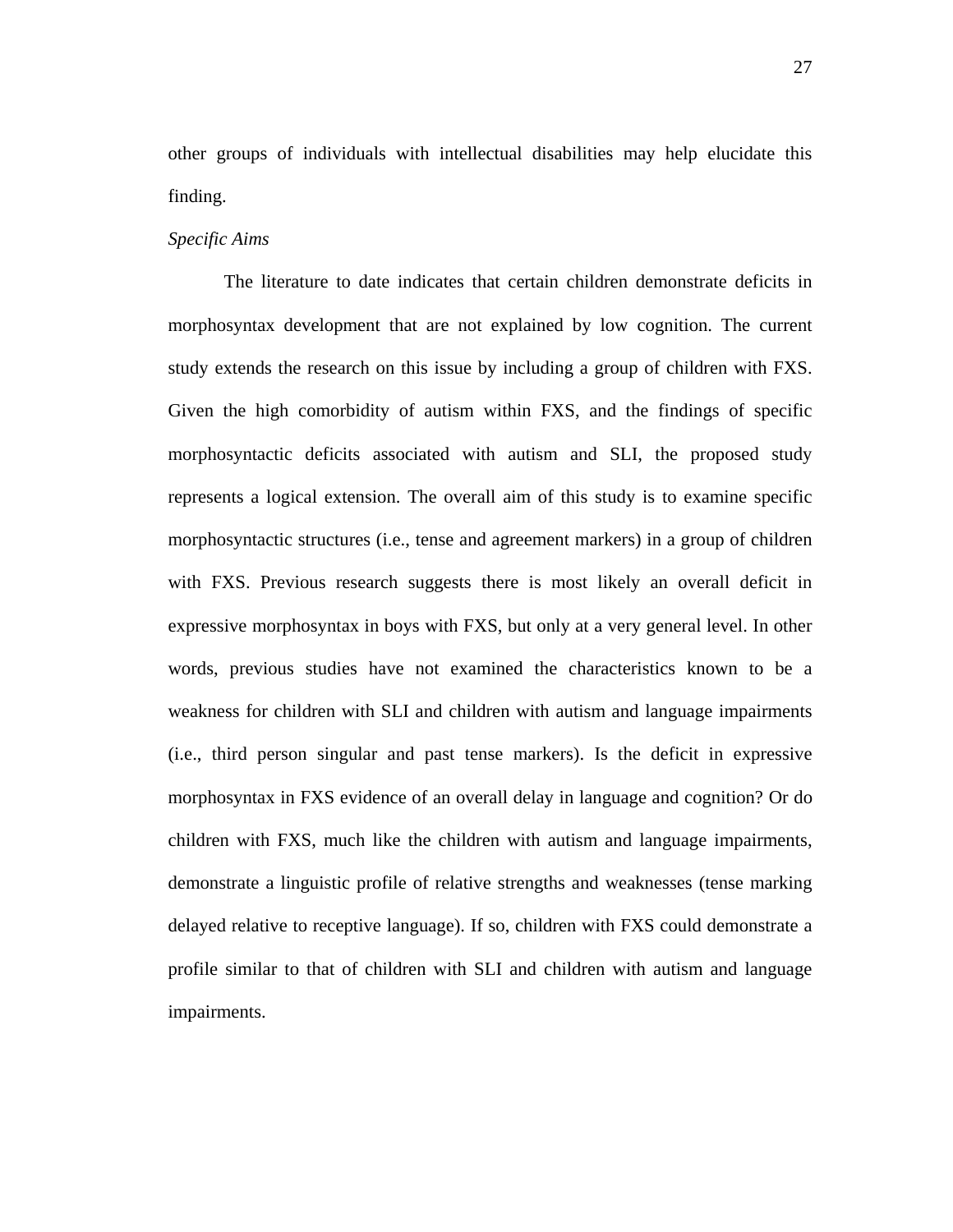other groups of individuals with intellectual disabilities may help elucidate this finding.

*Specific Aims*

The literature to date indicates that certain children demonstrate deficits in morphosyntax development that are not explained by low cognition. The current study extends the research on this issue by including a group of children with FXS. Given the high comorbidity of autism within FXS, and the findings of specific morphosyntactic deficits associated with autism and SLI, the proposed study represents a logical extension. The overall aim of this study is to examine specific morphosyntactic structures (i.e., tense and agreement markers) in a group of children with FXS. Previous research suggests there is most likely an overall deficit in expressive morphosyntax in boys with FXS, but only at a very general level. In other words, previous studies have not examined the characteristics known to be a weakness for children with SLI and children with autism and language impairments (i.e., third person singular and past tense markers). Is the deficit in expressive morphosyntax in FXS evidence of an overall delay in language and cognition? Or do children with FXS, much like the children with autism and language impairments, demonstrate a linguistic profile of relative strengths and weaknesses (tense marking delayed relative to receptive language). If so, children with FXS could demonstrate a profile similar to that of children with SLI and children with autism and language impairments.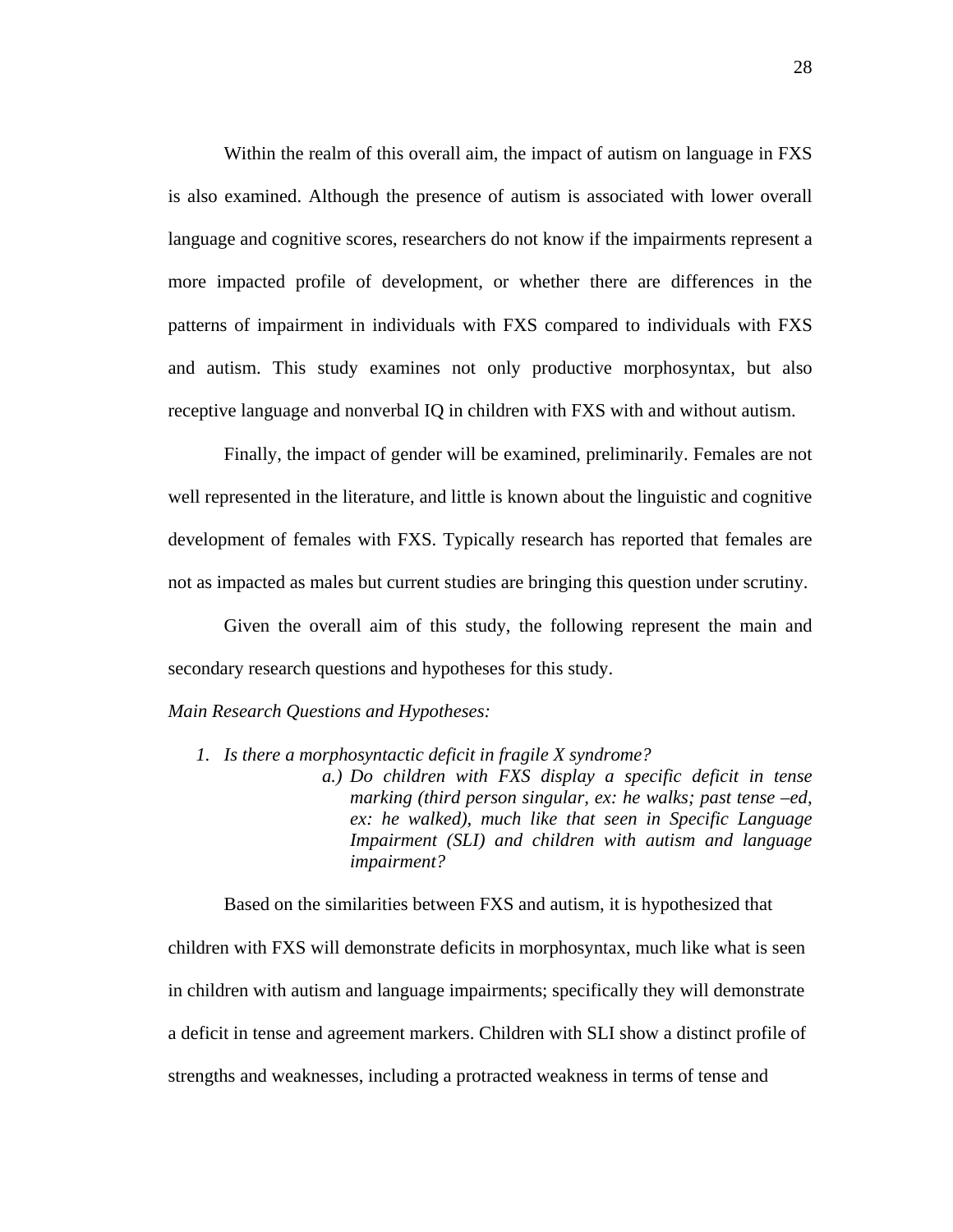Within the realm of this overall aim, the impact of autism on language in FXS is also examined. Although the presence of autism is associated with lower overall language and cognitive scores, researchers do not know if the impairments represent a more impacted profile of development, or whether there are differences in the patterns of impairment in individuals with FXS compared to individuals with FXS and autism. This study examines not only productive morphosyntax, but also receptive language and nonverbal IQ in children with FXS with and without autism.

Finally, the impact of gender will be examined, preliminarily. Females are not well represented in the literature, and little is known about the linguistic and cognitive development of females with FXS. Typically research has reported that females are not as impacted as males but current studies are bringing this question under scrutiny.

Given the overall aim of this study, the following represent the main and secondary research questions and hypotheses for this study.

*Main Research Questions and Hypotheses:*

1. *Is there a morphosyntactic deficit in fragile X syndrome?*
   - *a.) Do children with FXS display a specific deficit in tense marking (third person singular, ex: he walks; past tense –ed, ex: he walked), much like that seen in Specific Language Impairment (SLI) and children with autism and language impairment?*

Based on the similarities between FXS and autism, it is hypothesized that children with FXS will demonstrate deficits in morphosyntax, much like what is seen in children with autism and language impairments; specifically they will demonstrate a deficit in tense and agreement markers. Children with SLI show a distinct profile of strengths and weaknesses, including a protracted weakness in terms of tense and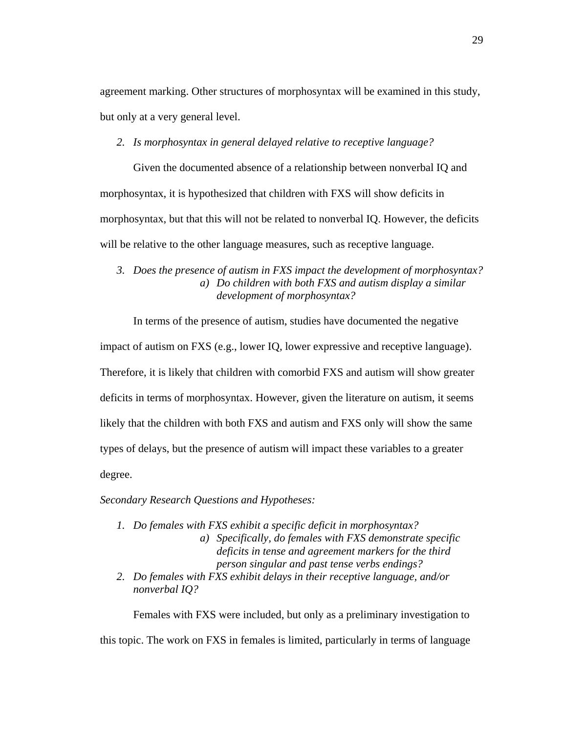agreement marking. Other structures of morphosyntax will be examined in this study, but only at a very general level.

2. *Is morphosyntax in general delayed relative to receptive language?*

Given the documented absence of a relationship between nonverbal IQ and morphosyntax, it is hypothesized that children with FXS will show deficits in morphosyntax, but that this will not be related to nonverbal IQ. However, the deficits will be relative to the other language measures, such as receptive language.

3. *Does the presence of autism in FXS impact the development of morphosyntax?*
    a) *Do children with both FXS and autism display a similar development of morphosyntax?*

In terms of the presence of autism, studies have documented the negative impact of autism on FXS (e.g., lower IQ, lower expressive and receptive language). Therefore, it is likely that children with comorbid FXS and autism will show greater deficits in terms of morphosyntax. However, given the literature on autism, it seems likely that the children with both FXS and autism and FXS only will show the same types of delays, but the presence of autism will impact these variables to a greater degree.

*Secondary Research Questions and Hypotheses:*

1. *Do females with FXS exhibit a specific deficit in morphosyntax?*
    a) *Specifically, do females with FXS demonstrate specific deficits in tense and agreement markers for the third person singular and past tense verbs endings?*
2. *Do females with FXS exhibit delays in their receptive language, and/or nonverbal IQ?*

Females with FXS were included, but only as a preliminary investigation to this topic. The work on FXS in females is limited, particularly in terms of language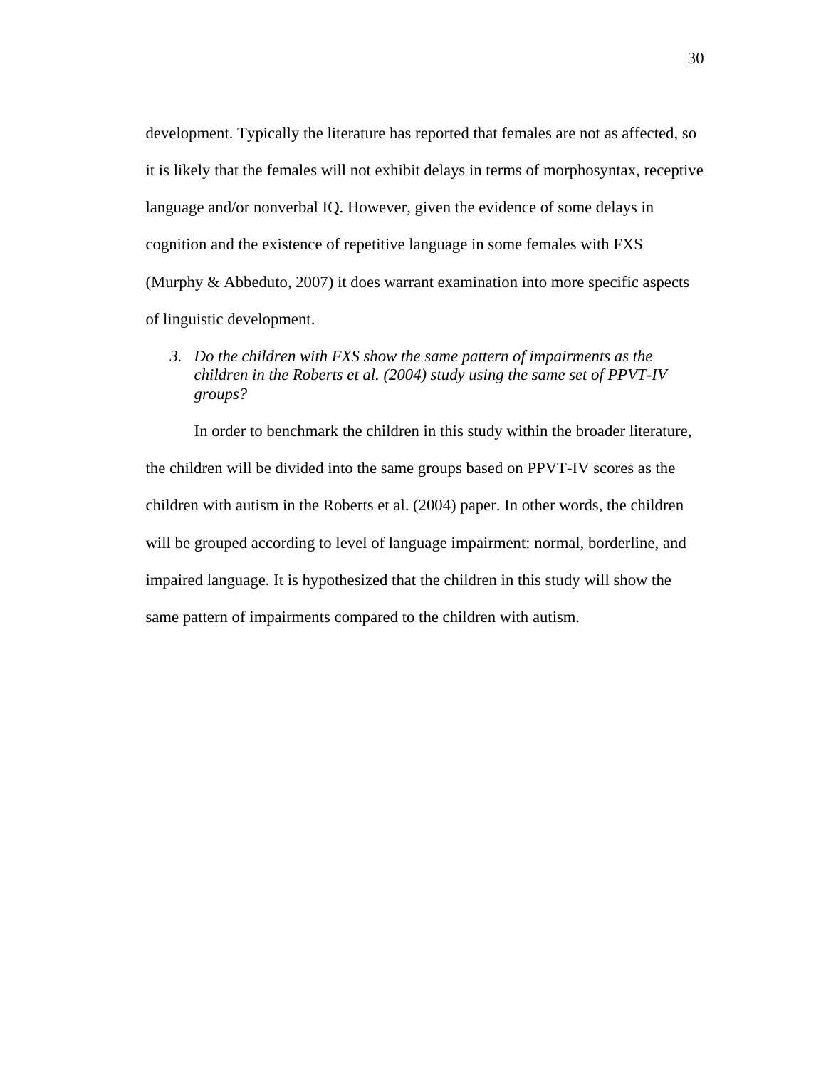development. Typically the literature has reported that females are not as affected, so it is likely that the females will not exhibit delays in terms of morphosyntax, receptive language and/or nonverbal IQ. However, given the evidence of some delays in cognition and the existence of repetitive language in some females with FXS (Murphy & Abbeduto, 2007) it does warrant examination into more specific aspects of linguistic development.

3. *Do the children with FXS show the same pattern of impairments as the children in the Roberts et al. (2004) study using the same set of PPVT-IV groups?*

In order to benchmark the children in this study within the broader literature, the children will be divided into the same groups based on PPVT-IV scores as the children with autism in the Roberts et al. (2004) paper. In other words, the children will be grouped according to level of language impairment: normal, borderline, and impaired language. It is hypothesized that the children in this study will show the same pattern of impairments compared to the children with autism.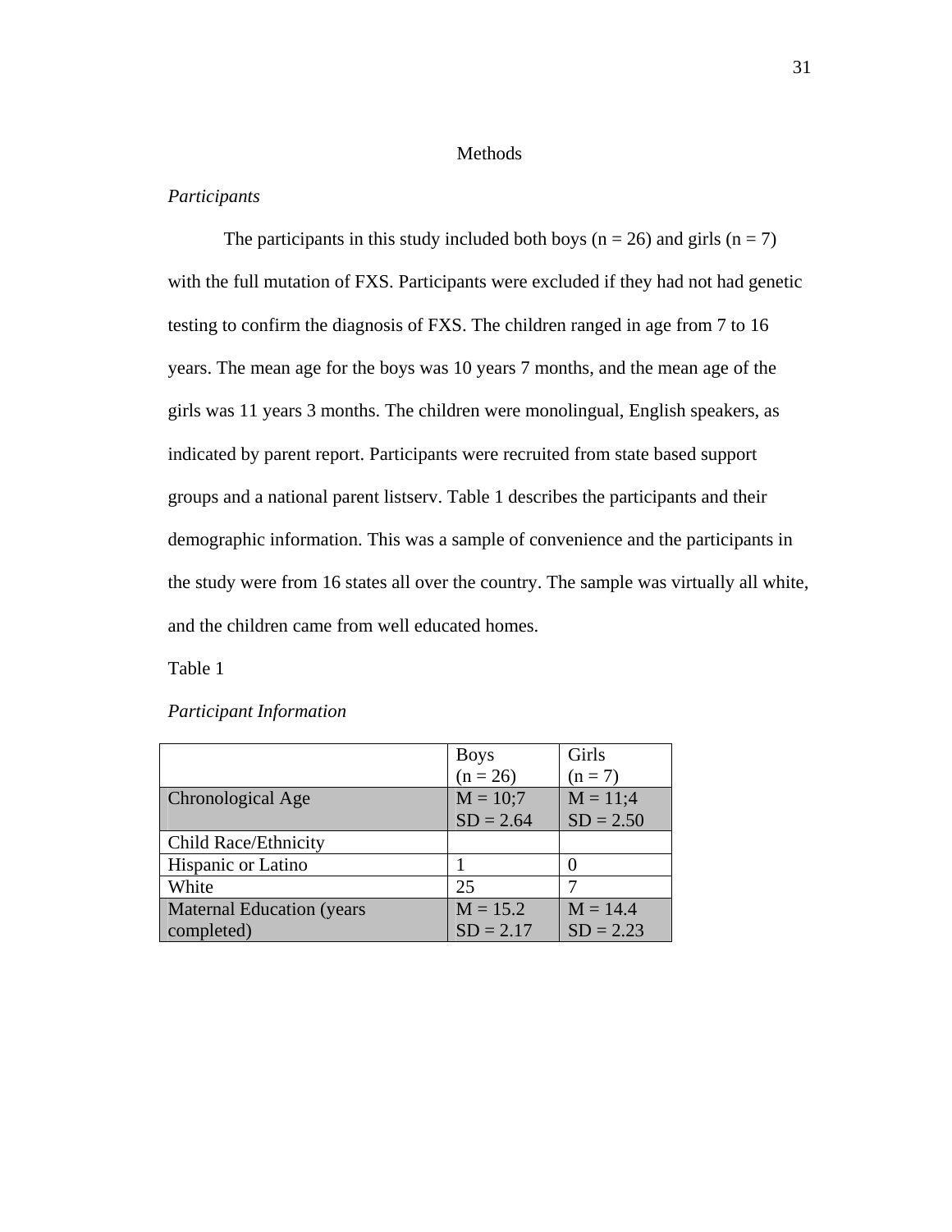# Methods

*Participants*

The participants in this study included both boys (n = 26) and girls (n = 7) with the full mutation of FXS. Participants were excluded if they had not had genetic testing to confirm the diagnosis of FXS. The children ranged in age from 7 to 16 years. The mean age for the boys was 10 years 7 months, and the mean age of the girls was 11 years 3 months. The children were monolingual, English speakers, as indicated by parent report. Participants were recruited from state based support groups and a national parent listserv. Table 1 describes the participants and their demographic information. This was a sample of convenience and the participants in the study were from 16 states all over the country. The sample was virtually all white, and the children came from well educated homes.

Table 1

*Participant Information*

| | Boys (n = 26) | Girls (n = 7) |
|---|---|---|
| Chronological Age | M = 10;7 SD = 2.64 | M = 11;4 SD = 2.50 |
| Child Race/Ethnicity | | |
| Hispanic or Latino | 1 | 0 |
| White | 25 | 7 |
| Maternal Education (years completed) | M = 15.2 SD = 2.17 | M = 14.4 SD = 2.23 |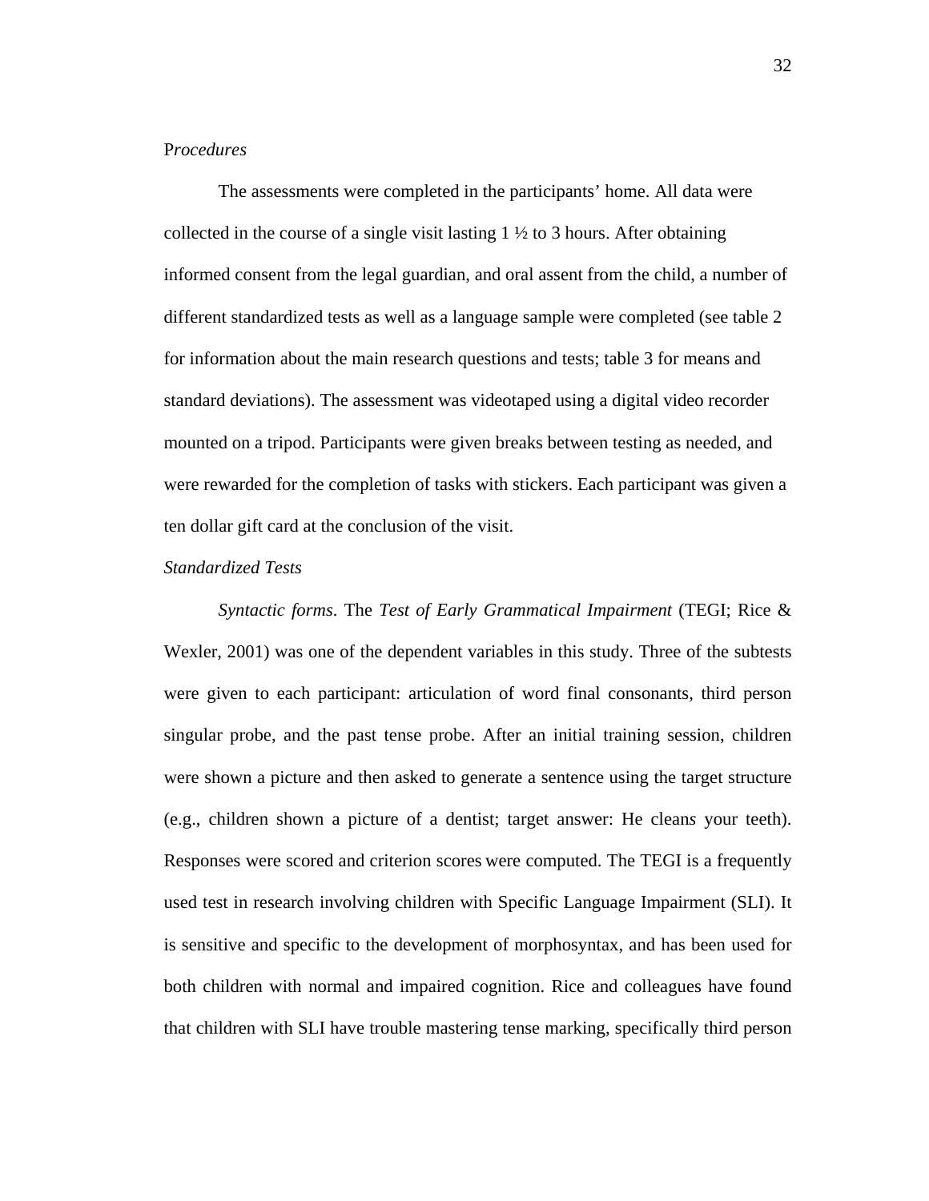*Procedures*

The assessments were completed in the participants' home. All data were collected in the course of a single visit lasting 1 ½ to 3 hours. After obtaining informed consent from the legal guardian, and oral assent from the child, a number of different standardized tests as well as a language sample were completed (see table 2 for information about the main research questions and tests; table 3 for means and standard deviations). The assessment was videotaped using a digital video recorder mounted on a tripod. Participants were given breaks between testing as needed, and were rewarded for the completion of tasks with stickers. Each participant was given a ten dollar gift card at the conclusion of the visit.

*Standardized Tests*

*Syntactic forms*. The *Test of Early Grammatical Impairment* (TEGI; Rice & Wexler, 2001) was one of the dependent variables in this study. Three of the subtests were given to each participant: articulation of word final consonants, third person singular probe, and the past tense probe. After an initial training session, children were shown a picture and then asked to generate a sentence using the target structure (e.g., children shown a picture of a dentist; target answer: He clean*s* your teeth). Responses were scored and criterion scores were computed. The TEGI is a frequently used test in research involving children with Specific Language Impairment (SLI). It is sensitive and specific to the development of morphosyntax, and has been used for both children with normal and impaired cognition. Rice and colleagues have found that children with SLI have trouble mastering tense marking, specifically third person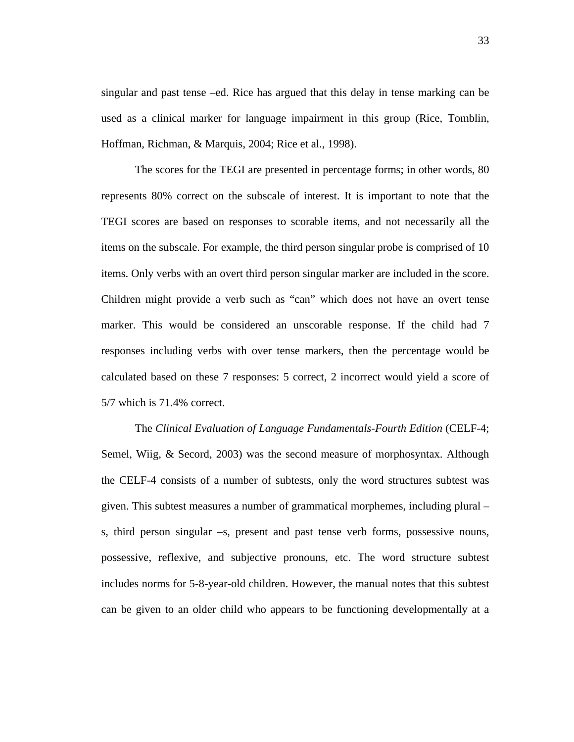singular and past tense –ed. Rice has argued that this delay in tense marking can be used as a clinical marker for language impairment in this group (Rice, Tomblin, Hoffman, Richman, & Marquis, 2004; Rice et al., 1998).

The scores for the TEGI are presented in percentage forms; in other words, 80 represents 80% correct on the subscale of interest. It is important to note that the TEGI scores are based on responses to scorable items, and not necessarily all the items on the subscale. For example, the third person singular probe is comprised of 10 items. Only verbs with an overt third person singular marker are included in the score. Children might provide a verb such as "can" which does not have an overt tense marker. This would be considered an unscorable response. If the child had 7 responses including verbs with over tense markers, then the percentage would be calculated based on these 7 responses: 5 correct, 2 incorrect would yield a score of 5/7 which is 71.4% correct.

The *Clinical Evaluation of Language Fundamentals-Fourth Edition* (CELF-4; Semel, Wiig, & Secord, 2003) was the second measure of morphosyntax. Although the CELF-4 consists of a number of subtests, only the word structures subtest was given. This subtest measures a number of grammatical morphemes, including plural –s, third person singular –s, present and past tense verb forms, possessive nouns, possessive, reflexive, and subjective pronouns, etc. The word structure subtest includes norms for 5-8-year-old children. However, the manual notes that this subtest can be given to an older child who appears to be functioning developmentally at a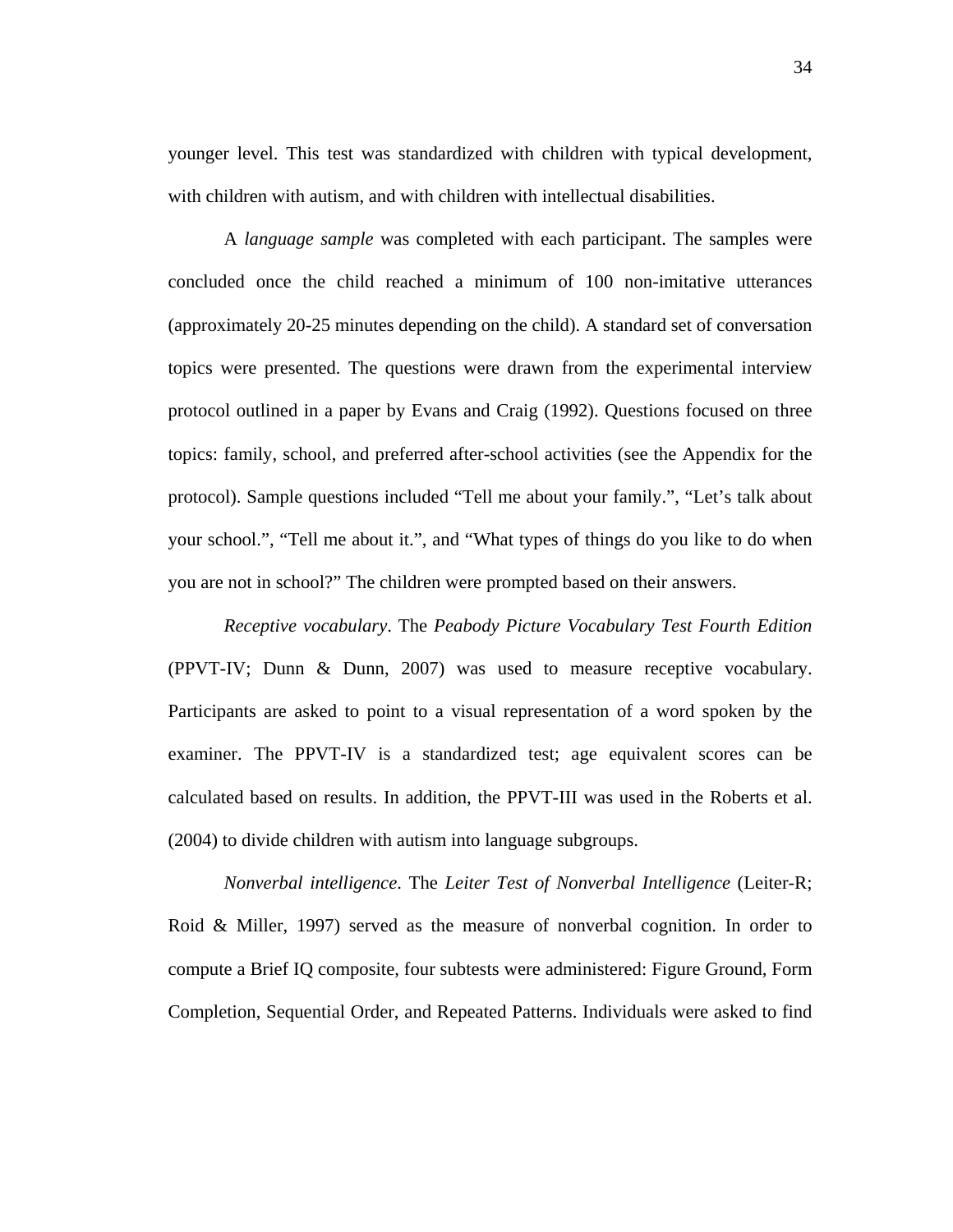younger level. This test was standardized with children with typical development, with children with autism, and with children with intellectual disabilities.

A *language sample* was completed with each participant. The samples were concluded once the child reached a minimum of 100 non-imitative utterances (approximately 20-25 minutes depending on the child). A standard set of conversation topics were presented. The questions were drawn from the experimental interview protocol outlined in a paper by Evans and Craig (1992). Questions focused on three topics: family, school, and preferred after-school activities (see the Appendix for the protocol). Sample questions included “Tell me about your family.”, “Let’s talk about your school.”, “Tell me about it.”, and “What types of things do you like to do when you are not in school?” The children were prompted based on their answers.

*Receptive vocabulary*. The *Peabody Picture Vocabulary Test Fourth Edition* (PPVT-IV; Dunn & Dunn, 2007) was used to measure receptive vocabulary. Participants are asked to point to a visual representation of a word spoken by the examiner. The PPVT-IV is a standardized test; age equivalent scores can be calculated based on results. In addition, the PPVT-III was used in the Roberts et al. (2004) to divide children with autism into language subgroups.

*Nonverbal intelligence*. The *Leiter Test of Nonverbal Intelligence* (Leiter-R; Roid & Miller, 1997) served as the measure of nonverbal cognition. In order to compute a Brief IQ composite, four subtests were administered: Figure Ground, Form Completion, Sequential Order, and Repeated Patterns. Individuals were asked to find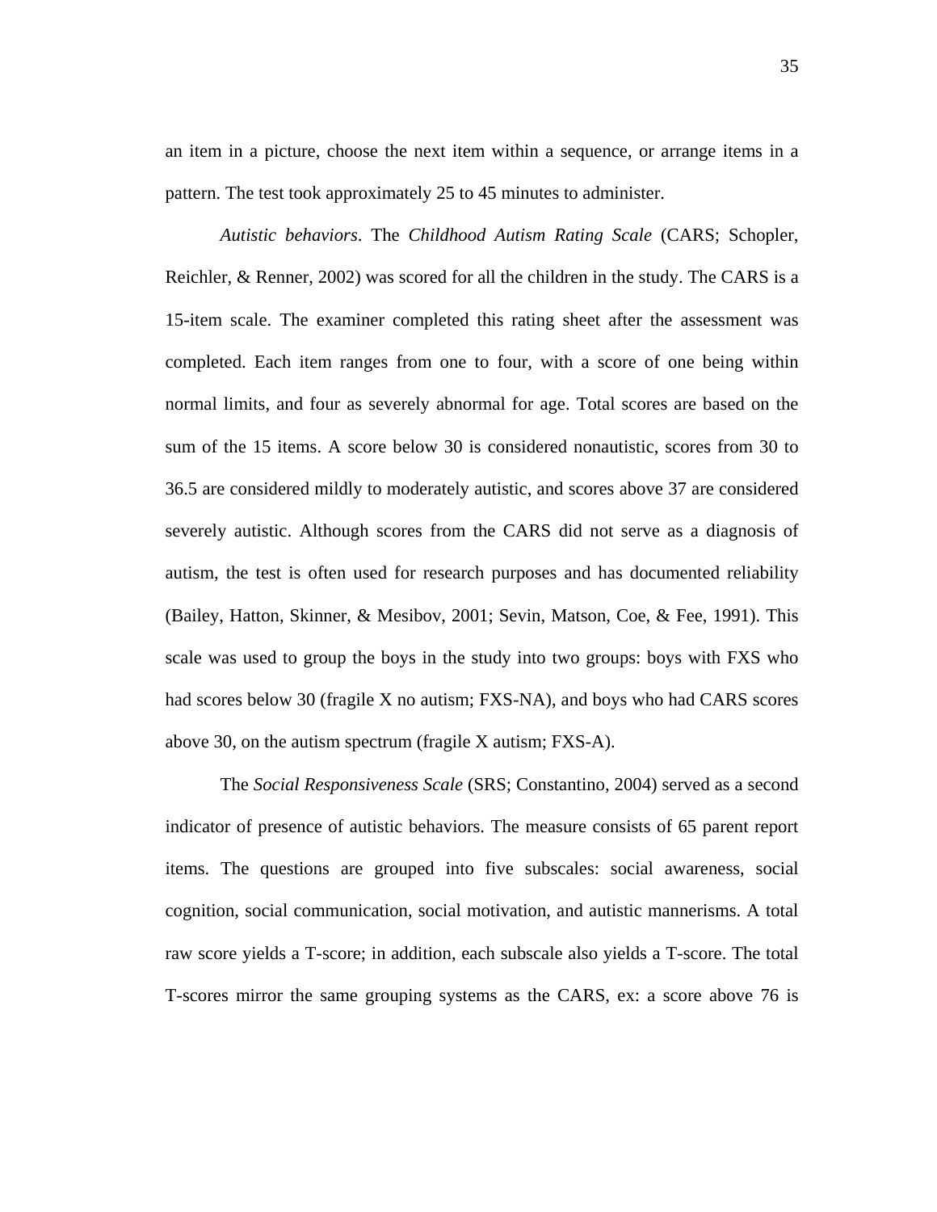an item in a picture, choose the next item within a sequence, or arrange items in a pattern. The test took approximately 25 to 45 minutes to administer.

*Autistic behaviors*. The *Childhood Autism Rating Scale* (CARS; Schopler, Reichler, & Renner, 2002) was scored for all the children in the study. The CARS is a 15-item scale. The examiner completed this rating sheet after the assessment was completed. Each item ranges from one to four, with a score of one being within normal limits, and four as severely abnormal for age. Total scores are based on the sum of the 15 items. A score below 30 is considered nonautistic, scores from 30 to 36.5 are considered mildly to moderately autistic, and scores above 37 are considered severely autistic. Although scores from the CARS did not serve as a diagnosis of autism, the test is often used for research purposes and has documented reliability (Bailey, Hatton, Skinner, & Mesibov, 2001; Sevin, Matson, Coe, & Fee, 1991). This scale was used to group the boys in the study into two groups: boys with FXS who had scores below 30 (fragile X no autism; FXS-NA), and boys who had CARS scores above 30, on the autism spectrum (fragile X autism; FXS-A).

The *Social Responsiveness Scale* (SRS; Constantino, 2004) served as a second indicator of presence of autistic behaviors. The measure consists of 65 parent report items. The questions are grouped into five subscales: social awareness, social cognition, social communication, social motivation, and autistic mannerisms. A total raw score yields a T-score; in addition, each subscale also yields a T-score. The total T-scores mirror the same grouping systems as the CARS, ex: a score above 76 is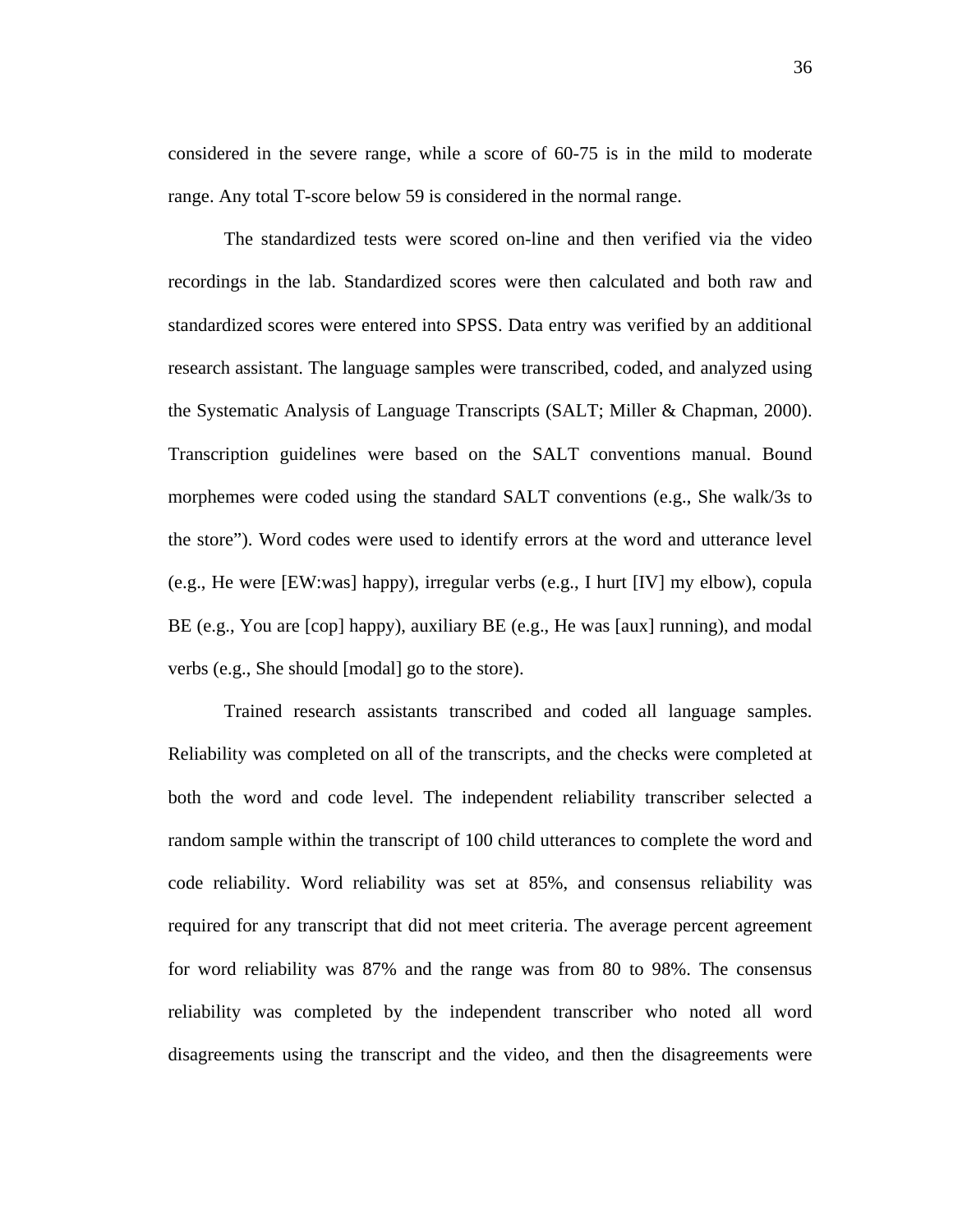considered in the severe range, while a score of 60-75 is in the mild to moderate range. Any total T-score below 59 is considered in the normal range.

The standardized tests were scored on-line and then verified via the video recordings in the lab. Standardized scores were then calculated and both raw and standardized scores were entered into SPSS. Data entry was verified by an additional research assistant. The language samples were transcribed, coded, and analyzed using the Systematic Analysis of Language Transcripts (SALT; Miller & Chapman, 2000). Transcription guidelines were based on the SALT conventions manual. Bound morphemes were coded using the standard SALT conventions (e.g., She walk/3s to the store"). Word codes were used to identify errors at the word and utterance level (e.g., He were [EW:was] happy), irregular verbs (e.g., I hurt [IV] my elbow), copula BE (e.g., You are [cop] happy), auxiliary BE (e.g., He was [aux] running), and modal verbs (e.g., She should [modal] go to the store).

Trained research assistants transcribed and coded all language samples. Reliability was completed on all of the transcripts, and the checks were completed at both the word and code level. The independent reliability transcriber selected a random sample within the transcript of 100 child utterances to complete the word and code reliability. Word reliability was set at 85%, and consensus reliability was required for any transcript that did not meet criteria. The average percent agreement for word reliability was 87% and the range was from 80 to 98%. The consensus reliability was completed by the independent transcriber who noted all word disagreements using the transcript and the video, and then the disagreements were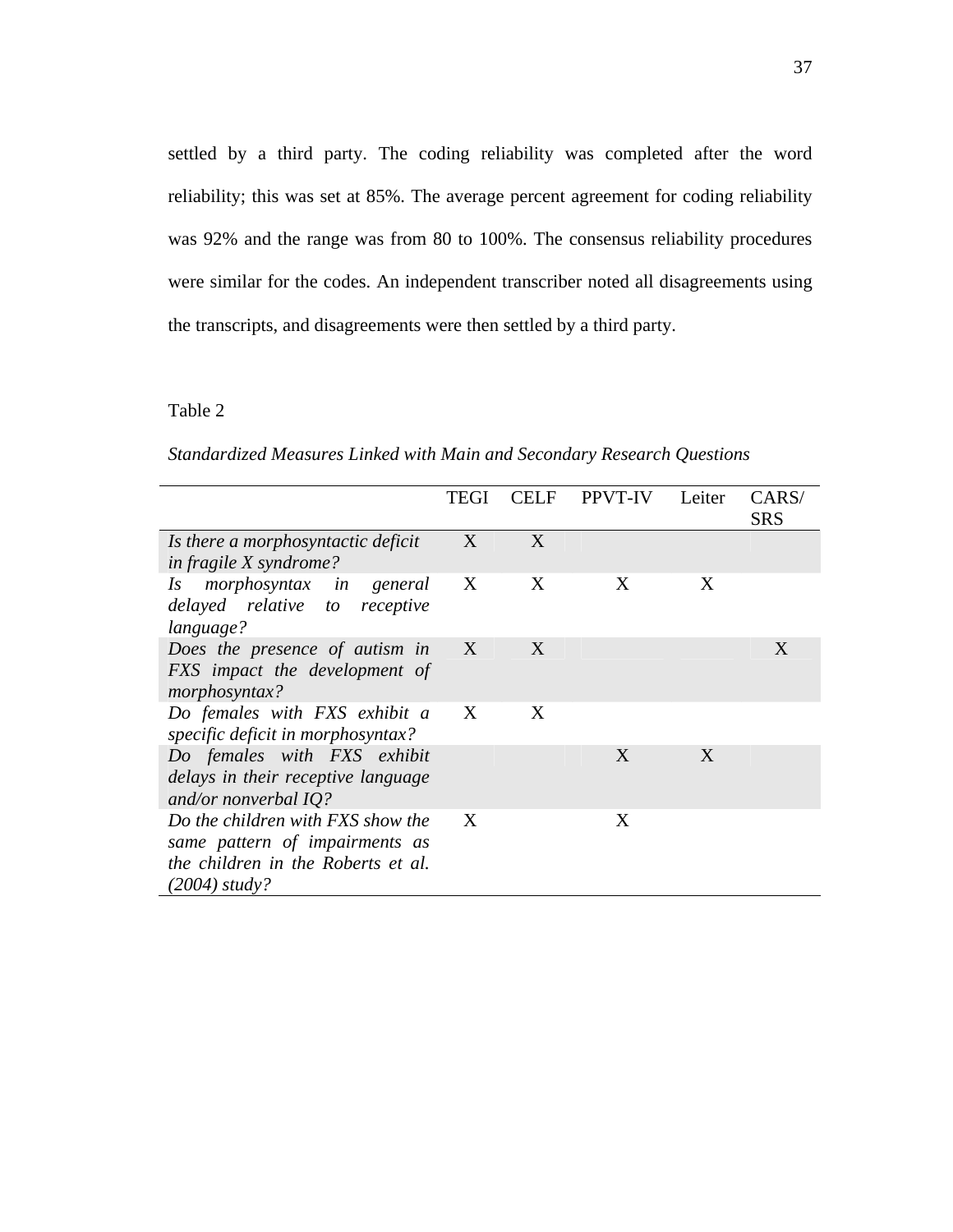settled by a third party. The coding reliability was completed after the word reliability; this was set at 85%. The average percent agreement for coding reliability was 92% and the range was from 80 to 100%. The consensus reliability procedures were similar for the codes. An independent transcriber noted all disagreements using the transcripts, and disagreements were then settled by a third party.

Table 2

*Standardized Measures Linked with Main and Secondary Research Questions*

| | TEGI | CELF | PPVT-IV | Leiter | CARS/ SRS |
|---|---|---|---|---|---|
| *Is there a morphosyntactic deficit in fragile X syndrome?* | X | X | | | |
| *Is morphosyntax in general delayed relative to receptive language?* | X | X | X | X | |
| *Does the presence of autism in FXS impact the development of morphosyntax?* | X | X | | | X |
| *Do females with FXS exhibit a specific deficit in morphosyntax?* | X | X | | | |
| *Do females with FXS exhibit delays in their receptive language and/or nonverbal IQ?* | | | X | X | |
| *Do the children with FXS show the same pattern of impairments as the children in the Roberts et al. (2004) study?* | X | | X | | |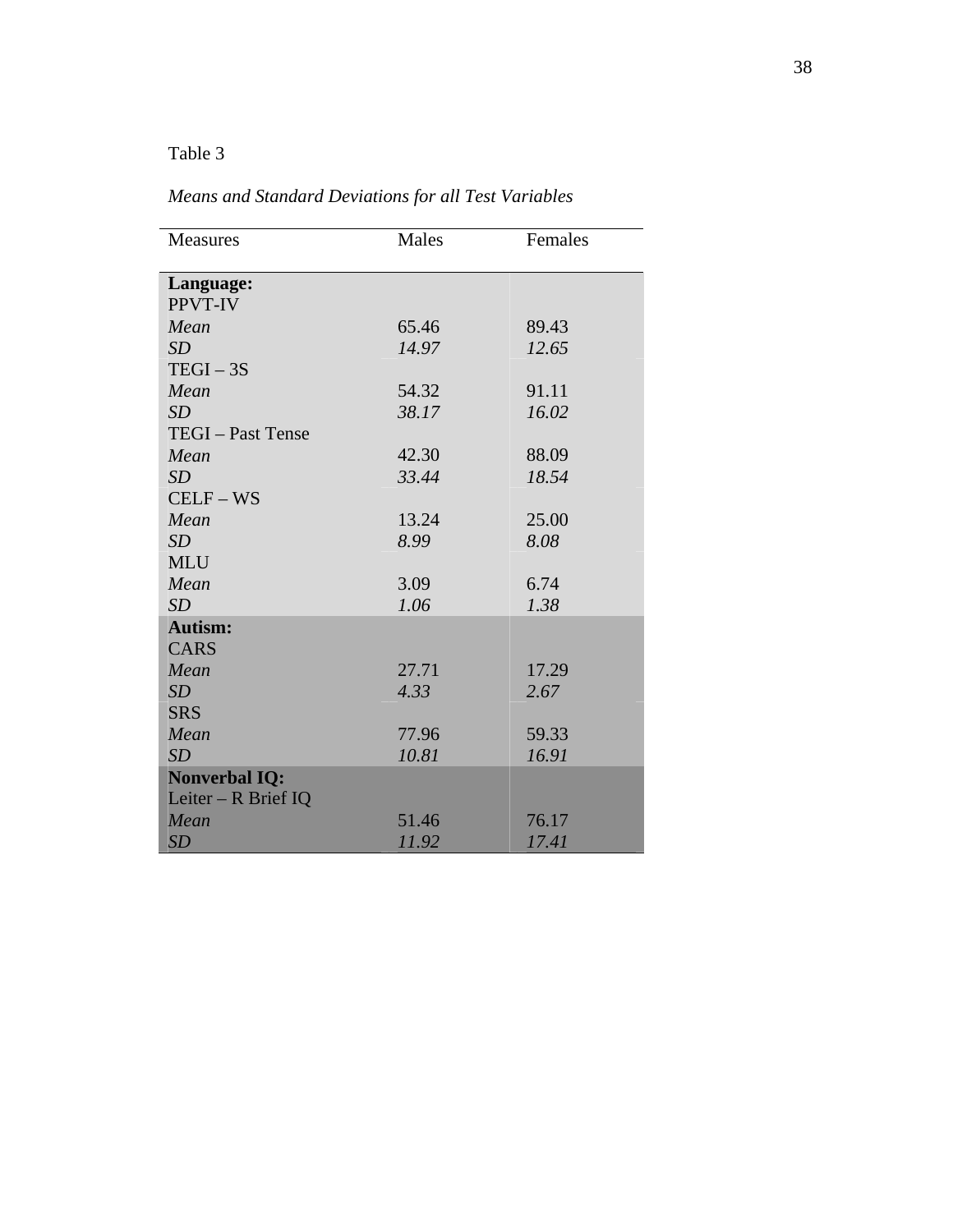Table 3

*Means and Standard Deviations for all Test Variables*

| Measures | Males | Females |
|---|---|---|
| **Language:** | | |
| PPVT-IV | | |
| *Mean* | 65.46 | 89.43 |
| *SD* | *14.97* | *12.65* |
| TEGI – 3S | | |
| *Mean* | 54.32 | 91.11 |
| *SD* | *38.17* | *16.02* |
| TEGI – Past Tense | | |
| *Mean* | 42.30 | 88.09 |
| *SD* | *33.44* | *18.54* |
| CELF – WS | | |
| *Mean* | 13.24 | 25.00 |
| *SD* | *8.99* | *8.08* |
| MLU | | |
| *Mean* | 3.09 | 6.74 |
| *SD* | *1.06* | *1.38* |
| **Autism:** | | |
| CARS | | |
| *Mean* | 27.71 | 17.29 |
| *SD* | *4.33* | *2.67* |
| SRS | | |
| *Mean* | 77.96 | 59.33 |
| *SD* | *10.81* | *16.91* |
| **Nonverbal IQ:** | | |
| Leiter – R Brief IQ | | |
| *Mean* | 51.46 | 76.17 |
| *SD* | *11.92* | *17.41* |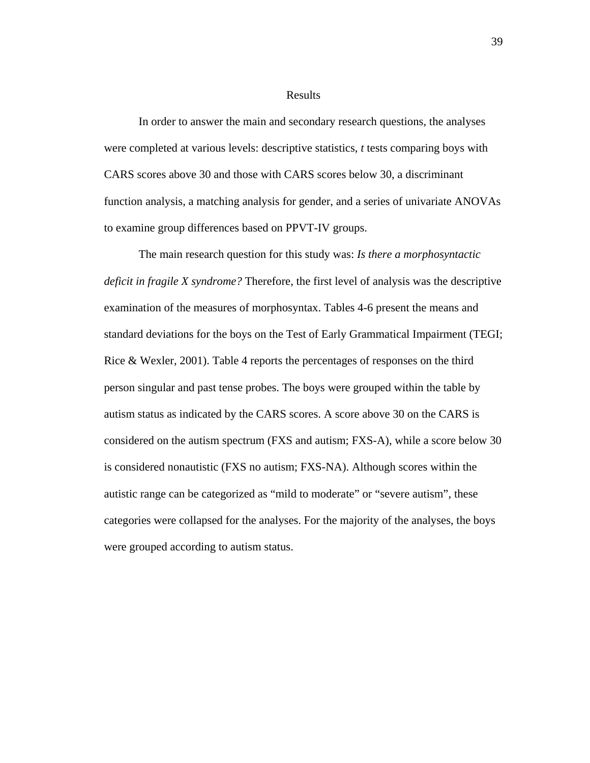# Results

In order to answer the main and secondary research questions, the analyses were completed at various levels: descriptive statistics, *t* tests comparing boys with CARS scores above 30 and those with CARS scores below 30, a discriminant function analysis, a matching analysis for gender, and a series of univariate ANOVAs to examine group differences based on PPVT-IV groups.

The main research question for this study was: *Is there a morphosyntactic deficit in fragile X syndrome?* Therefore, the first level of analysis was the descriptive examination of the measures of morphosyntax. Tables 4-6 present the means and standard deviations for the boys on the Test of Early Grammatical Impairment (TEGI; Rice & Wexler, 2001). Table 4 reports the percentages of responses on the third person singular and past tense probes. The boys were grouped within the table by autism status as indicated by the CARS scores. A score above 30 on the CARS is considered on the autism spectrum (FXS and autism; FXS-A), while a score below 30 is considered nonautistic (FXS no autism; FXS-NA). Although scores within the autistic range can be categorized as “mild to moderate” or “severe autism”, these categories were collapsed for the analyses. For the majority of the analyses, the boys were grouped according to autism status.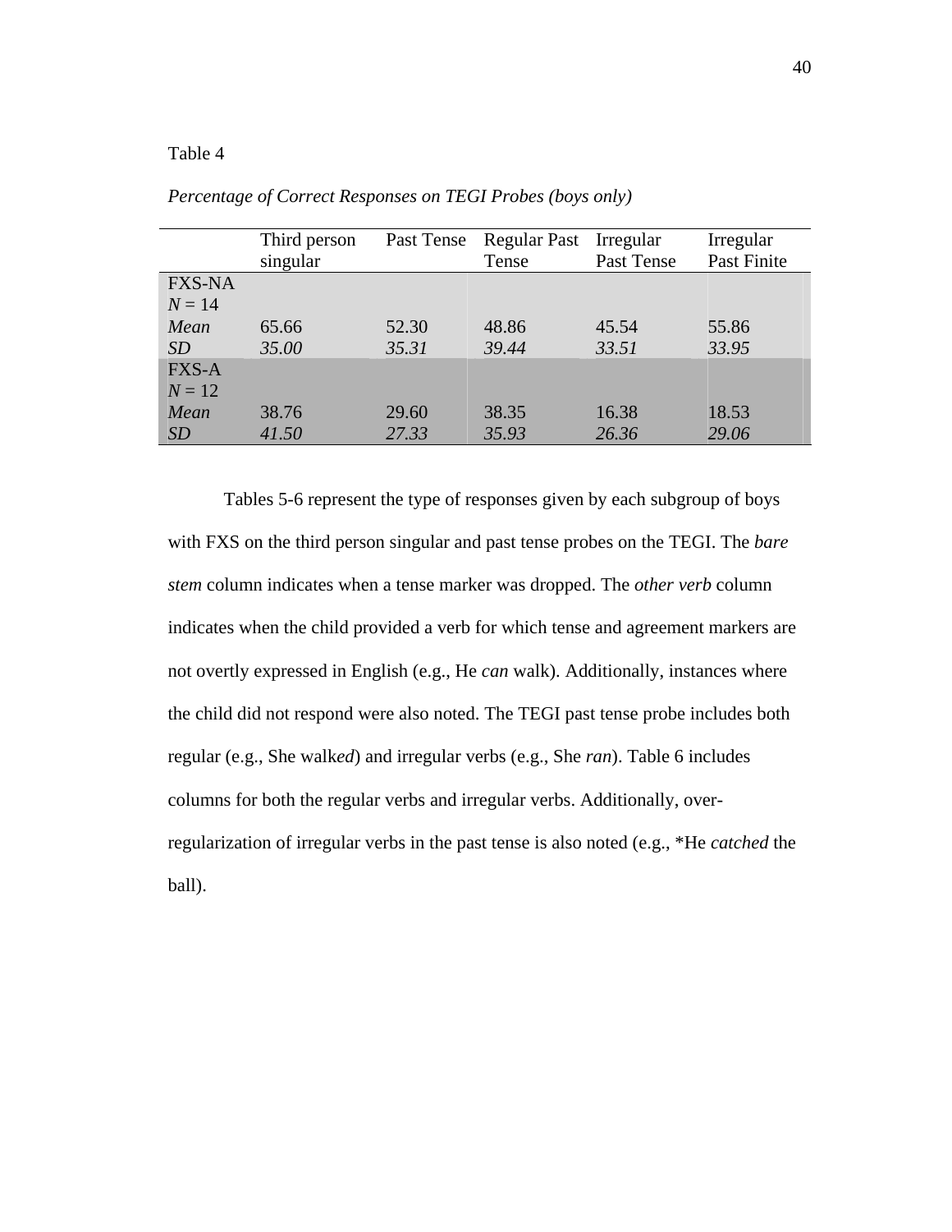Table 4

*Percentage of Correct Responses on TEGI Probes (boys only)*

| | Third person singular | Past Tense | Regular Past Tense | Irregular Past Tense | Irregular Past Finite |
|---|---|---|---|---|---|
| FXS-NA<br>*N* = 14 | | | | | |
| *Mean* | 65.66 | 52.30 | 48.86 | 45.54 | 55.86 |
| *SD* | *35.00* | *35.31* | *39.44* | *33.51* | *33.95* |
| FXS-A<br>*N* = 12 | | | | | |
| *Mean* | 38.76 | 29.60 | 38.35 | 16.38 | 18.53 |
| *SD* | *41.50* | *27.33* | *35.93* | *26.36* | *29.06* |

Tables 5-6 represent the type of responses given by each subgroup of boys with FXS on the third person singular and past tense probes on the TEGI. The *bare stem* column indicates when a tense marker was dropped. The *other verb* column indicates when the child provided a verb for which tense and agreement markers are not overtly expressed in English (e.g., He *can* walk). Additionally, instances where the child did not respond were also noted. The TEGI past tense probe includes both regular (e.g., She walk*ed*) and irregular verbs (e.g., She *ran*). Table 6 includes columns for both the regular verbs and irregular verbs. Additionally, over-regularization of irregular verbs in the past tense is also noted (e.g., *He *catched* the ball).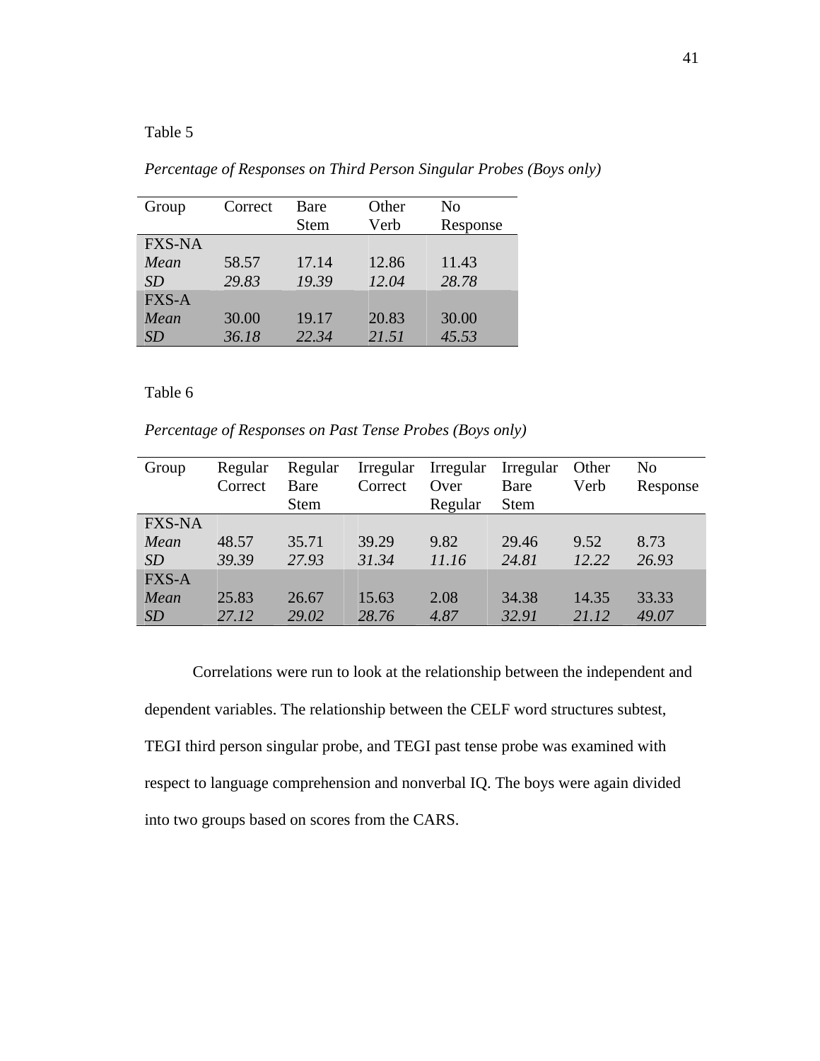Table 5

*Percentage of Responses on Third Person Singular Probes (Boys only)*

| Group | Correct | Bare Stem | Other Verb | No Response |
|---|---|---|---|---|
| FXS-NA | | | | |
| *Mean* | 58.57 | 17.14 | 12.86 | 11.43 |
| *SD* | *29.83* | *19.39* | *12.04* | *28.78* |
| FXS-A | | | | |
| *Mean* | 30.00 | 19.17 | 20.83 | 30.00 |
| *SD* | *36.18* | *22.34* | *21.51* | *45.53* |

Table 6

*Percentage of Responses on Past Tense Probes (Boys only)*

| Group | Regular Correct | Regular Bare Stem | Irregular Correct | Irregular Over Regular | Irregular Bare Stem | Other Verb | No Response |
|---|---|---|---|---|---|---|---|
| FXS-NA | | | | | | | |
| *Mean* | 48.57 | 35.71 | 39.29 | 9.82 | 29.46 | 9.52 | 8.73 |
| *SD* | *39.39* | *27.93* | *31.34* | *11.16* | *24.81* | *12.22* | *26.93* |
| FXS-A | | | | | | | |
| *Mean* | 25.83 | 26.67 | 15.63 | 2.08 | 34.38 | 14.35 | 33.33 |
| *SD* | *27.12* | *29.02* | *28.76* | *4.87* | *32.91* | *21.12* | *49.07* |

Correlations were run to look at the relationship between the independent and dependent variables. The relationship between the CELF word structures subtest, TEGI third person singular probe, and TEGI past tense probe was examined with respect to language comprehension and nonverbal IQ. The boys were again divided into two groups based on scores from the CARS.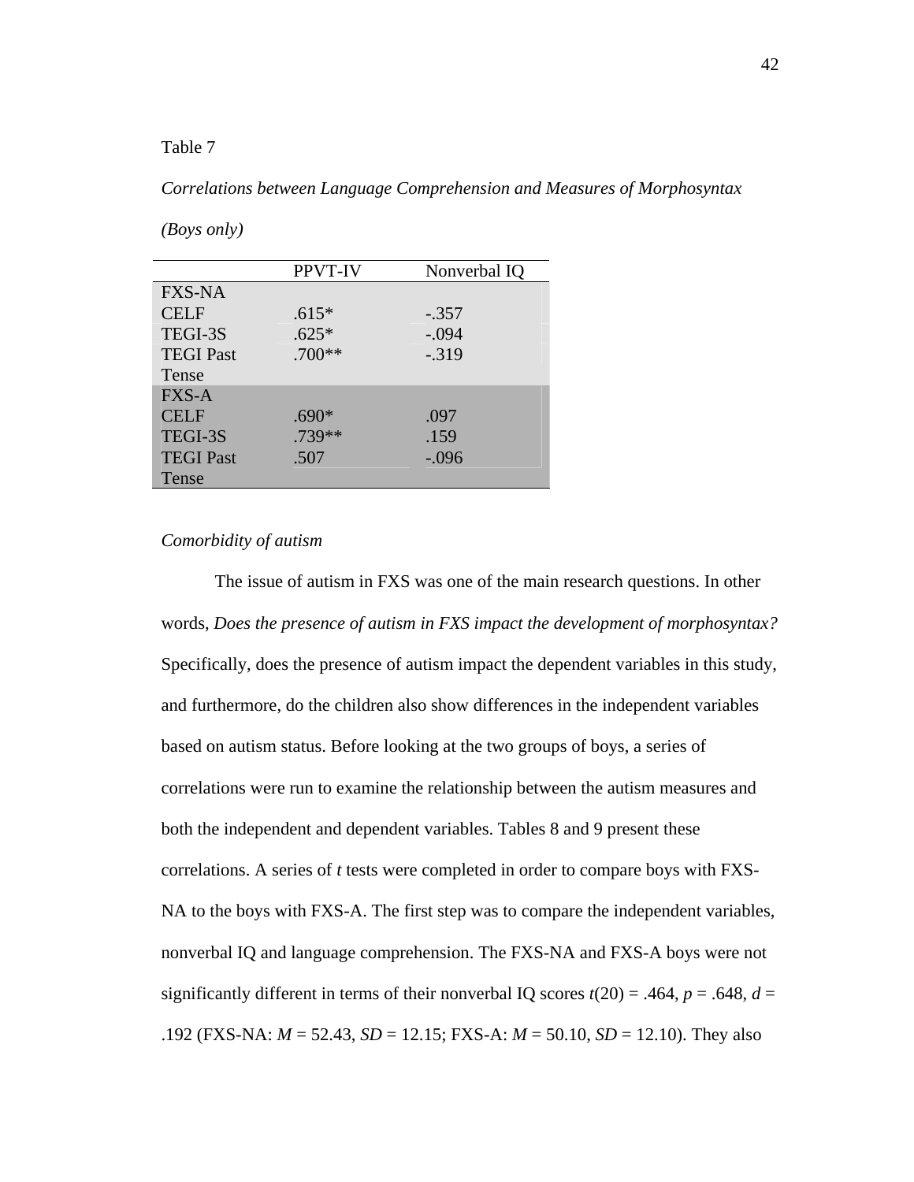Table 7

*Correlations between Language Comprehension and Measures of Morphosyntax (Boys only)*

| | PPVT-IV | Nonverbal IQ |
|---|---|---|
| FXS-NA | | |
| CELF | .615* | -.357 |
| TEGI-3S | .625* | -.094 |
| TEGI Past Tense | .700** | -.319 |
| FXS-A | | |
| CELF | .690* | .097 |
| TEGI-3S | .739** | .159 |
| TEGI Past Tense | .507 | -.096 |

*Comorbidity of autism*

The issue of autism in FXS was one of the main research questions. In other words, *Does the presence of autism in FXS impact the development of morphosyntax?* Specifically, does the presence of autism impact the dependent variables in this study, and furthermore, do the children also show differences in the independent variables based on autism status. Before looking at the two groups of boys, a series of correlations were run to examine the relationship between the autism measures and both the independent and dependent variables. Tables 8 and 9 present these correlations. A series of *t* tests were completed in order to compare boys with FXS-NA to the boys with FXS-A. The first step was to compare the independent variables, nonverbal IQ and language comprehension. The FXS-NA and FXS-A boys were not significantly different in terms of their nonverbal IQ scores $t(20) = .464$, $p = .648$, $d = .192$ (FXS-NA: $M = 52.43$, $SD = 12.15$; FXS-A: $M = 50.10$, $SD = 12.10$). They also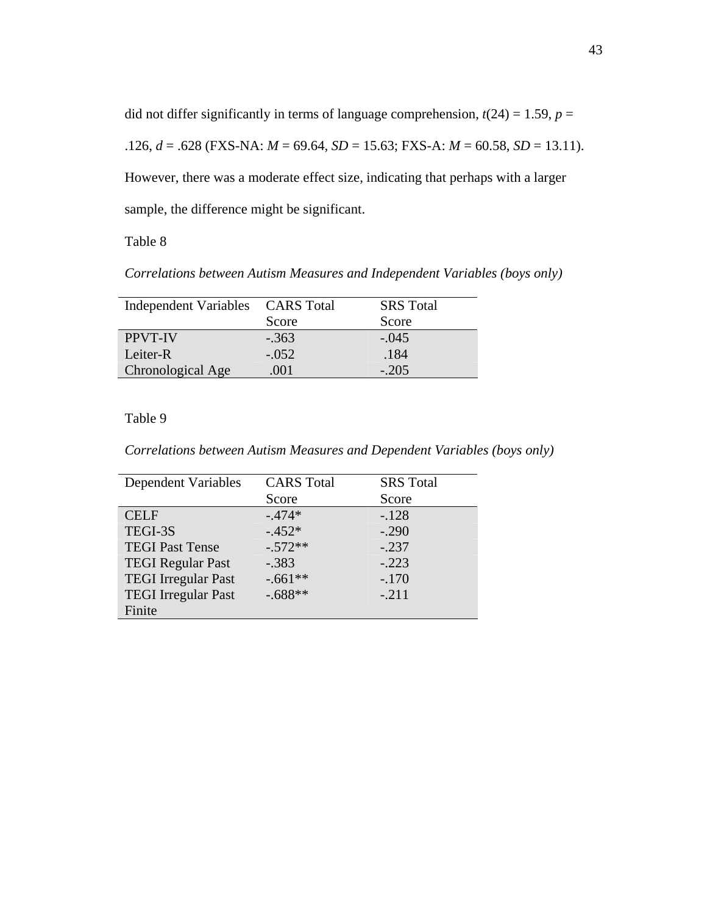did not differ significantly in terms of language comprehension, $t(24) = 1.59$, $p = .126$, $d = .628$ (FXS-NA: $M = 69.64$, $SD = 15.63$; FXS-A: $M = 60.58$, $SD = 13.11$). However, there was a moderate effect size, indicating that perhaps with a larger sample, the difference might be significant.

Table 8

*Correlations between Autism Measures and Independent Variables (boys only)*

| Independent Variables | CARS Total Score | SRS Total Score |
|---|---|---|
| PPVT-IV | -.363 | -.045 |
| Leiter-R | -.052 | .184 |
| Chronological Age | .001 | -.205 |

Table 9

*Correlations between Autism Measures and Dependent Variables (boys only)*

| Dependent Variables | CARS Total Score | SRS Total Score |
|---|---|---|
| CELF | -.474* | -.128 |
| TEGI-3S | -.452* | -.290 |
| TEGI Past Tense | -.572** | -.237 |
| TEGI Regular Past | -.383 | -.223 |
| TEGI Irregular Past | -.661** | -.170 |
| TEGI Irregular Past Finite | -.688** | -.211 |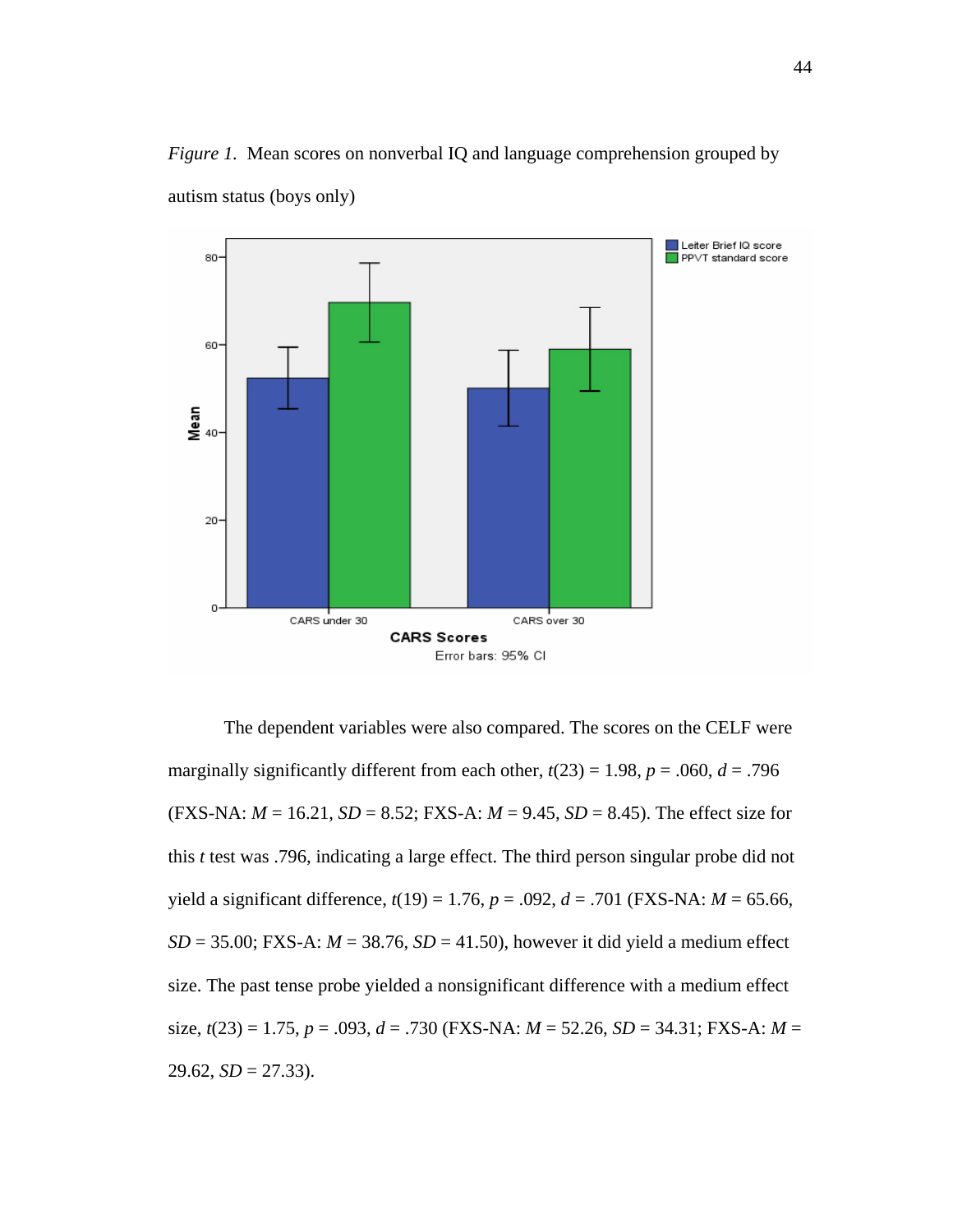*Figure 1.* Mean scores on nonverbal IQ and language comprehension grouped by autism status (boys only)

The dependent variables were also compared. The scores on the CELF were marginally significantly different from each other, $t(23) = 1.98$, $p = .060$, $d = .796$ (FXS-NA: $M = 16.21$, $SD = 8.52$; FXS-A: $M = 9.45$, $SD = 8.45$). The effect size for this $t$ test was .796, indicating a large effect. The third person singular probe did not yield a significant difference, $t(19) = 1.76$, $p = .092$, $d = .701$ (FXS-NA: $M = 65.66$, $SD = 35.00$; FXS-A: $M = 38.76$, $SD = 41.50$), however it did yield a medium effect size. The past tense probe yielded a nonsignificant difference with a medium effect size, $t(23) = 1.75$, $p = .093$, $d = .730$ (FXS-NA: $M = 52.26$, $SD = 34.31$; FXS-A: $M = 29.62$, $SD = 27.33$).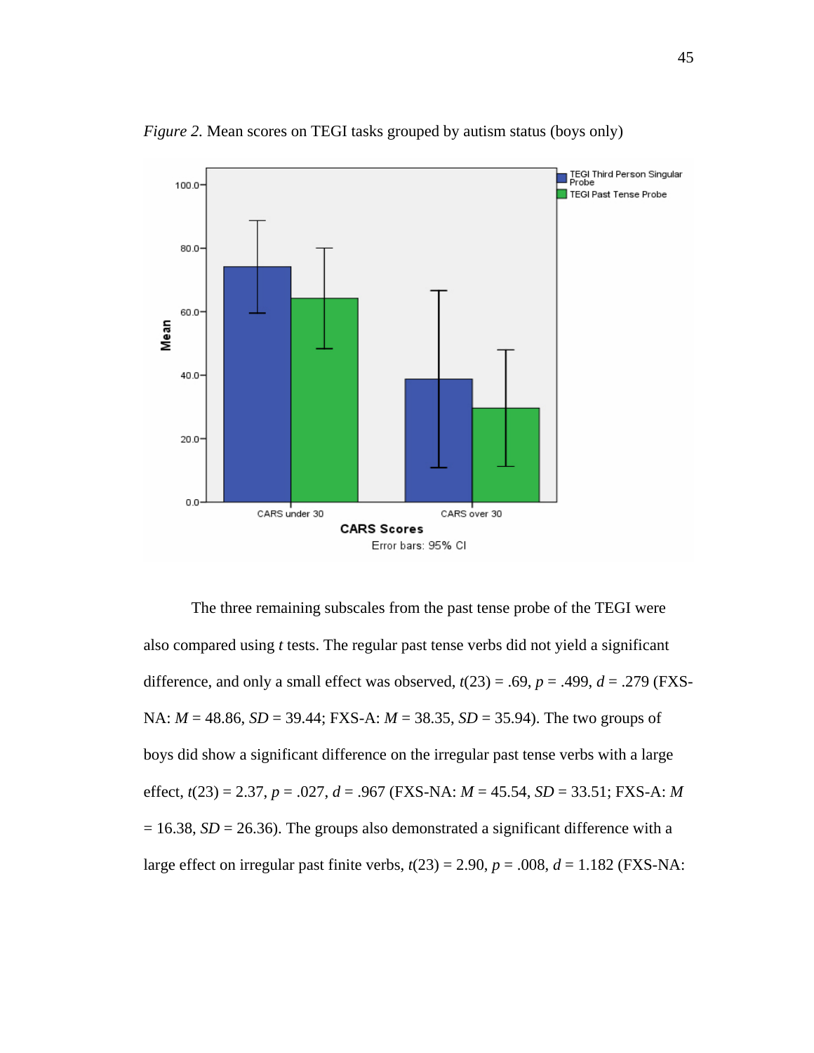*Figure 2.* Mean scores on TEGI tasks grouped by autism status (boys only)

The three remaining subscales from the past tense probe of the TEGI were also compared using *t* tests. The regular past tense verbs did not yield a significant difference, and only a small effect was observed, $t(23) = .69$, $p = .499$, $d = .279$ (FXS-NA: $M = 48.86$, $SD = 39.44$; FXS-A: $M = 38.35$, $SD = 35.94$). The two groups of boys did show a significant difference on the irregular past tense verbs with a large effect, $t(23) = 2.37$, $p = .027$, $d = .967$ (FXS-NA: $M = 45.54$, $SD = 33.51$; FXS-A: $M = 16.38$, $SD = 26.36$). The groups also demonstrated a significant difference with a large effect on irregular past finite verbs, $t(23) = 2.90$, $p = .008$, $d = 1.182$ (FXS-NA: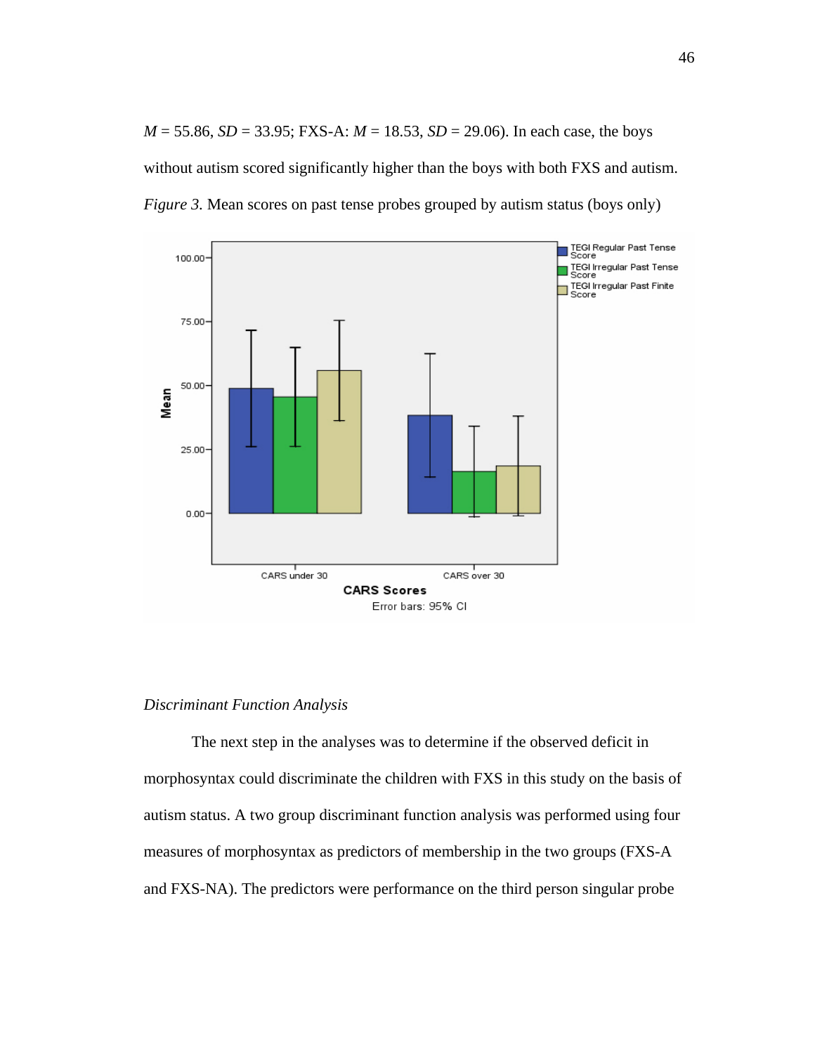*M* = 55.86, *SD* = 33.95; FXS-A: *M* = 18.53, *SD* = 29.06). In each case, the boys without autism scored significantly higher than the boys with both FXS and autism.

*Figure 3.* Mean scores on past tense probes grouped by autism status (boys only)

### *Discriminant Function Analysis*

The next step in the analyses was to determine if the observed deficit in morphosyntax could discriminate the children with FXS in this study on the basis of autism status. A two group discriminant function analysis was performed using four measures of morphosyntax as predictors of membership in the two groups (FXS-A and FXS-NA). The predictors were performance on the third person singular probe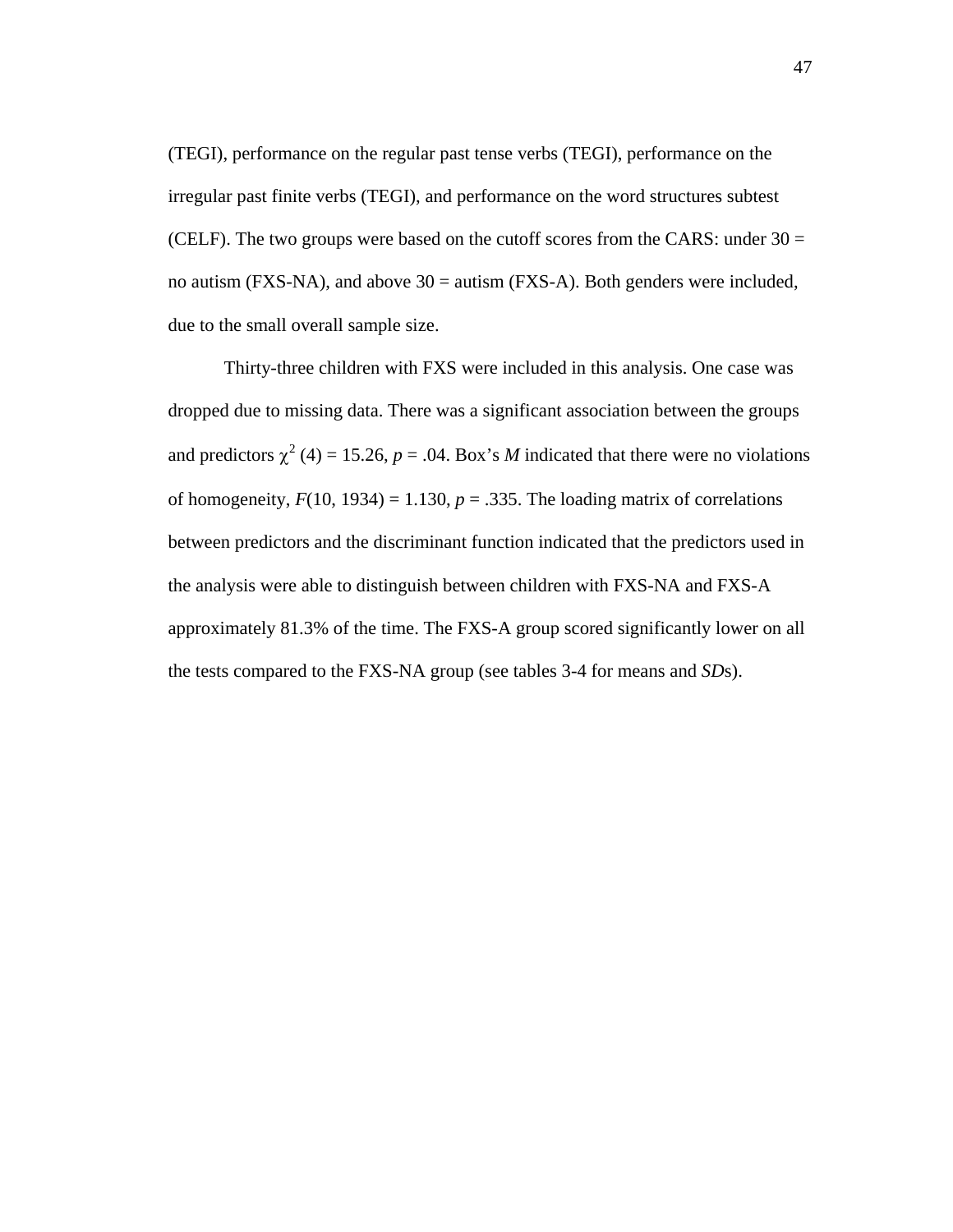(TEGI), performance on the regular past tense verbs (TEGI), performance on the irregular past finite verbs (TEGI), and performance on the word structures subtest (CELF). The two groups were based on the cutoff scores from the CARS: under 30 = no autism (FXS-NA), and above 30 = autism (FXS-A). Both genders were included, due to the small overall sample size.

Thirty-three children with FXS were included in this analysis. One case was dropped due to missing data. There was a significant association between the groups and predictors $\chi^2$ (4) = 15.26, *p* = .04. Box's *M* indicated that there were no violations of homogeneity, *F*(10, 1934) = 1.130, *p* = .335. The loading matrix of correlations between predictors and the discriminant function indicated that the predictors used in the analysis were able to distinguish between children with FXS-NA and FXS-A approximately 81.3% of the time. The FXS-A group scored significantly lower on all the tests compared to the FXS-NA group (see tables 3-4 for means and *SD*s).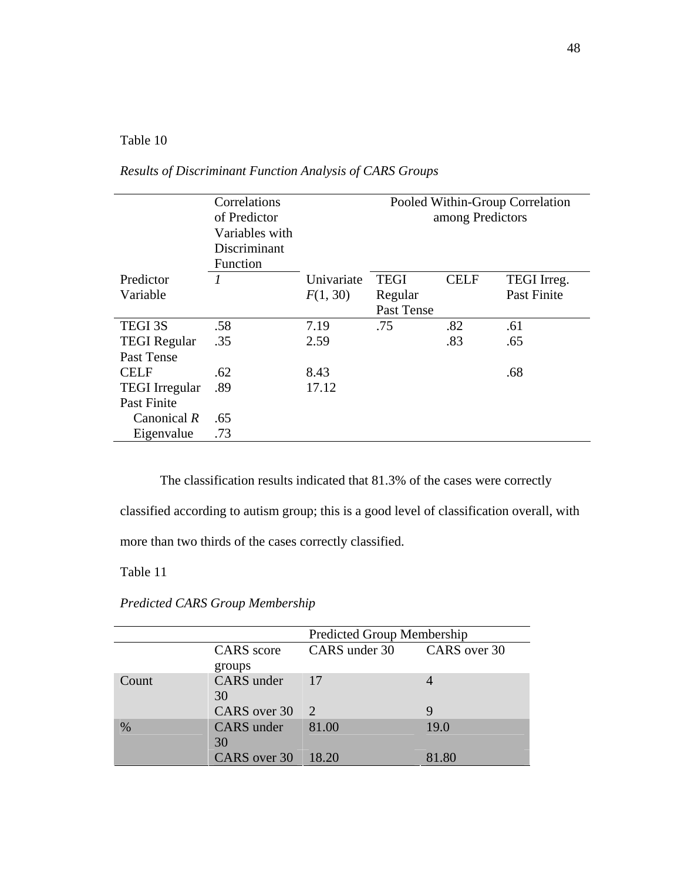Table 10

*Results of Discriminant Function Analysis of CARS Groups*

| Predictor Variable | Correlations of Predictor Variables with Discriminant Function *1* | Univariate $F(1, 30)$ | Pooled Within-Group Correlation among Predictors: TEGI Regular Past Tense | CELF | TEGI Irreg. Past Finite |
|---|---|---|---|---|---|
| TEGI 3S | .58 | 7.19 | .75 | .82 | .61 |
| TEGI Regular Past Tense | .35 | 2.59 | | .83 | .65 |
| CELF | .62 | 8.43 | | | .68 |
| TEGI Irregular Past Finite | .89 | 17.12 | | | |
| Canonical *R* | .65 | | | | |
| Eigenvalue | .73 | | | | |

The classification results indicated that 81.3% of the cases were correctly classified according to autism group; this is a good level of classification overall, with more than two thirds of the cases correctly classified.

Table 11

*Predicted CARS Group Membership*

| | | Predicted Group Membership | |
|---|---|---|---|
| | CARS score groups | CARS under 30 | CARS over 30 |
| Count | CARS under 30 | 17 | 4 |
| | CARS over 30 | 2 | 9 |
| % | CARS under 30 | 81.00 | 19.0 |
| | CARS over 30 | 18.20 | 81.80 |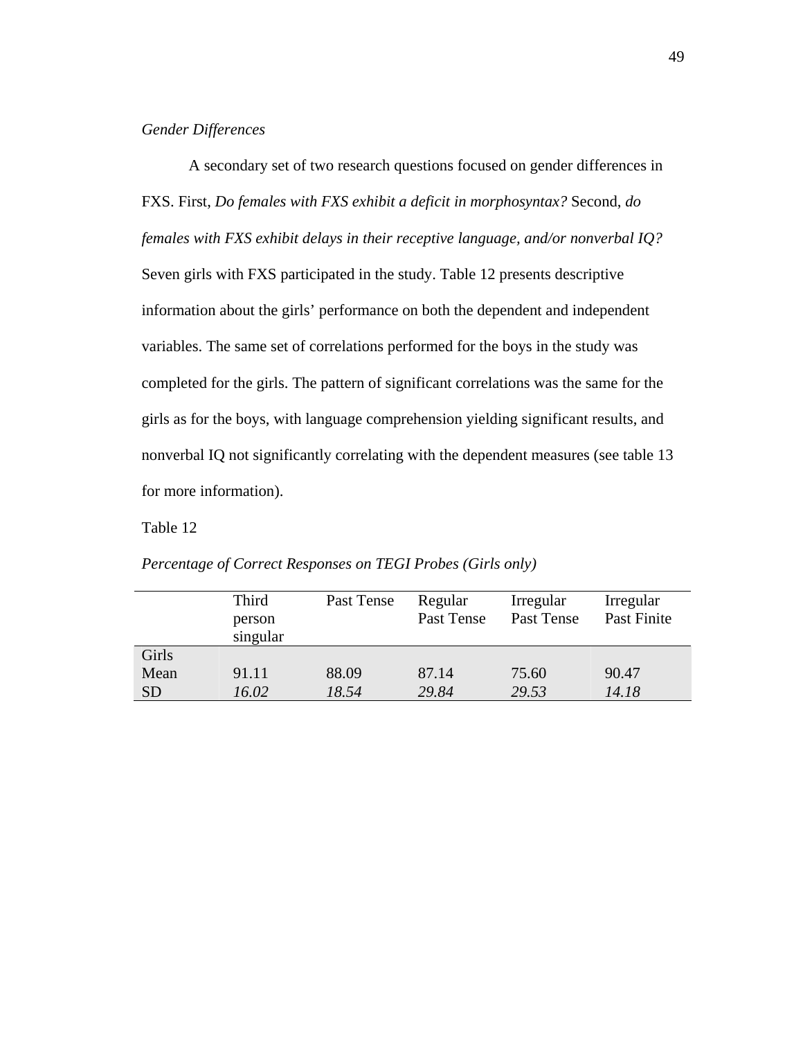*Gender Differences*

A secondary set of two research questions focused on gender differences in FXS. First, *Do females with FXS exhibit a deficit in morphosyntax?* Second, *do females with FXS exhibit delays in their receptive language, and/or nonverbal IQ?* Seven girls with FXS participated in the study. Table 12 presents descriptive information about the girls' performance on both the dependent and independent variables. The same set of correlations performed for the boys in the study was completed for the girls. The pattern of significant correlations was the same for the girls as for the boys, with language comprehension yielding significant results, and nonverbal IQ not significantly correlating with the dependent measures (see table 13 for more information).

Table 12

*Percentage of Correct Responses on TEGI Probes (Girls only)*

| | Third person singular | Past Tense | Regular Past Tense | Irregular Past Tense | Irregular Past Finite |
|---|---|---|---|---|---|
| Girls | | | | | |
| Mean | 91.11 | 88.09 | 87.14 | 75.60 | 90.47 |
| SD | *16.02* | *18.54* | *29.84* | *29.53* | *14.18* |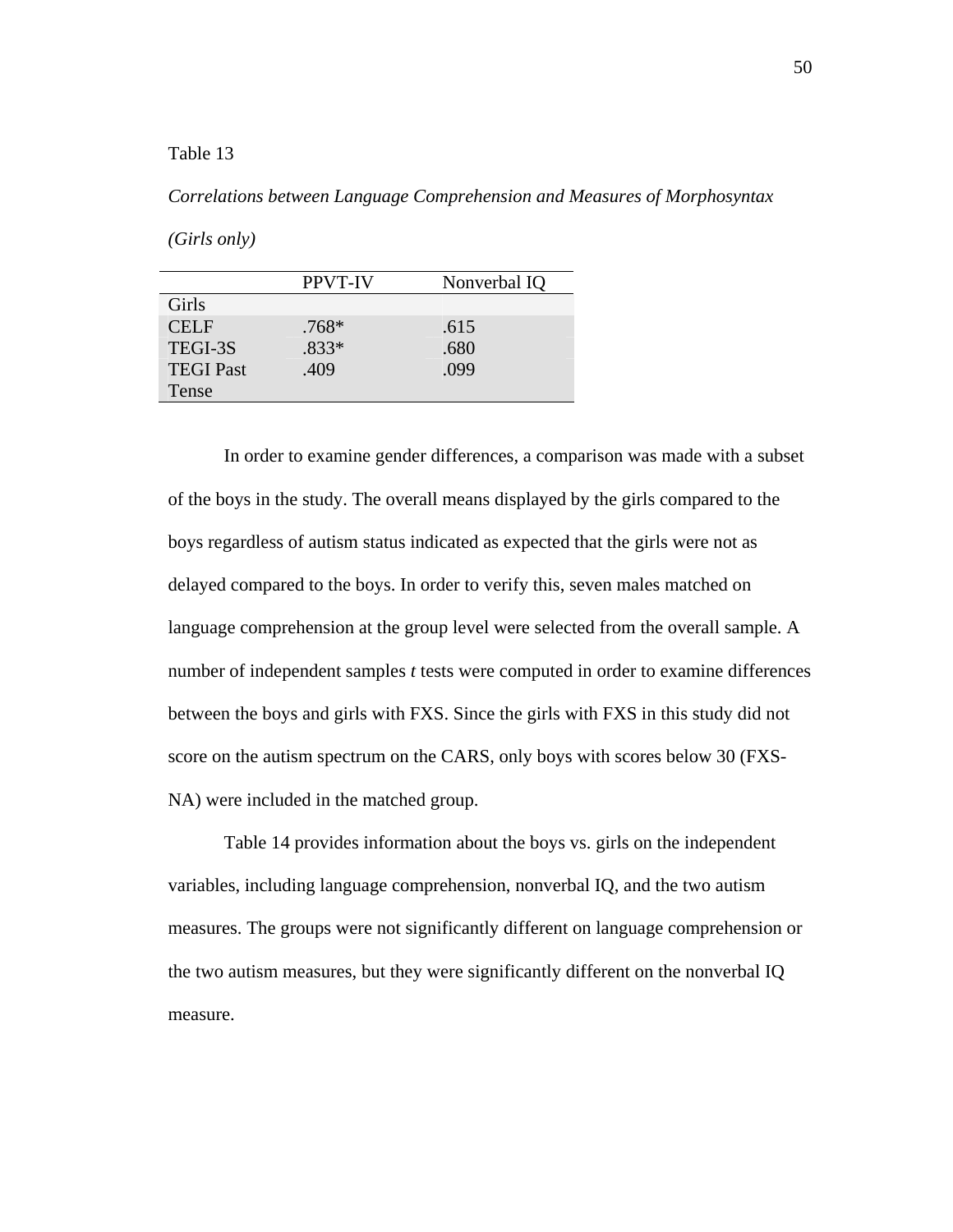Table 13

*Correlations between Language Comprehension and Measures of Morphosyntax (Girls only)*

| | PPVT-IV | Nonverbal IQ |
|---|---|---|
| Girls | | |
| CELF | .768* | .615 |
| TEGI-3S | .833* | .680 |
| TEGI Past Tense | .409 | .099 |

In order to examine gender differences, a comparison was made with a subset of the boys in the study. The overall means displayed by the girls compared to the boys regardless of autism status indicated as expected that the girls were not as delayed compared to the boys. In order to verify this, seven males matched on language comprehension at the group level were selected from the overall sample. A number of independent samples *t* tests were computed in order to examine differences between the boys and girls with FXS. Since the girls with FXS in this study did not score on the autism spectrum on the CARS, only boys with scores below 30 (FXS-NA) were included in the matched group.

Table 14 provides information about the boys vs. girls on the independent variables, including language comprehension, nonverbal IQ, and the two autism measures. The groups were not significantly different on language comprehension or the two autism measures, but they were significantly different on the nonverbal IQ measure.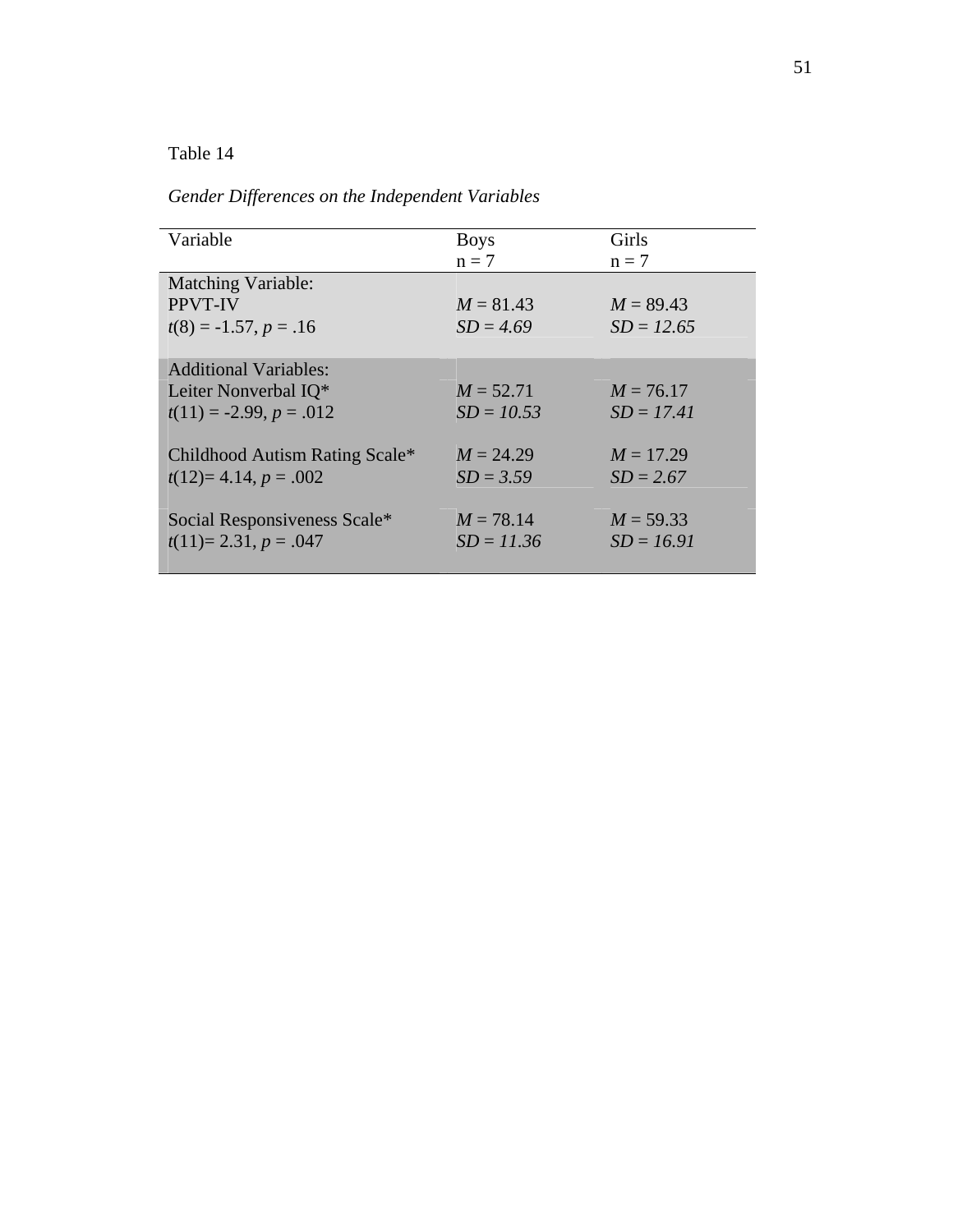Table 14

*Gender Differences on the Independent Variables*

| Variable | Boys<br>n = 7 | Girls<br>n = 7 |
|---|---|---|
| Matching Variable:<br>PPVT-IV<br>$t(8) = -1.57$, $p = .16$ | $M = 81.43$<br>$SD = 4.69$ | $M = 89.43$<br>$SD = 12.65$ |
| Additional Variables:<br>Leiter Nonverbal IQ*<br>$t(11) = -2.99$, $p = .012$ | $M = 52.71$<br>$SD = 10.53$ | $M = 76.17$<br>$SD = 17.41$ |
| Childhood Autism Rating Scale*<br>$t(12) = 4.14$, $p = .002$ | $M = 24.29$<br>$SD = 3.59$ | $M = 17.29$<br>$SD = 2.67$ |
| Social Responsiveness Scale*<br>$t(11) = 2.31$, $p = .047$ | $M = 78.14$<br>$SD = 11.36$ | $M = 59.33$<br>$SD = 16.91$ |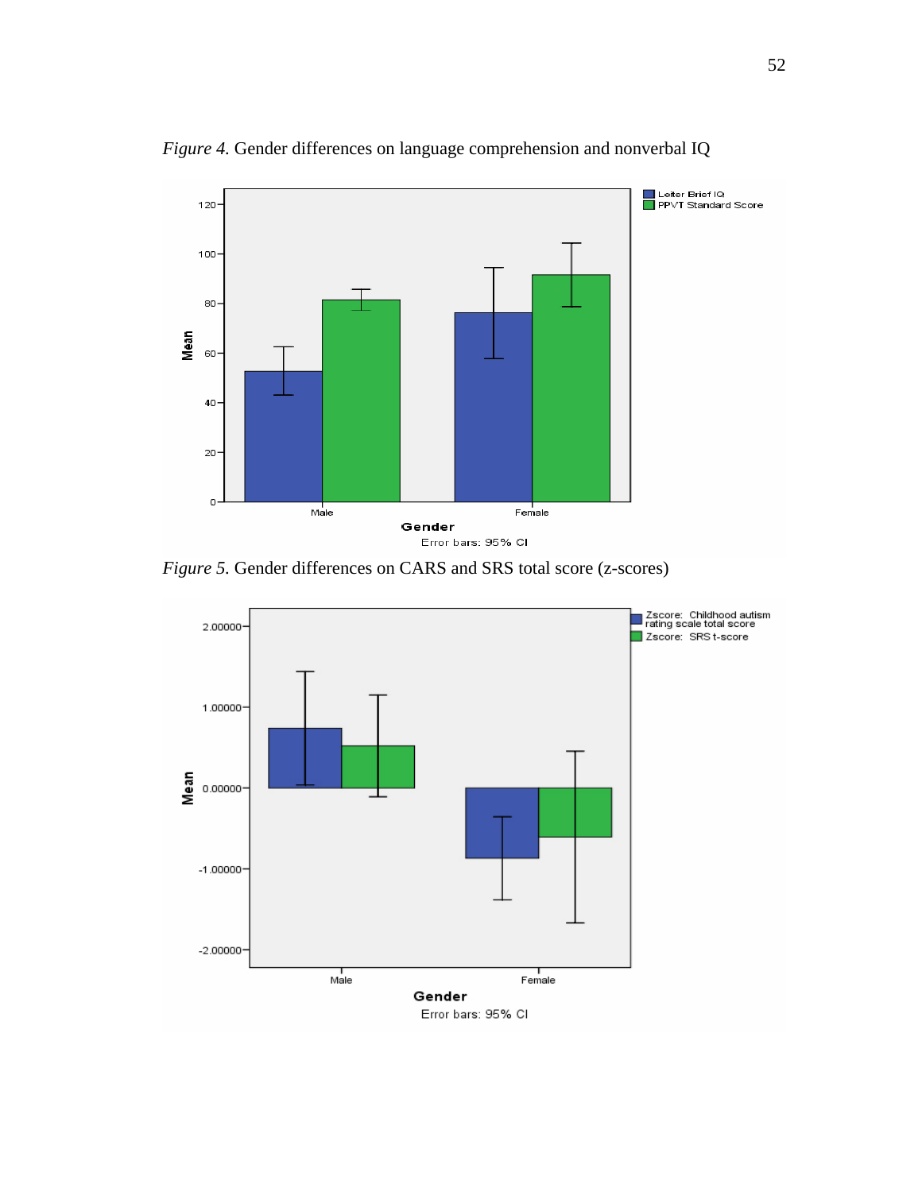*Figure 4.* Gender differences on language comprehension and nonverbal IQ

*Figure 5.* Gender differences on CARS and SRS total score (z-scores)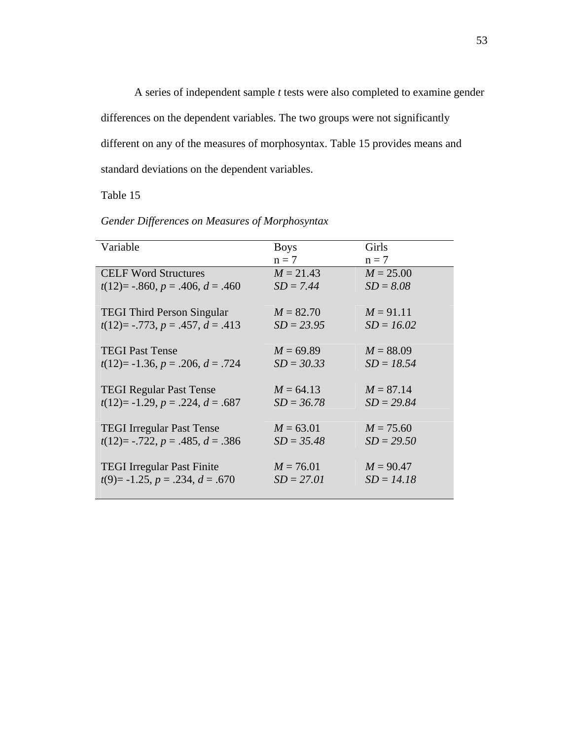A series of independent sample *t* tests were also completed to examine gender differences on the dependent variables. The two groups were not significantly different on any of the measures of morphosyntax. Table 15 provides means and standard deviations on the dependent variables.

Table 15

*Gender Differences on Measures of Morphosyntax*

| Variable | Boys<br>n = 7 | Girls<br>n = 7 |
|---|---|---|
| CELF Word Structures<br>$t(12) = -.860$, $p = .406$, $d = .460$ | $M = 21.43$<br>$SD = 7.44$ | $M = 25.00$<br>$SD = 8.08$ |
| TEGI Third Person Singular<br>$t(12) = -.773$, $p = .457$, $d = .413$ | $M = 82.70$<br>$SD = 23.95$ | $M = 91.11$<br>$SD = 16.02$ |
| TEGI Past Tense<br>$t(12) = -1.36$, $p = .206$, $d = .724$ | $M = 69.89$<br>$SD = 30.33$ | $M = 88.09$<br>$SD = 18.54$ |
| TEGI Regular Past Tense<br>$t(12) = -1.29$, $p = .224$, $d = .687$ | $M = 64.13$<br>$SD = 36.78$ | $M = 87.14$<br>$SD = 29.84$ |
| TEGI Irregular Past Tense<br>$t(12) = -.722$, $p = .485$, $d = .386$ | $M = 63.01$<br>$SD = 35.48$ | $M = 75.60$<br>$SD = 29.50$ |
| TEGI Irregular Past Finite<br>$t(9) = -1.25$, $p = .234$, $d = .670$ | $M = 76.01$<br>$SD = 27.01$ | $M = 90.47$<br>$SD = 14.18$ |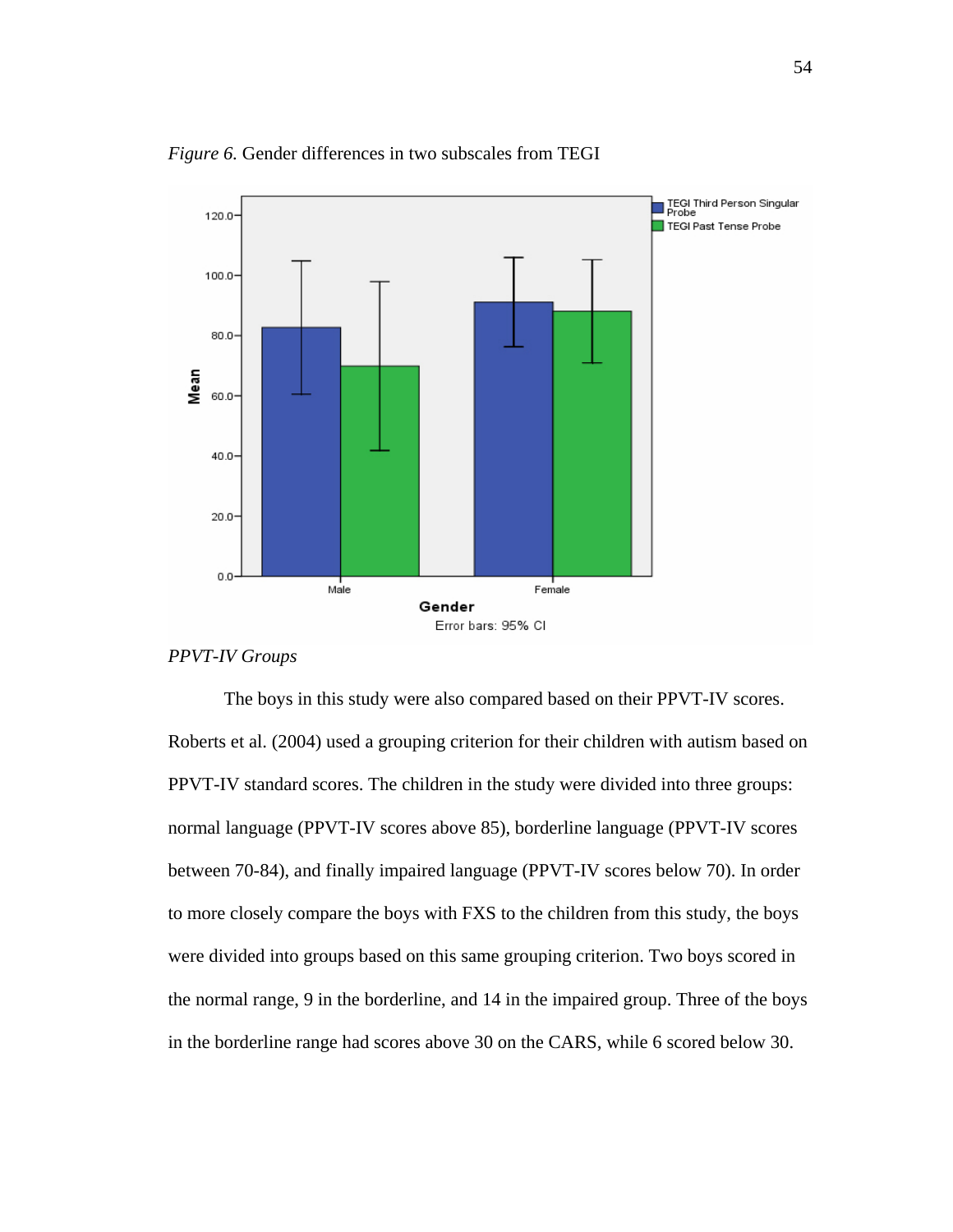*Figure 6.* Gender differences in two subscales from TEGI

*PPVT-IV Groups*

The boys in this study were also compared based on their PPVT-IV scores. Roberts et al. (2004) used a grouping criterion for their children with autism based on PPVT-IV standard scores. The children in the study were divided into three groups: normal language (PPVT-IV scores above 85), borderline language (PPVT-IV scores between 70-84), and finally impaired language (PPVT-IV scores below 70). In order to more closely compare the boys with FXS to the children from this study, the boys were divided into groups based on this same grouping criterion. Two boys scored in the normal range, 9 in the borderline, and 14 in the impaired group. Three of the boys in the borderline range had scores above 30 on the CARS, while 6 scored below 30.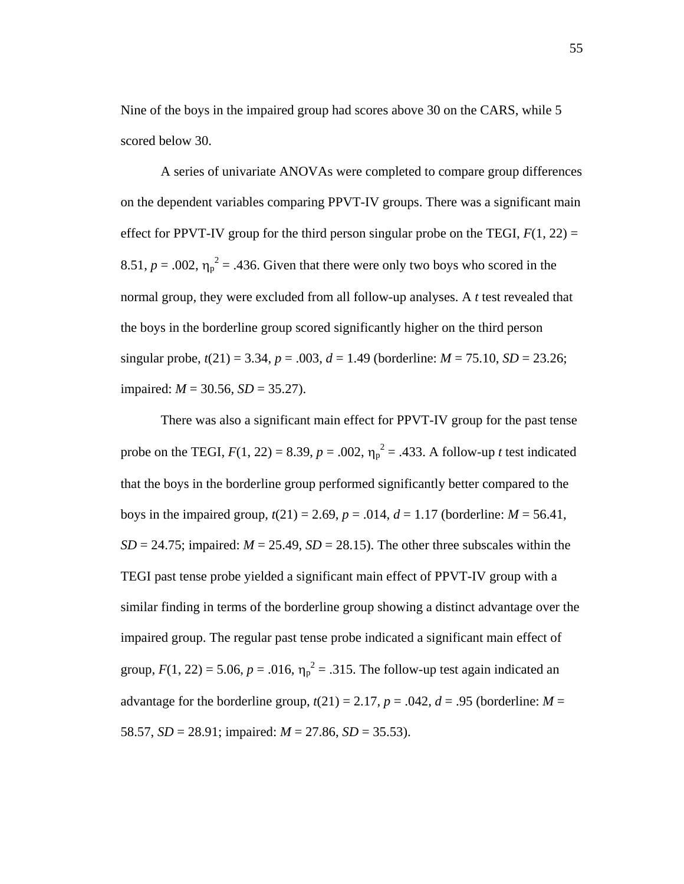Nine of the boys in the impaired group had scores above 30 on the CARS, while 5 scored below 30.

A series of univariate ANOVAs were completed to compare group differences on the dependent variables comparing PPVT-IV groups. There was a significant main effect for PPVT-IV group for the third person singular probe on the TEGI, $F(1, 22) = 8.51$, $p = .002$, $\eta_p^2 = .436$. Given that there were only two boys who scored in the normal group, they were excluded from all follow-up analyses. A *t* test revealed that the boys in the borderline group scored significantly higher on the third person singular probe, $t(21) = 3.34$, $p = .003$, $d = 1.49$ (borderline: $M = 75.10$, $SD = 23.26$; impaired: $M = 30.56$, $SD = 35.27$).

There was also a significant main effect for PPVT-IV group for the past tense probe on the TEGI, $F(1, 22) = 8.39$, $p = .002$, $\eta_p^2 = .433$. A follow-up *t* test indicated that the boys in the borderline group performed significantly better compared to the boys in the impaired group, $t(21) = 2.69$, $p = .014$, $d = 1.17$ (borderline: $M = 56.41$, $SD = 24.75$; impaired: $M = 25.49$, $SD = 28.15$). The other three subscales within the TEGI past tense probe yielded a significant main effect of PPVT-IV group with a similar finding in terms of the borderline group showing a distinct advantage over the impaired group. The regular past tense probe indicated a significant main effect of group, $F(1, 22) = 5.06$, $p = .016$, $\eta_p^2 = .315$. The follow-up test again indicated an advantage for the borderline group, $t(21) = 2.17$, $p = .042$, $d = .95$ (borderline: $M = 58.57$, $SD = 28.91$; impaired: $M = 27.86$, $SD = 35.53$).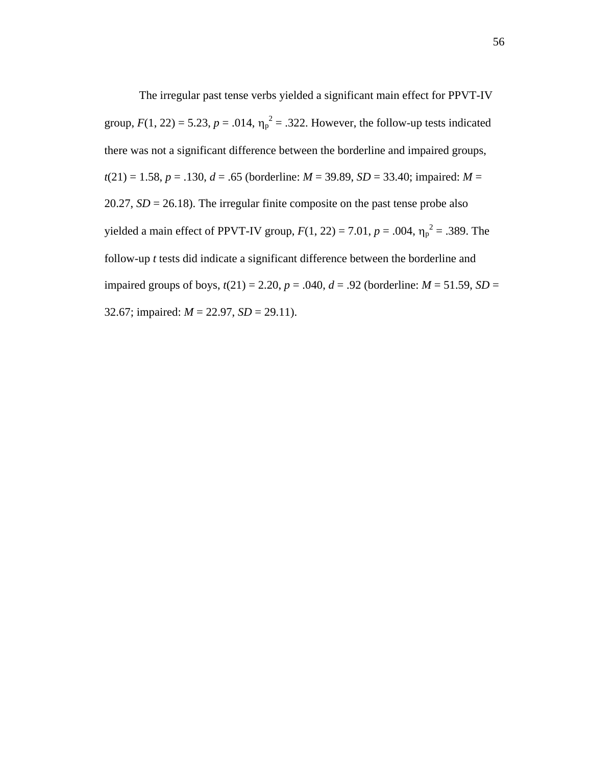The irregular past tense verbs yielded a significant main effect for PPVT-IV group, $F(1, 22) = 5.23$, $p = .014$, $\eta_p^2 = .322$. However, the follow-up tests indicated there was not a significant difference between the borderline and impaired groups, $t(21) = 1.58$, $p = .130$, $d = .65$ (borderline: $M = 39.89$, $SD = 33.40$; impaired: $M = 20.27$, $SD = 26.18$). The irregular finite composite on the past tense probe also yielded a main effect of PPVT-IV group, $F(1, 22) = 7.01$, $p = .004$, $\eta_p^2 = .389$. The follow-up *t* tests did indicate a significant difference between the borderline and impaired groups of boys, $t(21) = 2.20$, $p = .040$, $d = .92$ (borderline: $M = 51.59$, $SD = 32.67$; impaired: $M = 22.97$, $SD = 29.11$).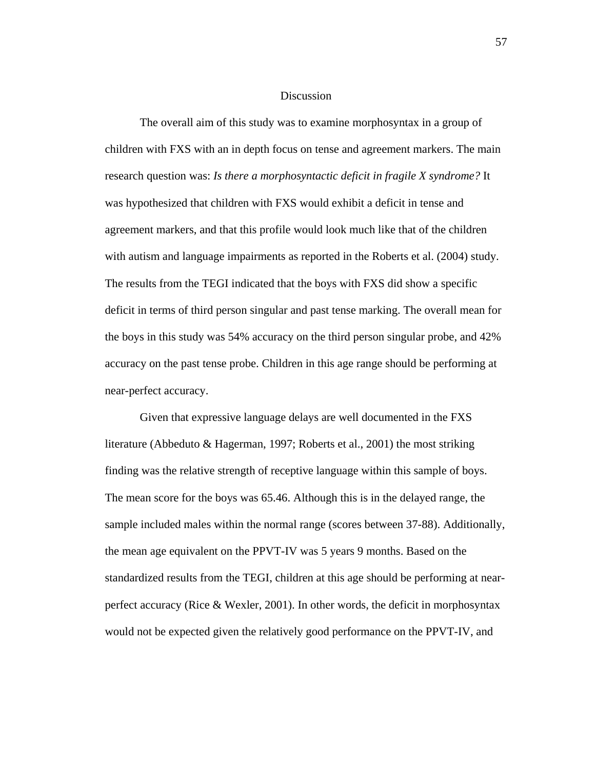# Discussion

The overall aim of this study was to examine morphosyntax in a group of children with FXS with an in depth focus on tense and agreement markers. The main research question was: *Is there a morphosyntactic deficit in fragile X syndrome?* It was hypothesized that children with FXS would exhibit a deficit in tense and agreement markers, and that this profile would look much like that of the children with autism and language impairments as reported in the Roberts et al. (2004) study. The results from the TEGI indicated that the boys with FXS did show a specific deficit in terms of third person singular and past tense marking. The overall mean for the boys in this study was 54% accuracy on the third person singular probe, and 42% accuracy on the past tense probe. Children in this age range should be performing at near-perfect accuracy.

Given that expressive language delays are well documented in the FXS literature (Abbeduto & Hagerman, 1997; Roberts et al., 2001) the most striking finding was the relative strength of receptive language within this sample of boys. The mean score for the boys was 65.46. Although this is in the delayed range, the sample included males within the normal range (scores between 37-88). Additionally, the mean age equivalent on the PPVT-IV was 5 years 9 months. Based on the standardized results from the TEGI, children at this age should be performing at near-perfect accuracy (Rice & Wexler, 2001). In other words, the deficit in morphosyntax would not be expected given the relatively good performance on the PPVT-IV, and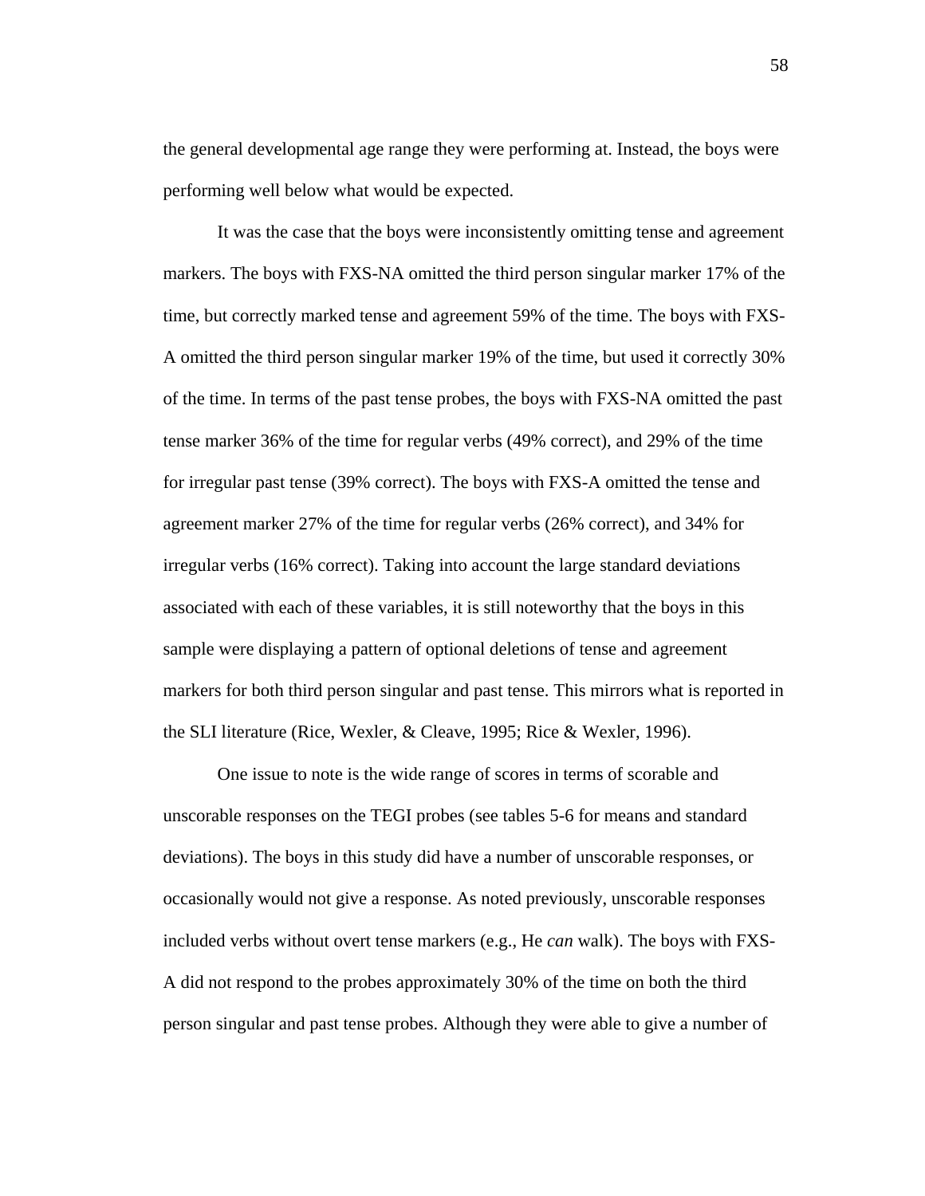the general developmental age range they were performing at. Instead, the boys were performing well below what would be expected.

It was the case that the boys were inconsistently omitting tense and agreement markers. The boys with FXS-NA omitted the third person singular marker 17% of the time, but correctly marked tense and agreement 59% of the time. The boys with FXS-A omitted the third person singular marker 19% of the time, but used it correctly 30% of the time. In terms of the past tense probes, the boys with FXS-NA omitted the past tense marker 36% of the time for regular verbs (49% correct), and 29% of the time for irregular past tense (39% correct). The boys with FXS-A omitted the tense and agreement marker 27% of the time for regular verbs (26% correct), and 34% for irregular verbs (16% correct). Taking into account the large standard deviations associated with each of these variables, it is still noteworthy that the boys in this sample were displaying a pattern of optional deletions of tense and agreement markers for both third person singular and past tense. This mirrors what is reported in the SLI literature (Rice, Wexler, & Cleave, 1995; Rice & Wexler, 1996).

One issue to note is the wide range of scores in terms of scorable and unscorable responses on the TEGI probes (see tables 5-6 for means and standard deviations). The boys in this study did have a number of unscorable responses, or occasionally would not give a response. As noted previously, unscorable responses included verbs without overt tense markers (e.g., He *can* walk). The boys with FXS-A did not respond to the probes approximately 30% of the time on both the third person singular and past tense probes. Although they were able to give a number of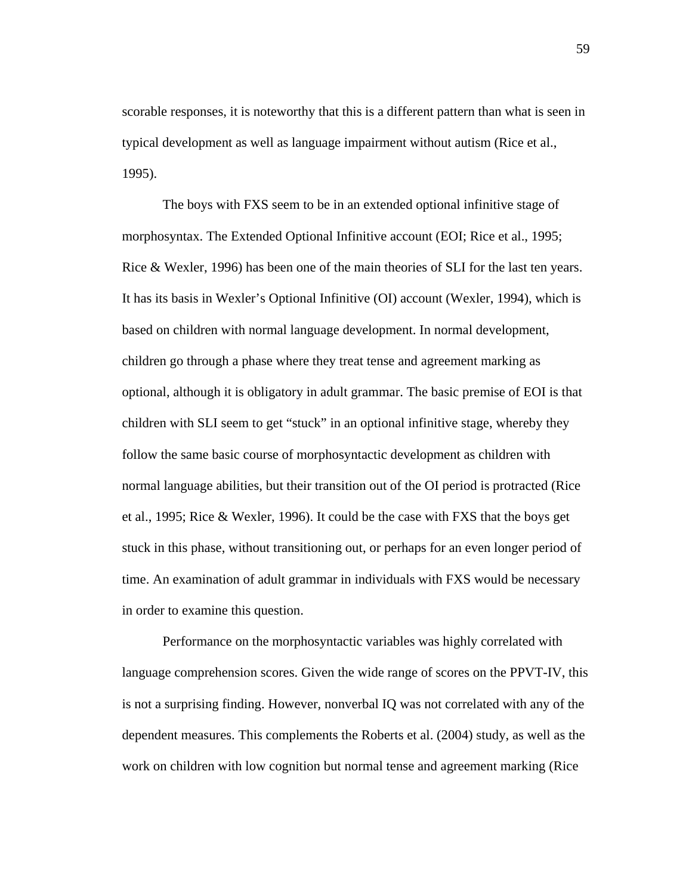scorable responses, it is noteworthy that this is a different pattern than what is seen in typical development as well as language impairment without autism (Rice et al., 1995).

The boys with FXS seem to be in an extended optional infinitive stage of morphosyntax. The Extended Optional Infinitive account (EOI; Rice et al., 1995; Rice & Wexler, 1996) has been one of the main theories of SLI for the last ten years. It has its basis in Wexler's Optional Infinitive (OI) account (Wexler, 1994), which is based on children with normal language development. In normal development, children go through a phase where they treat tense and agreement marking as optional, although it is obligatory in adult grammar. The basic premise of EOI is that children with SLI seem to get "stuck" in an optional infinitive stage, whereby they follow the same basic course of morphosyntactic development as children with normal language abilities, but their transition out of the OI period is protracted (Rice et al., 1995; Rice & Wexler, 1996). It could be the case with FXS that the boys get stuck in this phase, without transitioning out, or perhaps for an even longer period of time. An examination of adult grammar in individuals with FXS would be necessary in order to examine this question.

Performance on the morphosyntactic variables was highly correlated with language comprehension scores. Given the wide range of scores on the PPVT-IV, this is not a surprising finding. However, nonverbal IQ was not correlated with any of the dependent measures. This complements the Roberts et al. (2004) study, as well as the work on children with low cognition but normal tense and agreement marking (Rice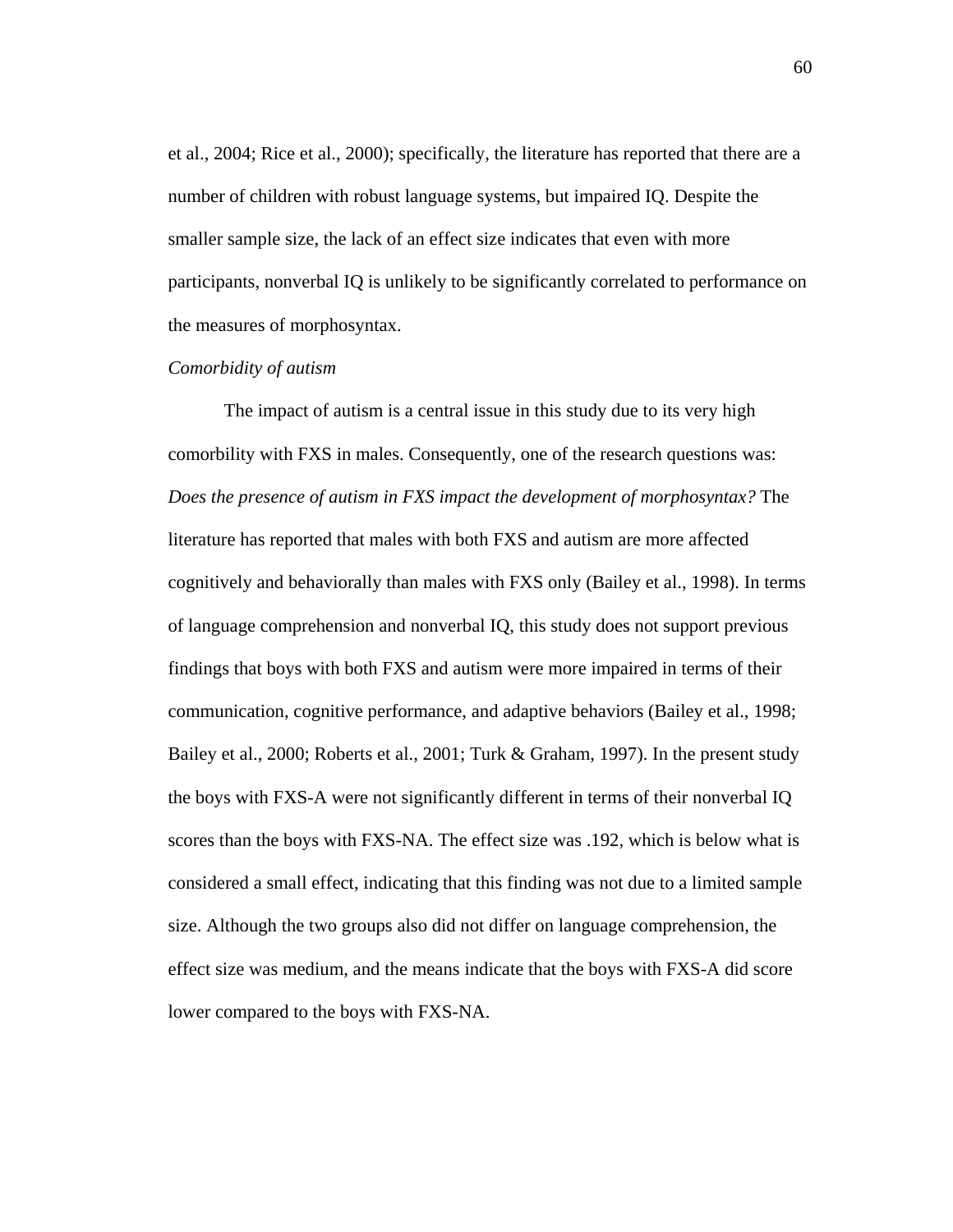et al., 2004; Rice et al., 2000); specifically, the literature has reported that there are a number of children with robust language systems, but impaired IQ. Despite the smaller sample size, the lack of an effect size indicates that even with more participants, nonverbal IQ is unlikely to be significantly correlated to performance on the measures of morphosyntax.

*Comorbidity of autism*

The impact of autism is a central issue in this study due to its very high comorbility with FXS in males. Consequently, one of the research questions was: *Does the presence of autism in FXS impact the development of morphosyntax?* The literature has reported that males with both FXS and autism are more affected cognitively and behaviorally than males with FXS only (Bailey et al., 1998). In terms of language comprehension and nonverbal IQ, this study does not support previous findings that boys with both FXS and autism were more impaired in terms of their communication, cognitive performance, and adaptive behaviors (Bailey et al., 1998; Bailey et al., 2000; Roberts et al., 2001; Turk & Graham, 1997). In the present study the boys with FXS-A were not significantly different in terms of their nonverbal IQ scores than the boys with FXS-NA. The effect size was .192, which is below what is considered a small effect, indicating that this finding was not due to a limited sample size. Although the two groups also did not differ on language comprehension, the effect size was medium, and the means indicate that the boys with FXS-A did score lower compared to the boys with FXS-NA.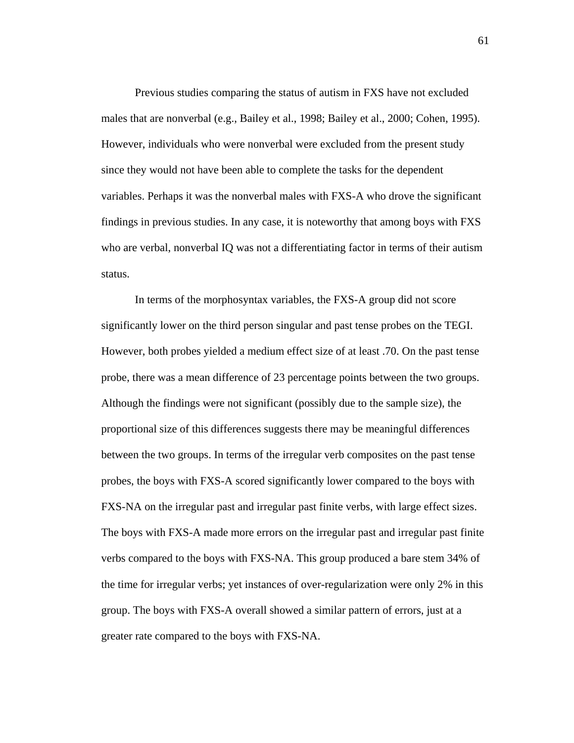Previous studies comparing the status of autism in FXS have not excluded males that are nonverbal (e.g., Bailey et al., 1998; Bailey et al., 2000; Cohen, 1995). However, individuals who were nonverbal were excluded from the present study since they would not have been able to complete the tasks for the dependent variables. Perhaps it was the nonverbal males with FXS-A who drove the significant findings in previous studies. In any case, it is noteworthy that among boys with FXS who are verbal, nonverbal IQ was not a differentiating factor in terms of their autism status.

In terms of the morphosyntax variables, the FXS-A group did not score significantly lower on the third person singular and past tense probes on the TEGI. However, both probes yielded a medium effect size of at least .70. On the past tense probe, there was a mean difference of 23 percentage points between the two groups. Although the findings were not significant (possibly due to the sample size), the proportional size of this differences suggests there may be meaningful differences between the two groups. In terms of the irregular verb composites on the past tense probes, the boys with FXS-A scored significantly lower compared to the boys with FXS-NA on the irregular past and irregular past finite verbs, with large effect sizes. The boys with FXS-A made more errors on the irregular past and irregular past finite verbs compared to the boys with FXS-NA. This group produced a bare stem 34% of the time for irregular verbs; yet instances of over-regularization were only 2% in this group. The boys with FXS-A overall showed a similar pattern of errors, just at a greater rate compared to the boys with FXS-NA.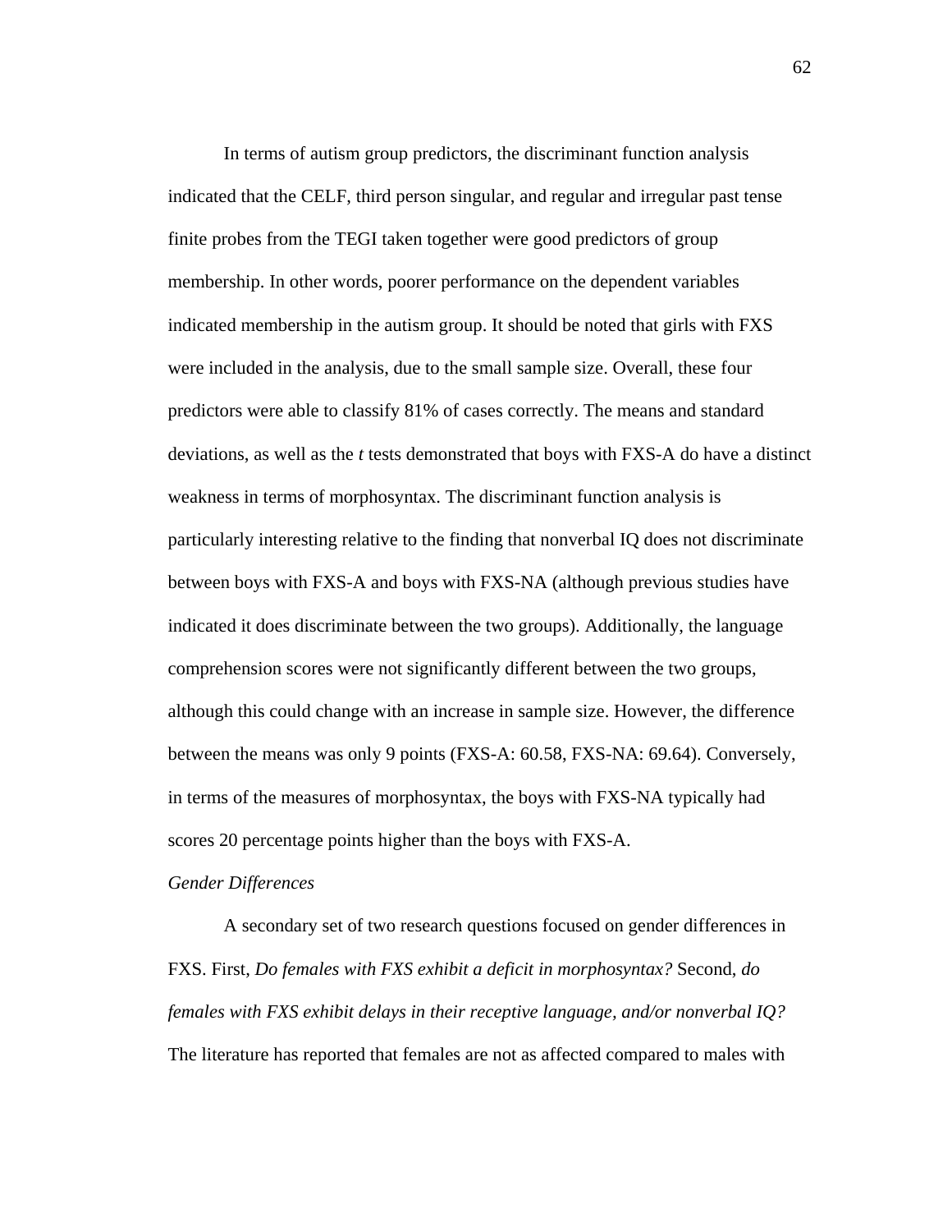In terms of autism group predictors, the discriminant function analysis indicated that the CELF, third person singular, and regular and irregular past tense finite probes from the TEGI taken together were good predictors of group membership. In other words, poorer performance on the dependent variables indicated membership in the autism group. It should be noted that girls with FXS were included in the analysis, due to the small sample size. Overall, these four predictors were able to classify 81% of cases correctly. The means and standard deviations, as well as the *t* tests demonstrated that boys with FXS-A do have a distinct weakness in terms of morphosyntax. The discriminant function analysis is particularly interesting relative to the finding that nonverbal IQ does not discriminate between boys with FXS-A and boys with FXS-NA (although previous studies have indicated it does discriminate between the two groups). Additionally, the language comprehension scores were not significantly different between the two groups, although this could change with an increase in sample size. However, the difference between the means was only 9 points (FXS-A: 60.58, FXS-NA: 69.64). Conversely, in terms of the measures of morphosyntax, the boys with FXS-NA typically had scores 20 percentage points higher than the boys with FXS-A.

*Gender Differences*

A secondary set of two research questions focused on gender differences in FXS. First, *Do females with FXS exhibit a deficit in morphosyntax?* Second, *do females with FXS exhibit delays in their receptive language, and/or nonverbal IQ?* The literature has reported that females are not as affected compared to males with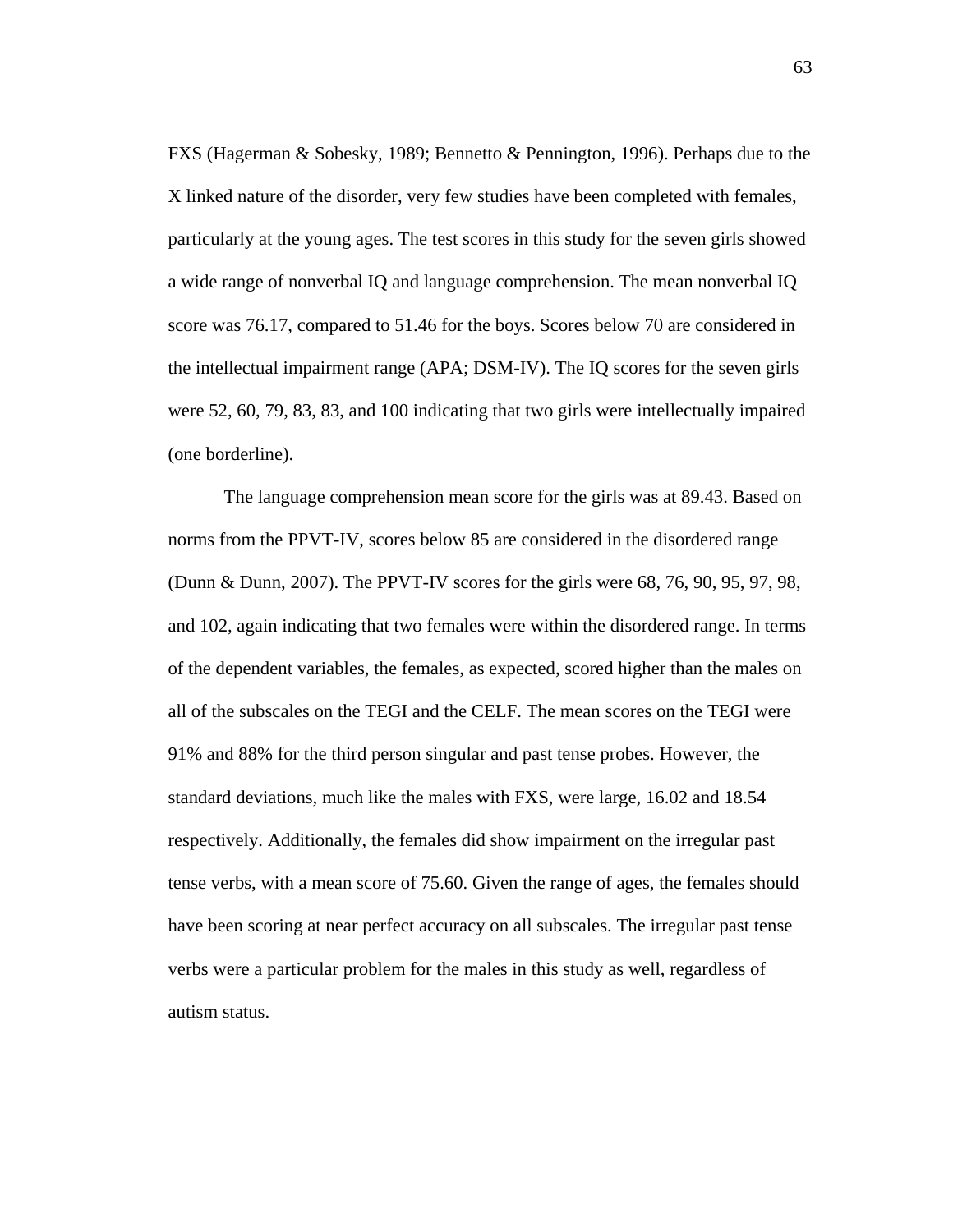FXS (Hagerman & Sobesky, 1989; Bennetto & Pennington, 1996). Perhaps due to the X linked nature of the disorder, very few studies have been completed with females, particularly at the young ages. The test scores in this study for the seven girls showed a wide range of nonverbal IQ and language comprehension. The mean nonverbal IQ score was 76.17, compared to 51.46 for the boys. Scores below 70 are considered in the intellectual impairment range (APA; DSM-IV). The IQ scores for the seven girls were 52, 60, 79, 83, 83, and 100 indicating that two girls were intellectually impaired (one borderline).

The language comprehension mean score for the girls was at 89.43. Based on norms from the PPVT-IV, scores below 85 are considered in the disordered range (Dunn & Dunn, 2007). The PPVT-IV scores for the girls were 68, 76, 90, 95, 97, 98, and 102, again indicating that two females were within the disordered range. In terms of the dependent variables, the females, as expected, scored higher than the males on all of the subscales on the TEGI and the CELF. The mean scores on the TEGI were 91% and 88% for the third person singular and past tense probes. However, the standard deviations, much like the males with FXS, were large, 16.02 and 18.54 respectively. Additionally, the females did show impairment on the irregular past tense verbs, with a mean score of 75.60. Given the range of ages, the females should have been scoring at near perfect accuracy on all subscales. The irregular past tense verbs were a particular problem for the males in this study as well, regardless of autism status.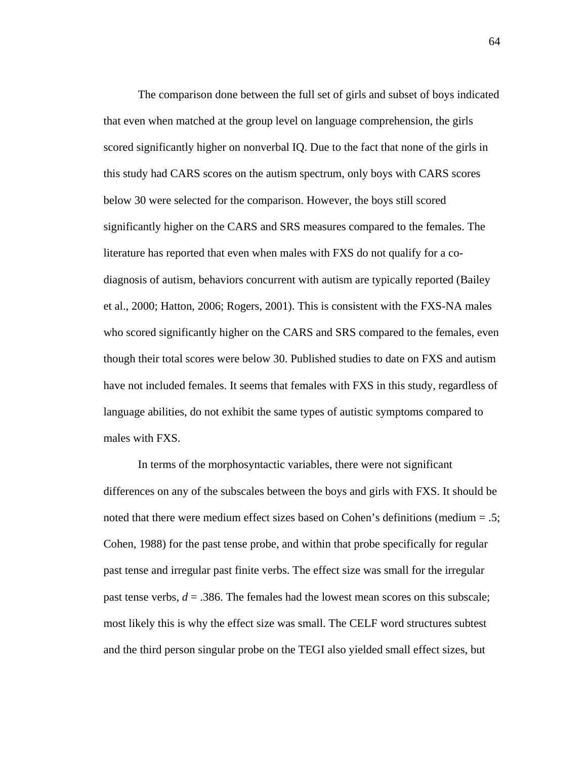The comparison done between the full set of girls and subset of boys indicated that even when matched at the group level on language comprehension, the girls scored significantly higher on nonverbal IQ. Due to the fact that none of the girls in this study had CARS scores on the autism spectrum, only boys with CARS scores below 30 were selected for the comparison. However, the boys still scored significantly higher on the CARS and SRS measures compared to the females. The literature has reported that even when males with FXS do not qualify for a co-diagnosis of autism, behaviors concurrent with autism are typically reported (Bailey et al., 2000; Hatton, 2006; Rogers, 2001). This is consistent with the FXS-NA males who scored significantly higher on the CARS and SRS compared to the females, even though their total scores were below 30. Published studies to date on FXS and autism have not included females. It seems that females with FXS in this study, regardless of language abilities, do not exhibit the same types of autistic symptoms compared to males with FXS.

In terms of the morphosyntactic variables, there were not significant differences on any of the subscales between the boys and girls with FXS. It should be noted that there were medium effect sizes based on Cohen's definitions (medium = .5; Cohen, 1988) for the past tense probe, and within that probe specifically for regular past tense and irregular past finite verbs. The effect size was small for the irregular past tense verbs, $d = .386$. The females had the lowest mean scores on this subscale; most likely this is why the effect size was small. The CELF word structures subtest and the third person singular probe on the TEGI also yielded small effect sizes, but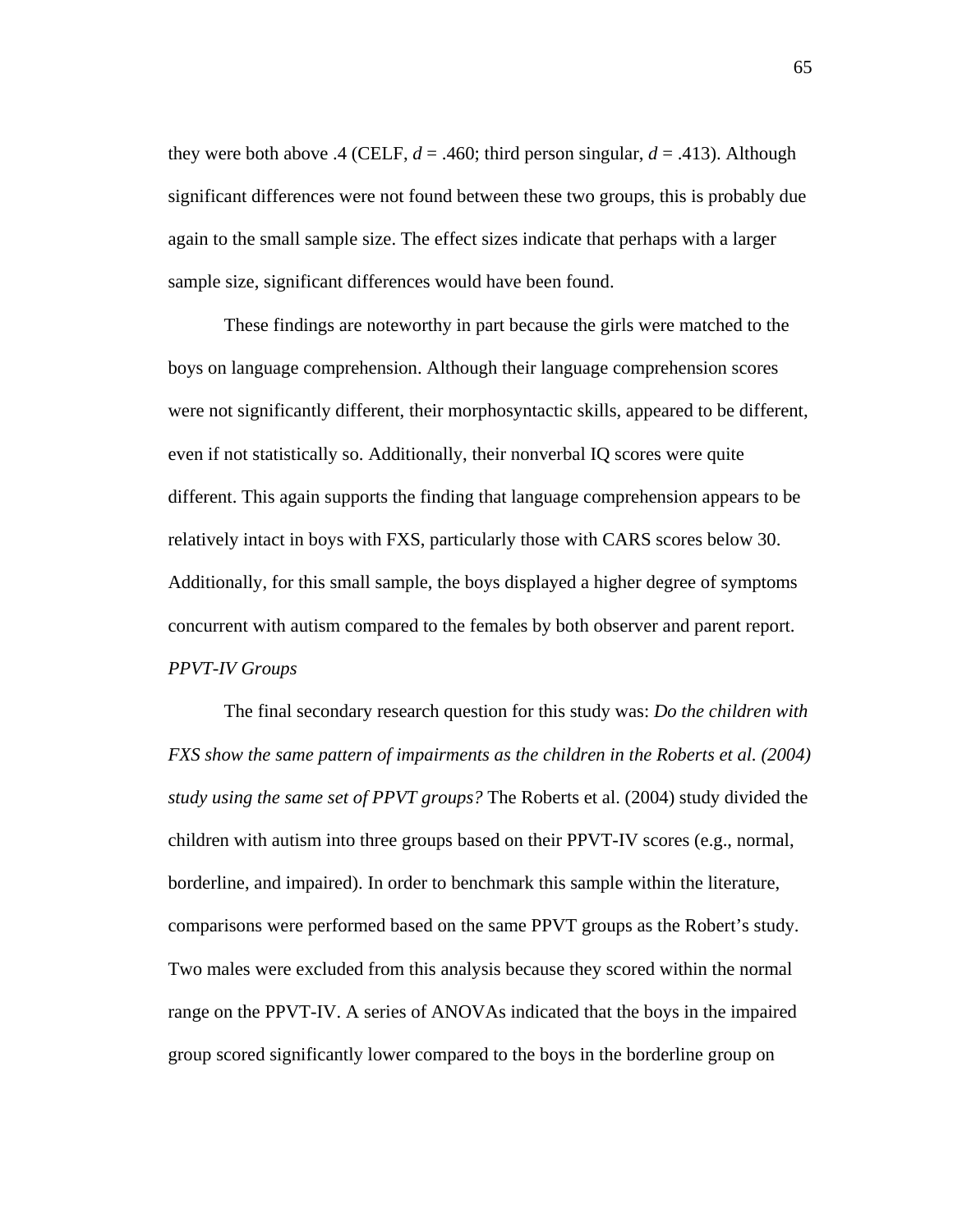they were both above .4 (CELF, $d = .460$; third person singular, $d = .413$). Although significant differences were not found between these two groups, this is probably due again to the small sample size. The effect sizes indicate that perhaps with a larger sample size, significant differences would have been found.

These findings are noteworthy in part because the girls were matched to the boys on language comprehension. Although their language comprehension scores were not significantly different, their morphosyntactic skills, appeared to be different, even if not statistically so. Additionally, their nonverbal IQ scores were quite different. This again supports the finding that language comprehension appears to be relatively intact in boys with FXS, particularly those with CARS scores below 30. Additionally, for this small sample, the boys displayed a higher degree of symptoms concurrent with autism compared to the females by both observer and parent report.

*PPVT-IV Groups*

The final secondary research question for this study was: *Do the children with FXS show the same pattern of impairments as the children in the Roberts et al. (2004) study using the same set of PPVT groups?* The Roberts et al. (2004) study divided the children with autism into three groups based on their PPVT-IV scores (e.g., normal, borderline, and impaired). In order to benchmark this sample within the literature, comparisons were performed based on the same PPVT groups as the Robert's study. Two males were excluded from this analysis because they scored within the normal range on the PPVT-IV. A series of ANOVAs indicated that the boys in the impaired group scored significantly lower compared to the boys in the borderline group on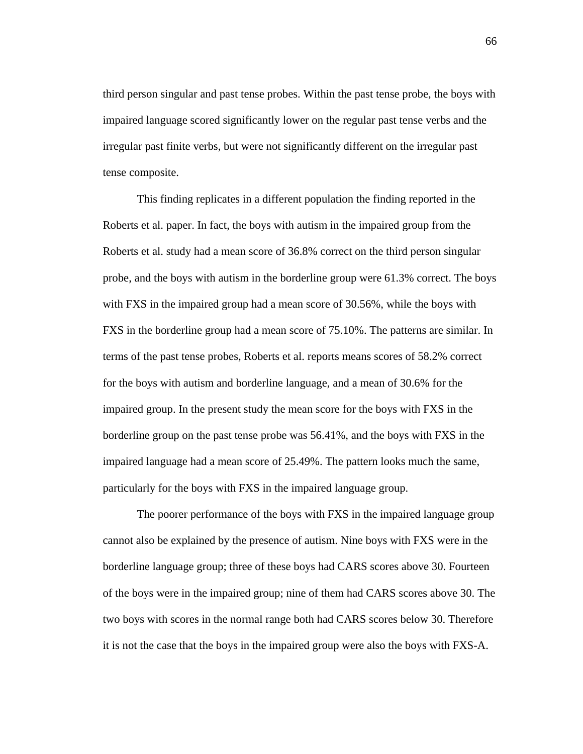third person singular and past tense probes. Within the past tense probe, the boys with impaired language scored significantly lower on the regular past tense verbs and the irregular past finite verbs, but were not significantly different on the irregular past tense composite.

This finding replicates in a different population the finding reported in the Roberts et al. paper. In fact, the boys with autism in the impaired group from the Roberts et al. study had a mean score of 36.8% correct on the third person singular probe, and the boys with autism in the borderline group were 61.3% correct. The boys with FXS in the impaired group had a mean score of 30.56%, while the boys with FXS in the borderline group had a mean score of 75.10%. The patterns are similar. In terms of the past tense probes, Roberts et al. reports means scores of 58.2% correct for the boys with autism and borderline language, and a mean of 30.6% for the impaired group. In the present study the mean score for the boys with FXS in the borderline group on the past tense probe was 56.41%, and the boys with FXS in the impaired language had a mean score of 25.49%. The pattern looks much the same, particularly for the boys with FXS in the impaired language group.

The poorer performance of the boys with FXS in the impaired language group cannot also be explained by the presence of autism. Nine boys with FXS were in the borderline language group; three of these boys had CARS scores above 30. Fourteen of the boys were in the impaired group; nine of them had CARS scores above 30. The two boys with scores in the normal range both had CARS scores below 30. Therefore it is not the case that the boys in the impaired group were also the boys with FXS-A.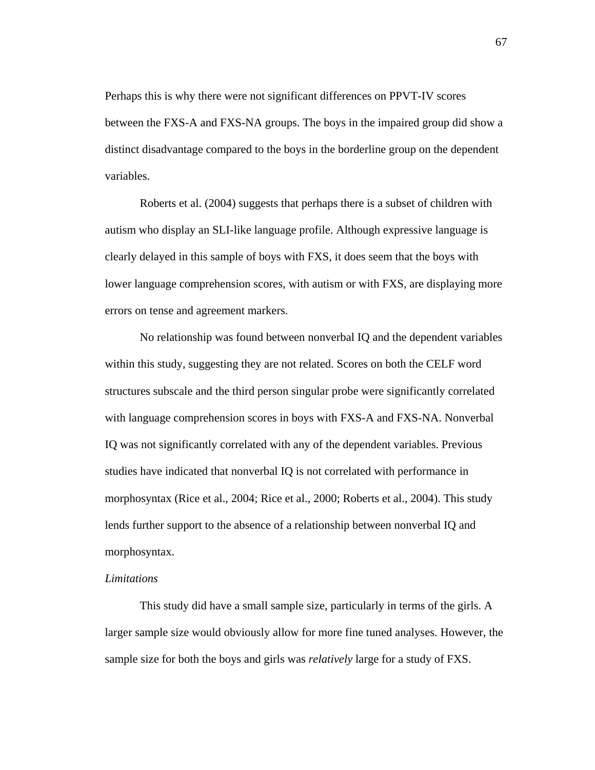Perhaps this is why there were not significant differences on PPVT-IV scores between the FXS-A and FXS-NA groups. The boys in the impaired group did show a distinct disadvantage compared to the boys in the borderline group on the dependent variables.

Roberts et al. (2004) suggests that perhaps there is a subset of children with autism who display an SLI-like language profile. Although expressive language is clearly delayed in this sample of boys with FXS, it does seem that the boys with lower language comprehension scores, with autism or with FXS, are displaying more errors on tense and agreement markers.

No relationship was found between nonverbal IQ and the dependent variables within this study, suggesting they are not related. Scores on both the CELF word structures subscale and the third person singular probe were significantly correlated with language comprehension scores in boys with FXS-A and FXS-NA. Nonverbal IQ was not significantly correlated with any of the dependent variables. Previous studies have indicated that nonverbal IQ is not correlated with performance in morphosyntax (Rice et al., 2004; Rice et al., 2000; Roberts et al., 2004). This study lends further support to the absence of a relationship between nonverbal IQ and morphosyntax.

*Limitations*

This study did have a small sample size, particularly in terms of the girls. A larger sample size would obviously allow for more fine tuned analyses. However, the sample size for both the boys and girls was *relatively* large for a study of FXS.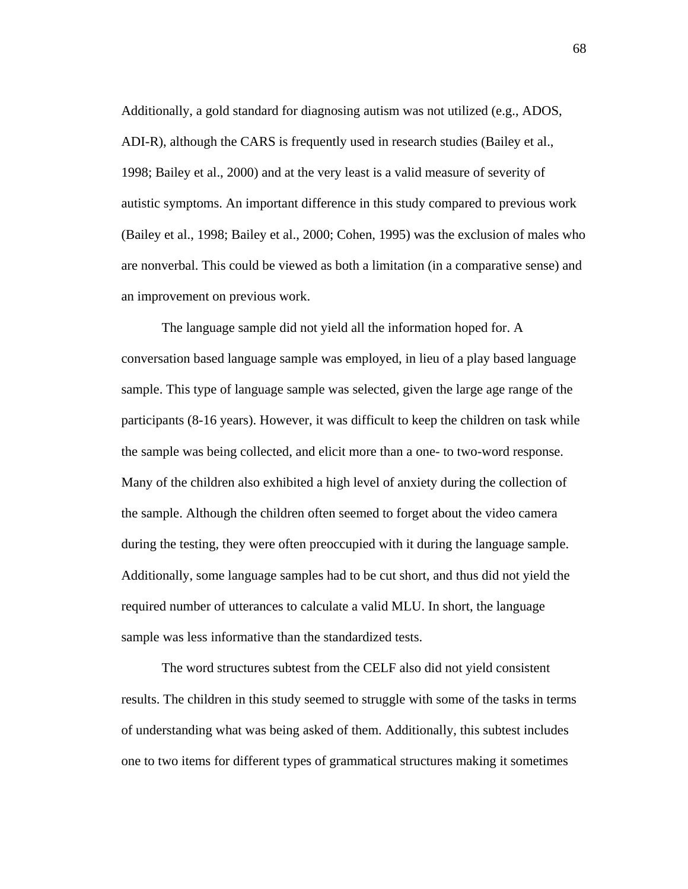Additionally, a gold standard for diagnosing autism was not utilized (e.g., ADOS, ADI-R), although the CARS is frequently used in research studies (Bailey et al., 1998; Bailey et al., 2000) and at the very least is a valid measure of severity of autistic symptoms. An important difference in this study compared to previous work (Bailey et al., 1998; Bailey et al., 2000; Cohen, 1995) was the exclusion of males who are nonverbal. This could be viewed as both a limitation (in a comparative sense) and an improvement on previous work.

The language sample did not yield all the information hoped for. A conversation based language sample was employed, in lieu of a play based language sample. This type of language sample was selected, given the large age range of the participants (8-16 years). However, it was difficult to keep the children on task while the sample was being collected, and elicit more than a one- to two-word response. Many of the children also exhibited a high level of anxiety during the collection of the sample. Although the children often seemed to forget about the video camera during the testing, they were often preoccupied with it during the language sample. Additionally, some language samples had to be cut short, and thus did not yield the required number of utterances to calculate a valid MLU. In short, the language sample was less informative than the standardized tests.

The word structures subtest from the CELF also did not yield consistent results. The children in this study seemed to struggle with some of the tasks in terms of understanding what was being asked of them. Additionally, this subtest includes one to two items for different types of grammatical structures making it sometimes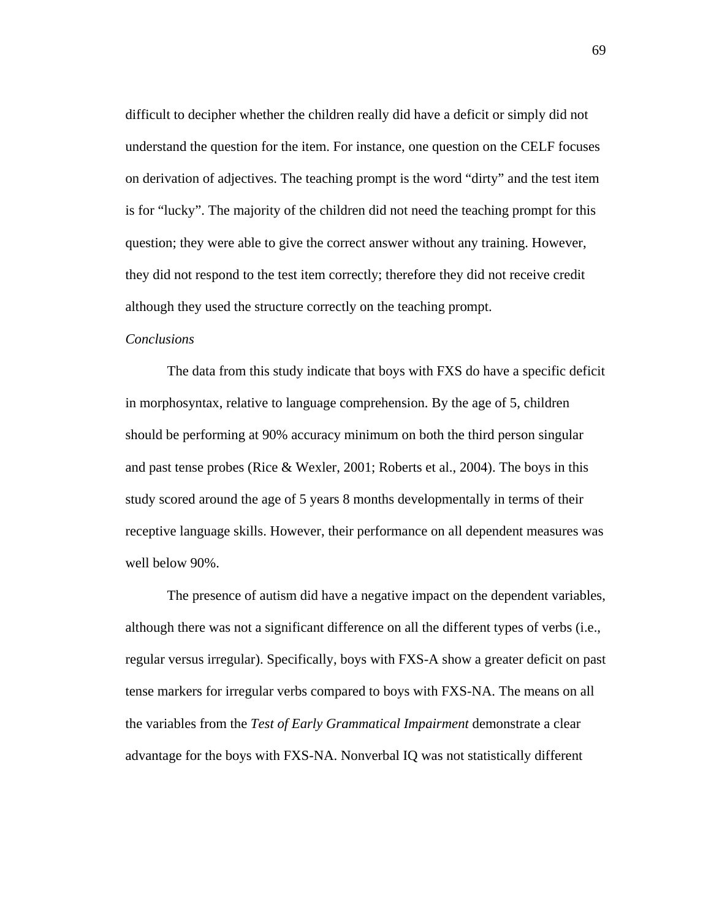difficult to decipher whether the children really did have a deficit or simply did not understand the question for the item. For instance, one question on the CELF focuses on derivation of adjectives. The teaching prompt is the word “dirty” and the test item is for “lucky”. The majority of the children did not need the teaching prompt for this question; they were able to give the correct answer without any training. However, they did not respond to the test item correctly; therefore they did not receive credit although they used the structure correctly on the teaching prompt.

*Conclusions*

The data from this study indicate that boys with FXS do have a specific deficit in morphosyntax, relative to language comprehension. By the age of 5, children should be performing at 90% accuracy minimum on both the third person singular and past tense probes (Rice & Wexler, 2001; Roberts et al., 2004). The boys in this study scored around the age of 5 years 8 months developmentally in terms of their receptive language skills. However, their performance on all dependent measures was well below 90%.

The presence of autism did have a negative impact on the dependent variables, although there was not a significant difference on all the different types of verbs (i.e., regular versus irregular). Specifically, boys with FXS-A show a greater deficit on past tense markers for irregular verbs compared to boys with FXS-NA. The means on all the variables from the *Test of Early Grammatical Impairment* demonstrate a clear advantage for the boys with FXS-NA. Nonverbal IQ was not statistically different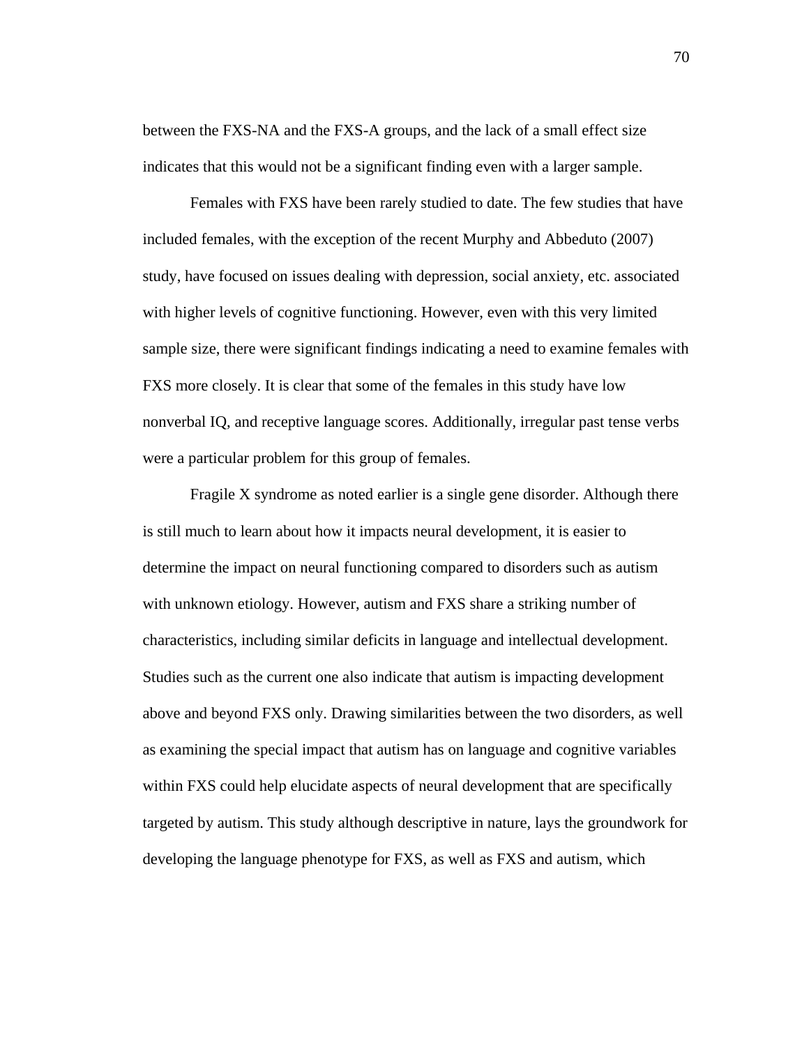between the FXS-NA and the FXS-A groups, and the lack of a small effect size indicates that this would not be a significant finding even with a larger sample.

Females with FXS have been rarely studied to date. The few studies that have included females, with the exception of the recent Murphy and Abbeduto (2007) study, have focused on issues dealing with depression, social anxiety, etc. associated with higher levels of cognitive functioning. However, even with this very limited sample size, there were significant findings indicating a need to examine females with FXS more closely. It is clear that some of the females in this study have low nonverbal IQ, and receptive language scores. Additionally, irregular past tense verbs were a particular problem for this group of females.

Fragile X syndrome as noted earlier is a single gene disorder. Although there is still much to learn about how it impacts neural development, it is easier to determine the impact on neural functioning compared to disorders such as autism with unknown etiology. However, autism and FXS share a striking number of characteristics, including similar deficits in language and intellectual development. Studies such as the current one also indicate that autism is impacting development above and beyond FXS only. Drawing similarities between the two disorders, as well as examining the special impact that autism has on language and cognitive variables within FXS could help elucidate aspects of neural development that are specifically targeted by autism. This study although descriptive in nature, lays the groundwork for developing the language phenotype for FXS, as well as FXS and autism, which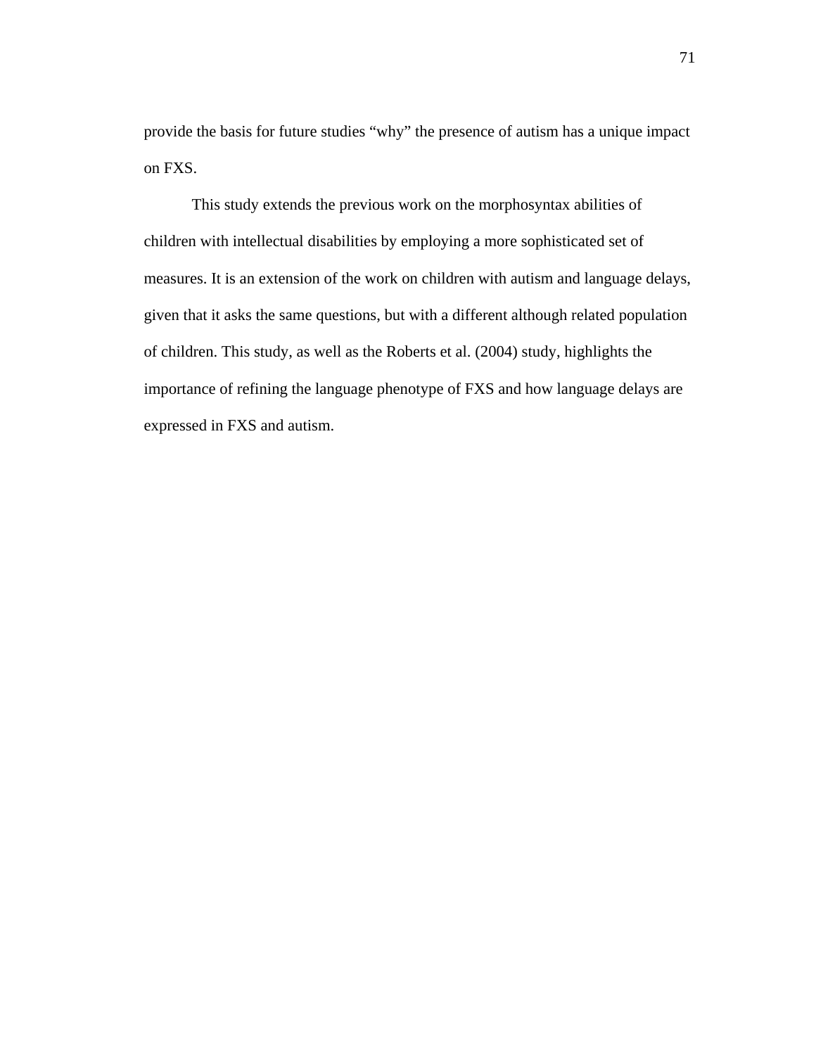provide the basis for future studies "why" the presence of autism has a unique impact on FXS.

This study extends the previous work on the morphosyntax abilities of children with intellectual disabilities by employing a more sophisticated set of measures. It is an extension of the work on children with autism and language delays, given that it asks the same questions, but with a different although related population of children. This study, as well as the Roberts et al. (2004) study, highlights the importance of refining the language phenotype of FXS and how language delays are expressed in FXS and autism.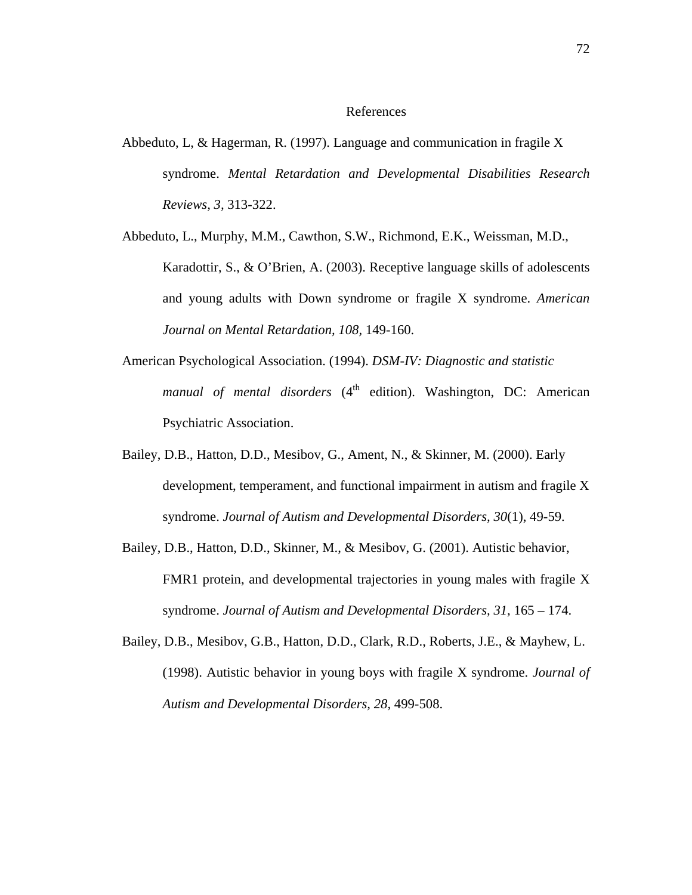# References

Abbeduto, L, & Hagerman, R. (1997). Language and communication in fragile X syndrome. *Mental Retardation and Developmental Disabilities Research Reviews, 3,* 313-322.

Abbeduto, L., Murphy, M.M., Cawthon, S.W., Richmond, E.K., Weissman, M.D., Karadottir, S., & O'Brien, A. (2003). Receptive language skills of adolescents and young adults with Down syndrome or fragile X syndrome. *American Journal on Mental Retardation, 108,* 149-160.

American Psychological Association. (1994). *DSM-IV: Diagnostic and statistic manual of mental disorders* (4th edition). Washington, DC: American Psychiatric Association.

Bailey, D.B., Hatton, D.D., Mesibov, G., Ament, N., & Skinner, M. (2000). Early development, temperament, and functional impairment in autism and fragile X syndrome. *Journal of Autism and Developmental Disorders, 30*(1), 49-59.

Bailey, D.B., Hatton, D.D., Skinner, M., & Mesibov, G. (2001). Autistic behavior, FMR1 protein, and developmental trajectories in young males with fragile X syndrome. *Journal of Autism and Developmental Disorders, 31,* 165 – 174.

Bailey, D.B., Mesibov, G.B., Hatton, D.D., Clark, R.D., Roberts, J.E., & Mayhew, L. (1998). Autistic behavior in young boys with fragile X syndrome. *Journal of Autism and Developmental Disorders, 28,* 499-508.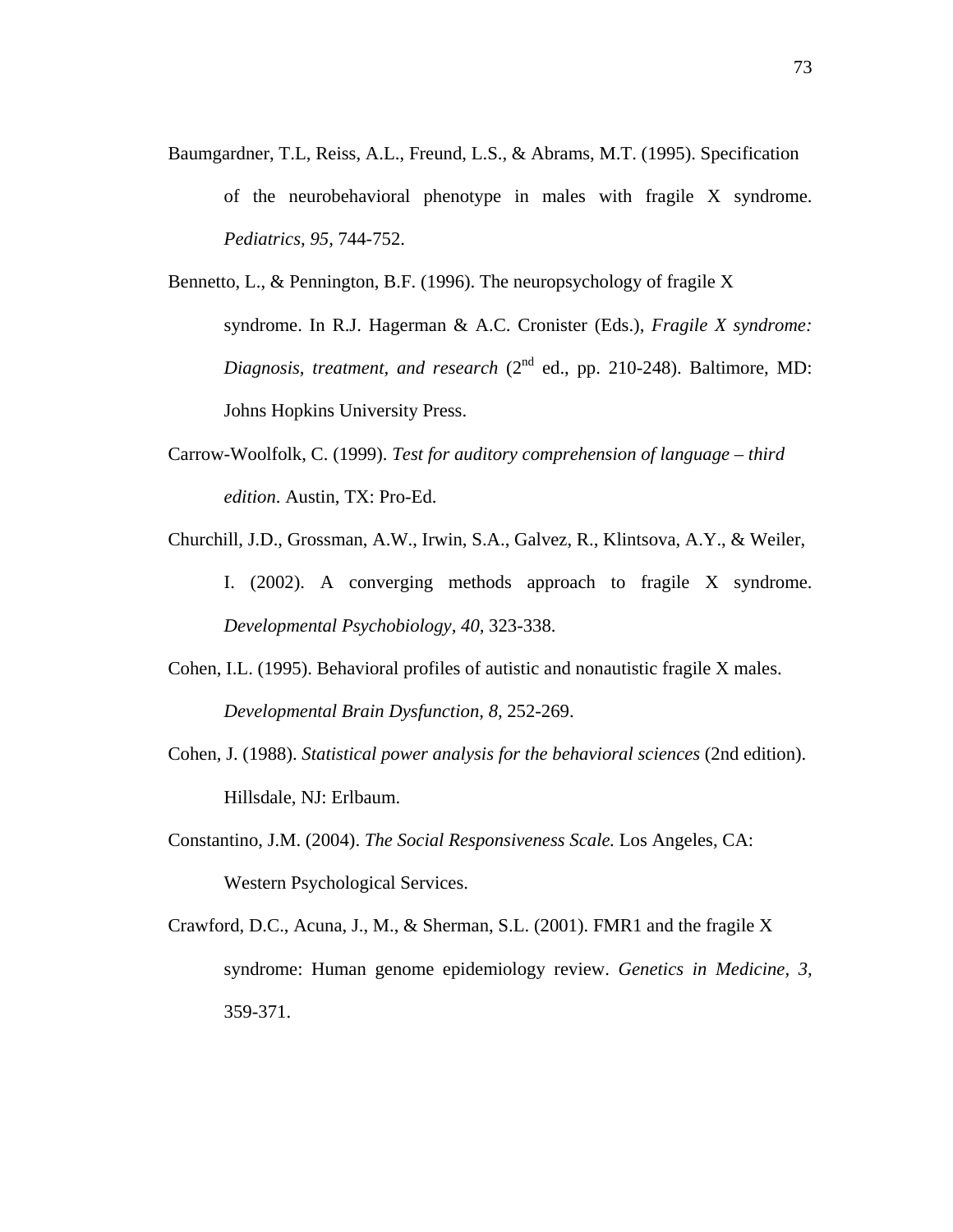Baumgardner, T.L, Reiss, A.L., Freund, L.S., & Abrams, M.T. (1995). Specification of the neurobehavioral phenotype in males with fragile X syndrome. *Pediatrics, 95,* 744-752.

Bennetto, L., & Pennington, B.F. (1996). The neuropsychology of fragile X syndrome. In R.J. Hagerman & A.C. Cronister (Eds.), *Fragile X syndrome: Diagnosis, treatment, and research* (2nd ed., pp. 210-248). Baltimore, MD: Johns Hopkins University Press.

Carrow-Woolfolk, C. (1999). *Test for auditory comprehension of language – third edition*. Austin, TX: Pro-Ed.

Churchill, J.D., Grossman, A.W., Irwin, S.A., Galvez, R., Klintsova, A.Y., & Weiler, I. (2002). A converging methods approach to fragile X syndrome. *Developmental Psychobiology, 40,* 323-338.

Cohen, I.L. (1995). Behavioral profiles of autistic and nonautistic fragile X males. *Developmental Brain Dysfunction, 8,* 252-269.

Cohen, J. (1988). *Statistical power analysis for the behavioral sciences* (2nd edition). Hillsdale, NJ: Erlbaum.

Constantino, J.M. (2004). *The Social Responsiveness Scale.* Los Angeles, CA: Western Psychological Services.

Crawford, D.C., Acuna, J., M., & Sherman, S.L. (2001). FMR1 and the fragile X syndrome: Human genome epidemiology review. *Genetics in Medicine, 3,* 359-371.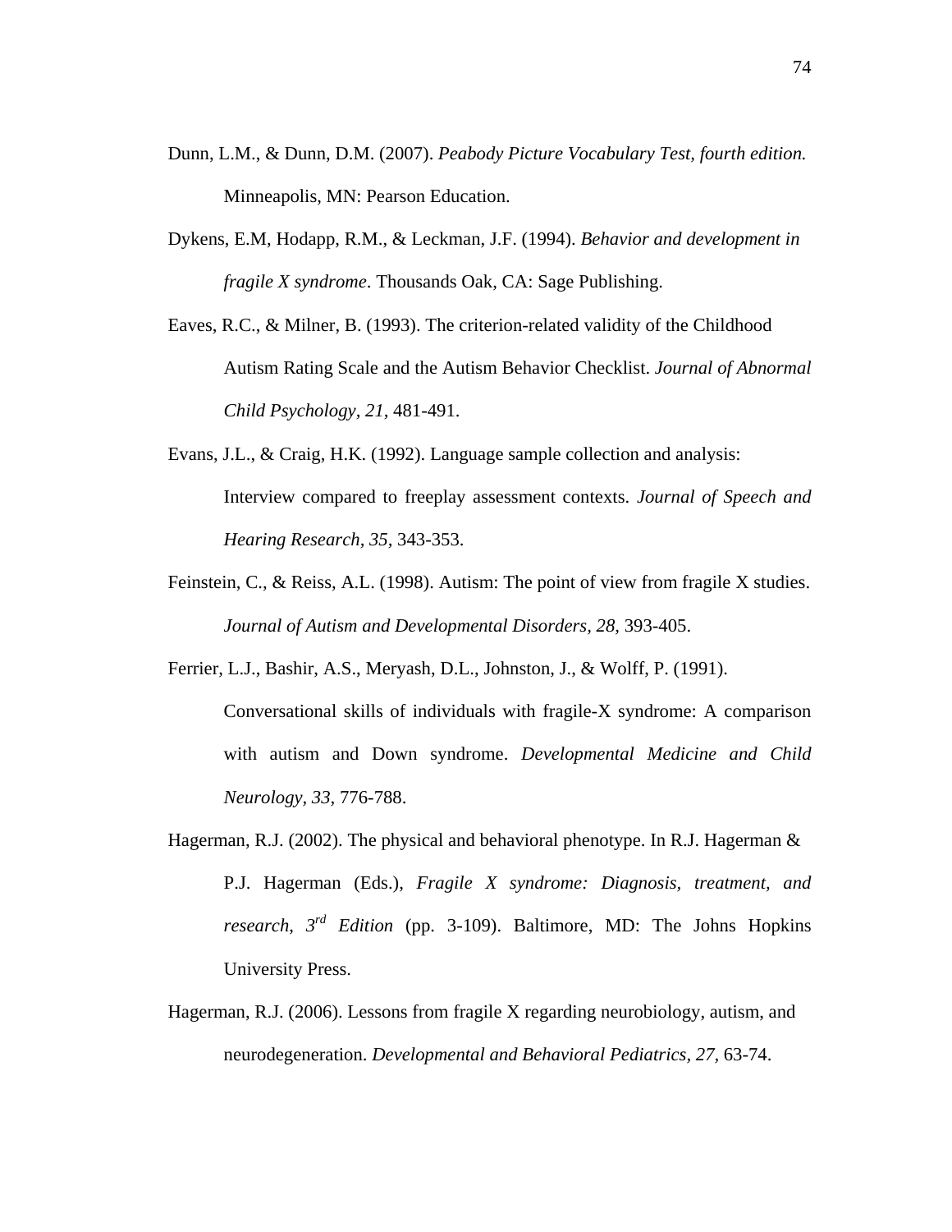Dunn, L.M., & Dunn, D.M. (2007). *Peabody Picture Vocabulary Test, fourth edition.* Minneapolis, MN: Pearson Education.

Dykens, E.M, Hodapp, R.M., & Leckman, J.F. (1994). *Behavior and development in fragile X syndrome*. Thousands Oak, CA: Sage Publishing.

Eaves, R.C., & Milner, B. (1993). The criterion-related validity of the Childhood Autism Rating Scale and the Autism Behavior Checklist. *Journal of Abnormal Child Psychology, 21,* 481-491.

Evans, J.L., & Craig, H.K. (1992). Language sample collection and analysis: Interview compared to freeplay assessment contexts. *Journal of Speech and Hearing Research, 35,* 343-353.

Feinstein, C., & Reiss, A.L. (1998). Autism: The point of view from fragile X studies. *Journal of Autism and Developmental Disorders, 28,* 393-405.

Ferrier, L.J., Bashir, A.S., Meryash, D.L., Johnston, J., & Wolff, P. (1991). Conversational skills of individuals with fragile-X syndrome: A comparison with autism and Down syndrome. *Developmental Medicine and Child Neurology, 33,* 776-788.

Hagerman, R.J. (2002). The physical and behavioral phenotype. In R.J. Hagerman & P.J. Hagerman (Eds.), *Fragile X syndrome: Diagnosis, treatment, and research, 3rd Edition* (pp. 3-109). Baltimore, MD: The Johns Hopkins University Press.

Hagerman, R.J. (2006). Lessons from fragile X regarding neurobiology, autism, and neurodegeneration. *Developmental and Behavioral Pediatrics, 27,* 63-74.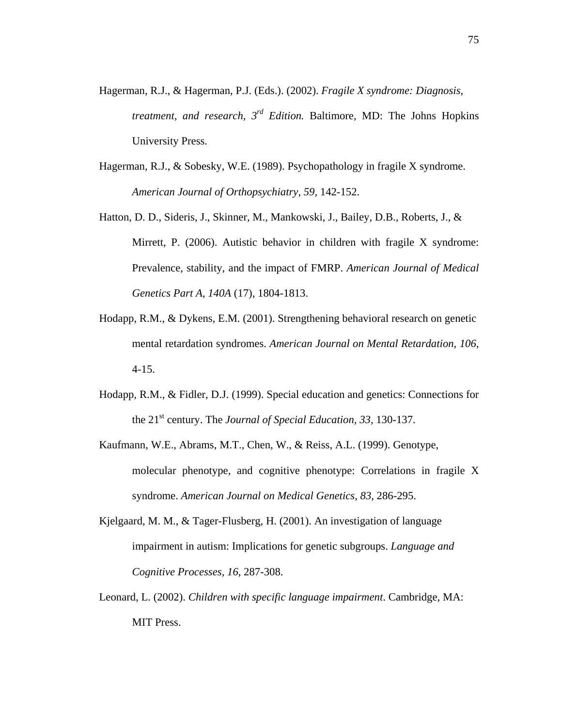Hagerman, R.J., & Hagerman, P.J. (Eds.). (2002). *Fragile X syndrome: Diagnosis, treatment, and research, 3rd Edition.* Baltimore, MD: The Johns Hopkins University Press.

Hagerman, R.J., & Sobesky, W.E. (1989). Psychopathology in fragile X syndrome. *American Journal of Orthopsychiatry, 59*, 142-152.

Hatton, D. D., Sideris, J., Skinner, M., Mankowski, J., Bailey, D.B., Roberts, J., & Mirrett, P. (2006). Autistic behavior in children with fragile X syndrome: Prevalence, stability, and the impact of FMRP. *American Journal of Medical Genetics Part A, 140A* (17), 1804-1813.

Hodapp, R.M., & Dykens, E.M. (2001). Strengthening behavioral research on genetic mental retardation syndromes. *American Journal on Mental Retardation, 106,* 4-15.

Hodapp, R.M., & Fidler, D.J. (1999). Special education and genetics: Connections for the 21st century. The *Journal of Special Education, 33,* 130-137.

Kaufmann, W.E., Abrams, M.T., Chen, W., & Reiss, A.L. (1999). Genotype, molecular phenotype, and cognitive phenotype: Correlations in fragile X syndrome. *American Journal on Medical Genetics, 83*, 286-295.

Kjelgaard, M. M., & Tager-Flusberg, H. (2001). An investigation of language impairment in autism: Implications for genetic subgroups. *Language and Cognitive Processes, 16*, 287-308.

Leonard, L. (2002). *Children with specific language impairment*. Cambridge, MA: MIT Press.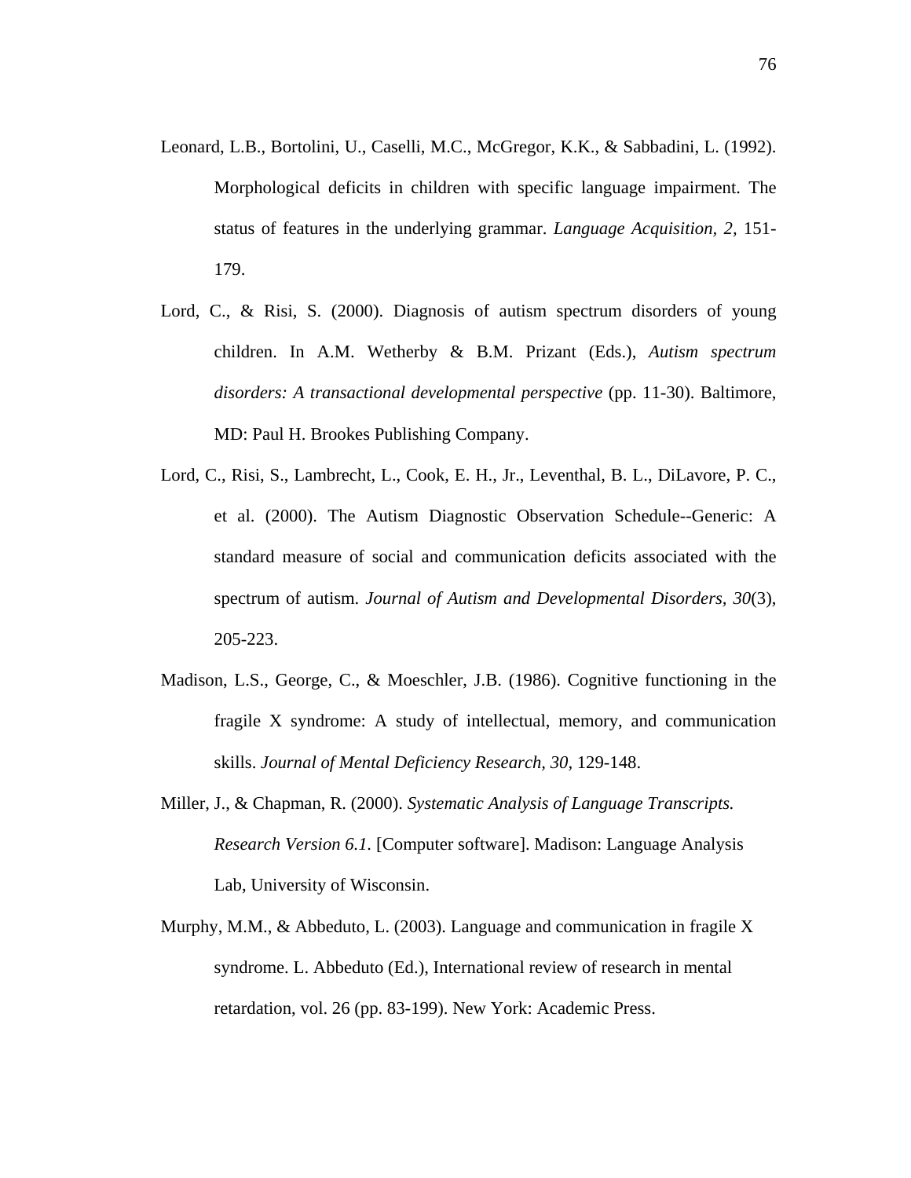Leonard, L.B., Bortolini, U., Caselli, M.C., McGregor, K.K., & Sabbadini, L. (1992). Morphological deficits in children with specific language impairment. The status of features in the underlying grammar. *Language Acquisition, 2,* 151-179.

Lord, C., & Risi, S. (2000). Diagnosis of autism spectrum disorders of young children. In A.M. Wetherby & B.M. Prizant (Eds.), *Autism spectrum disorders: A transactional developmental perspective* (pp. 11-30). Baltimore, MD: Paul H. Brookes Publishing Company.

Lord, C., Risi, S., Lambrecht, L., Cook, E. H., Jr., Leventhal, B. L., DiLavore, P. C., et al. (2000). The Autism Diagnostic Observation Schedule--Generic: A standard measure of social and communication deficits associated with the spectrum of autism. *Journal of Autism and Developmental Disorders, 30*(3), 205-223.

Madison, L.S., George, C., & Moeschler, J.B. (1986). Cognitive functioning in the fragile X syndrome: A study of intellectual, memory, and communication skills. *Journal of Mental Deficiency Research, 30,* 129-148.

Miller, J., & Chapman, R. (2000). *Systematic Analysis of Language Transcripts. Research Version 6.1.* [Computer software]. Madison: Language Analysis Lab, University of Wisconsin.

Murphy, M.M., & Abbeduto, L. (2003). Language and communication in fragile X syndrome. L. Abbeduto (Ed.), International review of research in mental retardation, vol. 26 (pp. 83-199). New York: Academic Press.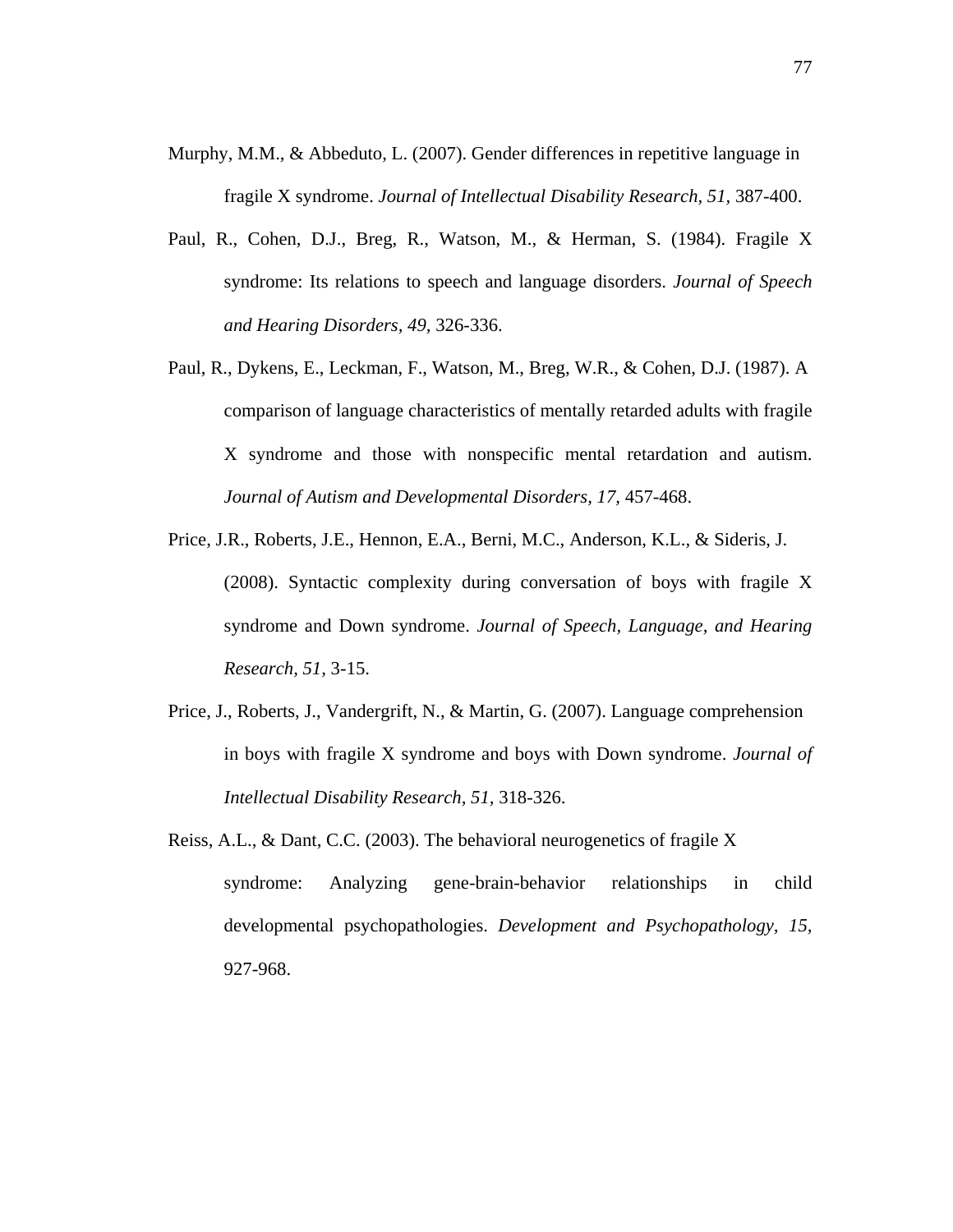Murphy, M.M., & Abbeduto, L. (2007). Gender differences in repetitive language in fragile X syndrome. *Journal of Intellectual Disability Research, 51,* 387-400.

Paul, R., Cohen, D.J., Breg, R., Watson, M., & Herman, S. (1984). Fragile X syndrome: Its relations to speech and language disorders. *Journal of Speech and Hearing Disorders, 49,* 326-336.

Paul, R., Dykens, E., Leckman, F., Watson, M., Breg, W.R., & Cohen, D.J. (1987). A comparison of language characteristics of mentally retarded adults with fragile X syndrome and those with nonspecific mental retardation and autism. *Journal of Autism and Developmental Disorders, 17,* 457-468.

Price, J.R., Roberts, J.E., Hennon, E.A., Berni, M.C., Anderson, K.L., & Sideris, J. (2008). Syntactic complexity during conversation of boys with fragile X syndrome and Down syndrome. *Journal of Speech, Language, and Hearing Research, 51,* 3-15.

Price, J., Roberts, J., Vandergrift, N., & Martin, G. (2007). Language comprehension in boys with fragile X syndrome and boys with Down syndrome. *Journal of Intellectual Disability Research, 51,* 318-326.

Reiss, A.L., & Dant, C.C. (2003). The behavioral neurogenetics of fragile X syndrome: Analyzing gene-brain-behavior relationships in child developmental psychopathologies. *Development and Psychopathology, 15,* 927-968.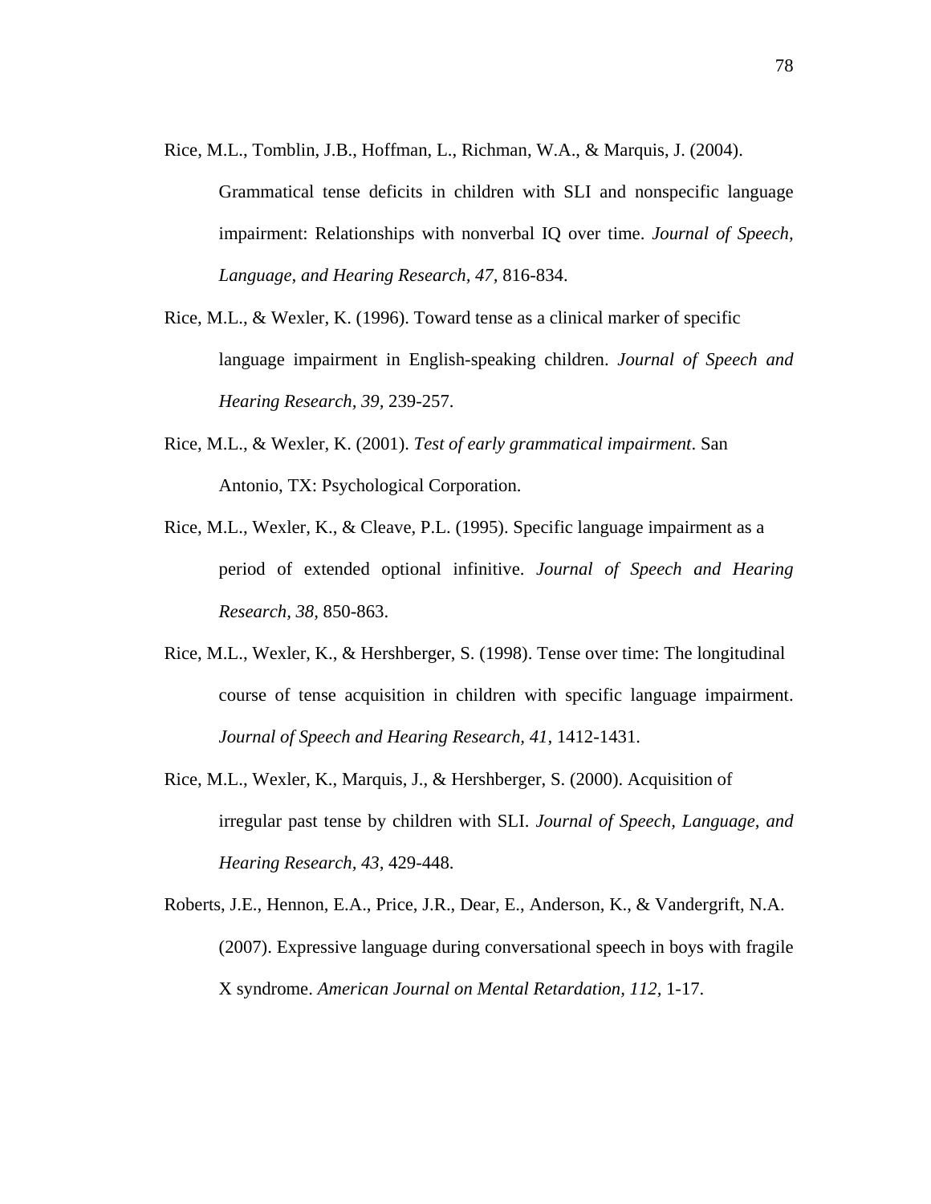Rice, M.L., Tomblin, J.B., Hoffman, L., Richman, W.A., & Marquis, J. (2004). Grammatical tense deficits in children with SLI and nonspecific language impairment: Relationships with nonverbal IQ over time. *Journal of Speech, Language, and Hearing Research, 47,* 816-834.

Rice, M.L., & Wexler, K. (1996). Toward tense as a clinical marker of specific language impairment in English-speaking children. *Journal of Speech and Hearing Research, 39,* 239-257.

Rice, M.L., & Wexler, K. (2001). *Test of early grammatical impairment*. San Antonio, TX: Psychological Corporation.

Rice, M.L., Wexler, K., & Cleave, P.L. (1995). Specific language impairment as a period of extended optional infinitive. *Journal of Speech and Hearing Research, 38,* 850-863.

Rice, M.L., Wexler, K., & Hershberger, S. (1998). Tense over time: The longitudinal course of tense acquisition in children with specific language impairment. *Journal of Speech and Hearing Research, 41,* 1412-1431.

Rice, M.L., Wexler, K., Marquis, J., & Hershberger, S. (2000). Acquisition of irregular past tense by children with SLI. *Journal of Speech, Language, and Hearing Research, 43,* 429-448.

Roberts, J.E., Hennon, E.A., Price, J.R., Dear, E., Anderson, K., & Vandergrift, N.A. (2007). Expressive language during conversational speech in boys with fragile X syndrome. *American Journal on Mental Retardation, 112,* 1-17.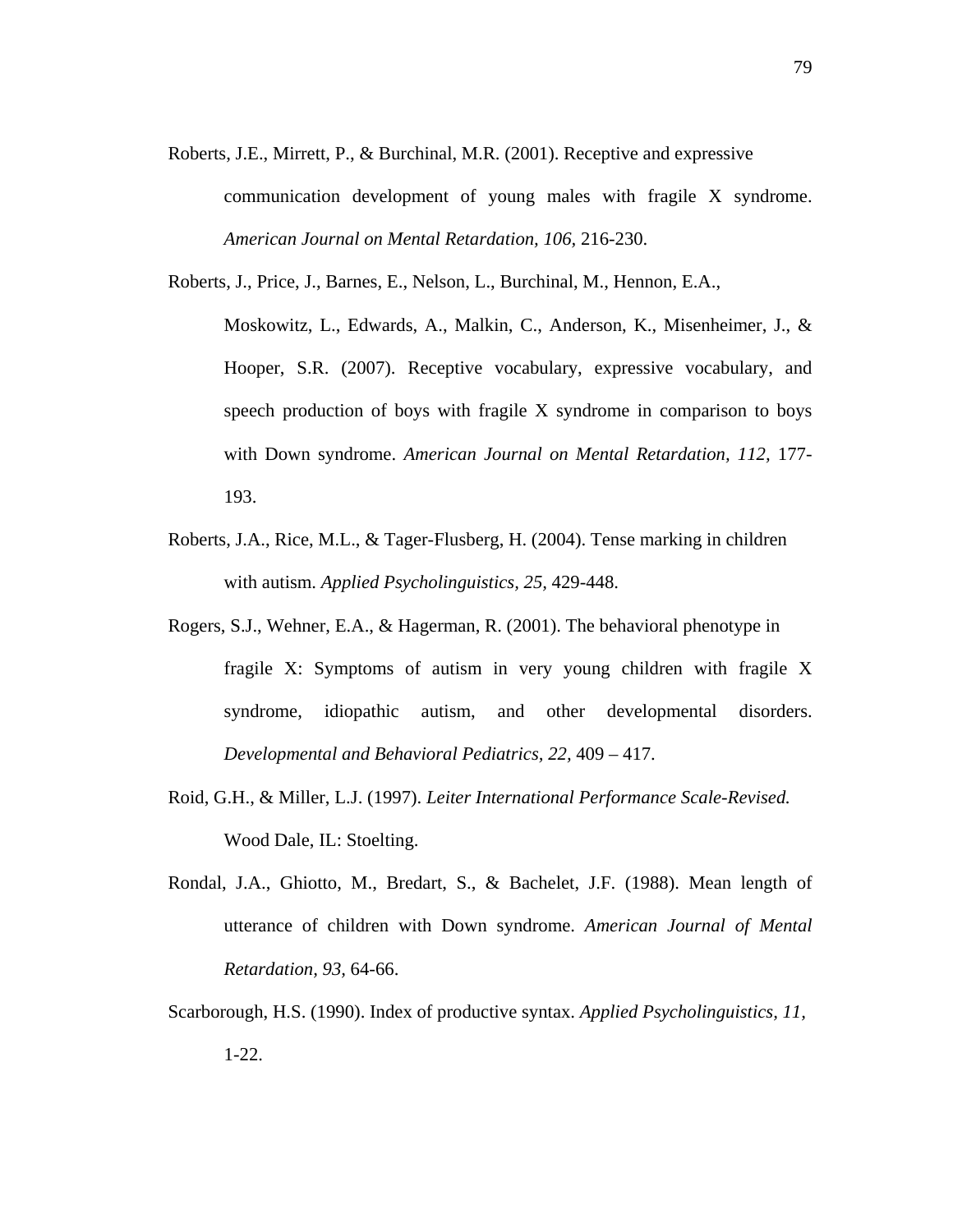Roberts, J.E., Mirrett, P., & Burchinal, M.R. (2001). Receptive and expressive communication development of young males with fragile X syndrome. *American Journal on Mental Retardation, 106,* 216-230.

Roberts, J., Price, J., Barnes, E., Nelson, L., Burchinal, M., Hennon, E.A., Moskowitz, L., Edwards, A., Malkin, C., Anderson, K., Misenheimer, J., & Hooper, S.R. (2007). Receptive vocabulary, expressive vocabulary, and speech production of boys with fragile X syndrome in comparison to boys with Down syndrome. *American Journal on Mental Retardation, 112,* 177-193.

Roberts, J.A., Rice, M.L., & Tager-Flusberg, H. (2004). Tense marking in children with autism. *Applied Psycholinguistics, 25,* 429-448.

Rogers, S.J., Wehner, E.A., & Hagerman, R. (2001). The behavioral phenotype in fragile X: Symptoms of autism in very young children with fragile X syndrome, idiopathic autism, and other developmental disorders. *Developmental and Behavioral Pediatrics, 22,* 409 – 417.

Roid, G.H., & Miller, L.J. (1997). *Leiter International Performance Scale-Revised.* Wood Dale, IL: Stoelting.

Rondal, J.A., Ghiotto, M., Bredart, S., & Bachelet, J.F. (1988). Mean length of utterance of children with Down syndrome. *American Journal of Mental Retardation*, *93*, 64-66.

Scarborough, H.S. (1990). Index of productive syntax. *Applied Psycholinguistics*, *11,* 1-22.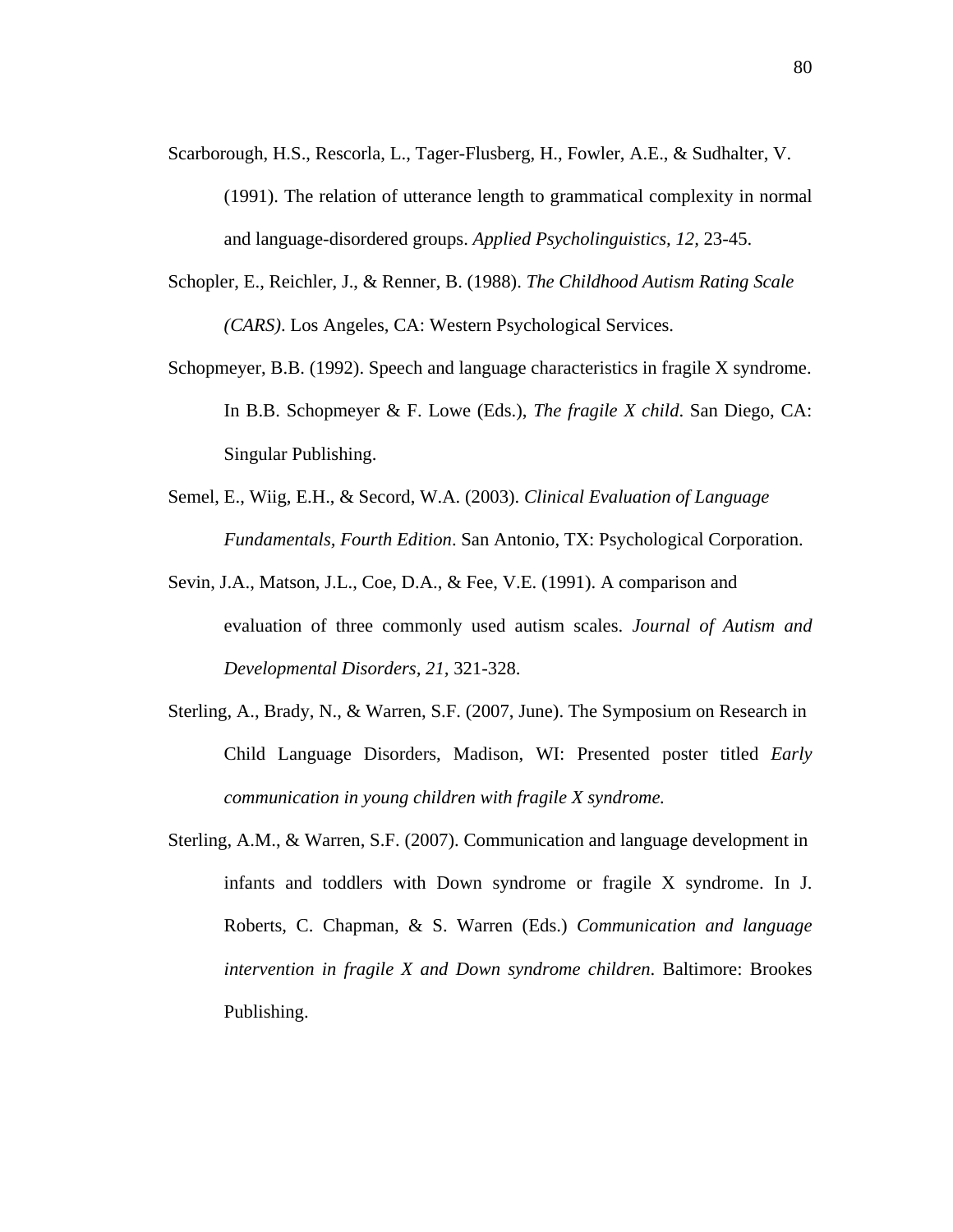Scarborough, H.S., Rescorla, L., Tager-Flusberg, H., Fowler, A.E., & Sudhalter, V. (1991). The relation of utterance length to grammatical complexity in normal and language-disordered groups. *Applied Psycholinguistics, 12,* 23-45.

Schopler, E., Reichler, J., & Renner, B. (1988). *The Childhood Autism Rating Scale (CARS)*. Los Angeles, CA: Western Psychological Services.

Schopmeyer, B.B. (1992). Speech and language characteristics in fragile X syndrome. In B.B. Schopmeyer & F. Lowe (Eds.), *The fragile X child*. San Diego, CA: Singular Publishing.

Semel, E., Wiig, E.H., & Secord, W.A. (2003). *Clinical Evaluation of Language Fundamentals, Fourth Edition*. San Antonio, TX: Psychological Corporation.

Sevin, J.A., Matson, J.L., Coe, D.A., & Fee, V.E. (1991). A comparison and evaluation of three commonly used autism scales. *Journal of Autism and Developmental Disorders*, *21*, 321-328.

Sterling, A., Brady, N., & Warren, S.F. (2007, June). The Symposium on Research in Child Language Disorders, Madison, WI: Presented poster titled *Early communication in young children with fragile X syndrome.*

Sterling, A.M., & Warren, S.F. (2007). Communication and language development in infants and toddlers with Down syndrome or fragile X syndrome. In J. Roberts, C. Chapman, & S. Warren (Eds.) *Communication and language intervention in fragile X and Down syndrome children*. Baltimore: Brookes Publishing.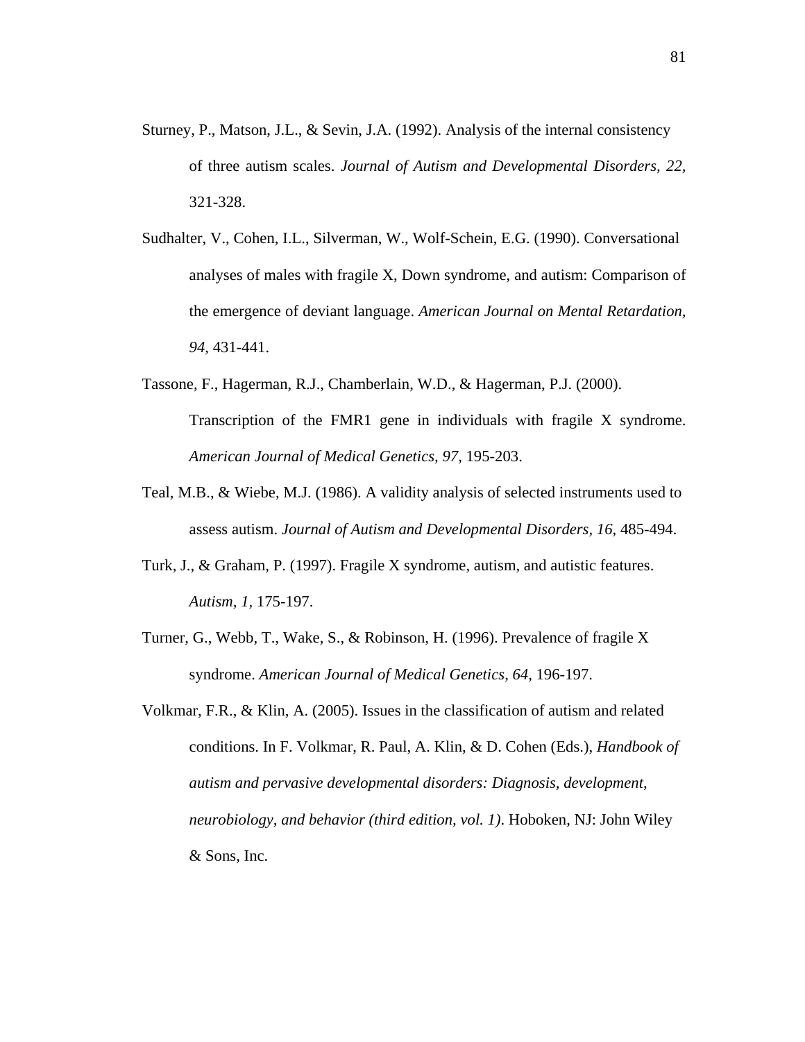Sturney, P., Matson, J.L., & Sevin, J.A. (1992). Analysis of the internal consistency of three autism scales. *Journal of Autism and Developmental Disorders, 22*, 321-328.

Sudhalter, V., Cohen, I.L., Silverman, W., Wolf-Schein, E.G. (1990). Conversational analyses of males with fragile X, Down syndrome, and autism: Comparison of the emergence of deviant language. *American Journal on Mental Retardation, 94*, 431-441.

Tassone, F., Hagerman, R.J., Chamberlain, W.D., & Hagerman, P.J. (2000). Transcription of the FMR1 gene in individuals with fragile X syndrome. *American Journal of Medical Genetics, 97*, 195-203.

Teal, M.B., & Wiebe, M.J. (1986). A validity analysis of selected instruments used to assess autism. *Journal of Autism and Developmental Disorders, 16*, 485-494.

Turk, J., & Graham, P. (1997). Fragile X syndrome, autism, and autistic features. *Autism, 1*, 175-197.

Turner, G., Webb, T., Wake, S., & Robinson, H. (1996). Prevalence of fragile X syndrome. *American Journal of Medical Genetics, 64*, 196-197.

Volkmar, F.R., & Klin, A. (2005). Issues in the classification of autism and related conditions. In F. Volkmar, R. Paul, A. Klin, & D. Cohen (Eds.), *Handbook of autism and pervasive developmental disorders: Diagnosis, development, neurobiology, and behavior (third edition, vol. 1)*. Hoboken, NJ: John Wiley & Sons, Inc.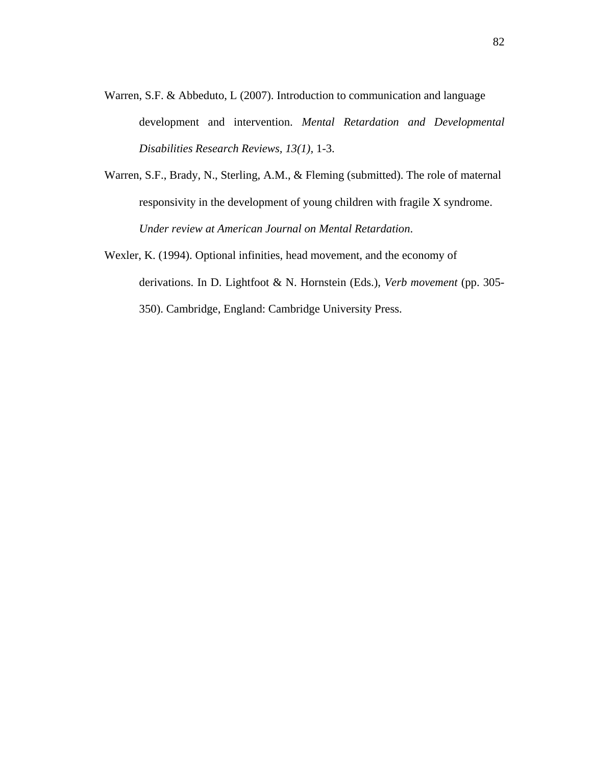Warren, S.F. & Abbeduto, L (2007). Introduction to communication and language development and intervention. *Mental Retardation and Developmental Disabilities Research Reviews, 13(1),* 1-3.

Warren, S.F., Brady, N., Sterling, A.M., & Fleming (submitted). The role of maternal responsivity in the development of young children with fragile X syndrome. *Under review at American Journal on Mental Retardation*.

Wexler, K. (1994). Optional infinities, head movement, and the economy of derivations. In D. Lightfoot & N. Hornstein (Eds.), *Verb movement* (pp. 305-350). Cambridge, England: Cambridge University Press.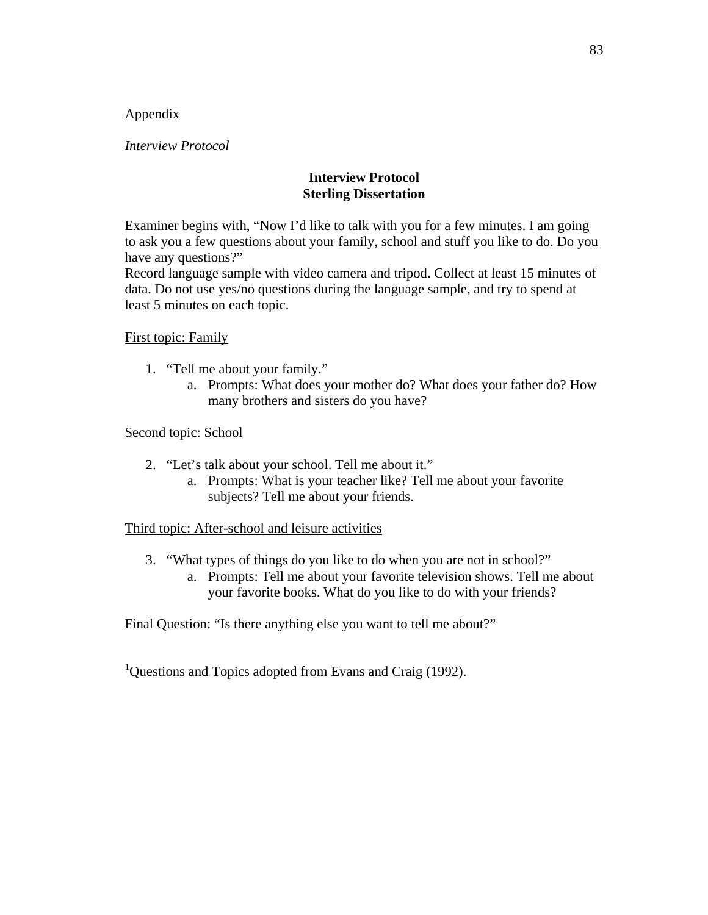Appendix

*Interview Protocol*

**Interview Protocol**
**Sterling Dissertation**

Examiner begins with, "Now I'd like to talk with you for a few minutes. I am going to ask you a few questions about your family, school and stuff you like to do. Do you have any questions?"
Record language sample with video camera and tripod. Collect at least 15 minutes of data. Do not use yes/no questions during the language sample, and try to spend at least 5 minutes on each topic.

<u>First topic: Family</u>

1. "Tell me about your family."
   a. Prompts: What does your mother do? What does your father do? How many brothers and sisters do you have?

<u>Second topic: School</u>

2. "Let's talk about your school. Tell me about it."
   a. Prompts: What is your teacher like? Tell me about your favorite subjects? Tell me about your friends.

<u>Third topic: After-school and leisure activities</u>

3. "What types of things do you like to do when you are not in school?"
   a. Prompts: Tell me about your favorite television shows. Tell me about your favorite books. What do you like to do with your friends?

Final Question: "Is there anything else you want to tell me about?"

[1]Questions and Topics adopted from Evans and Craig (1992).